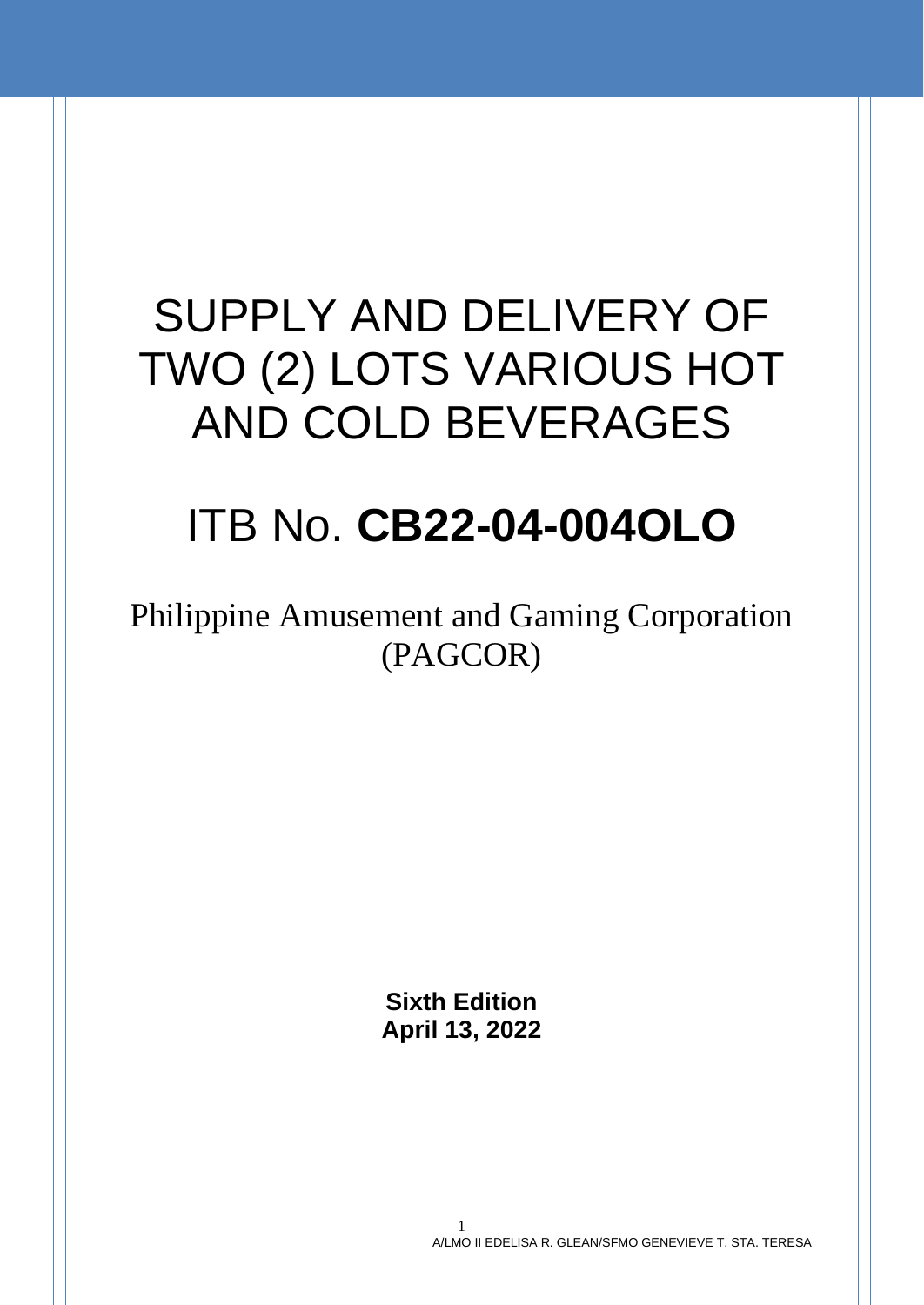# SUPPLY AND DELIVERY OF TWO (2) LOTS VARIOUS HOT AND COLD BEVERAGES

# ITB No. **CB22-04-004OLO**

Philippine Amusement and Gaming Corporation (PAGCOR)

**Sixth Edition**
**April 13, 2022**

A/LMO II EDELISA R. GLEAN/SFMO GENEVIEVE T. STA. TERESA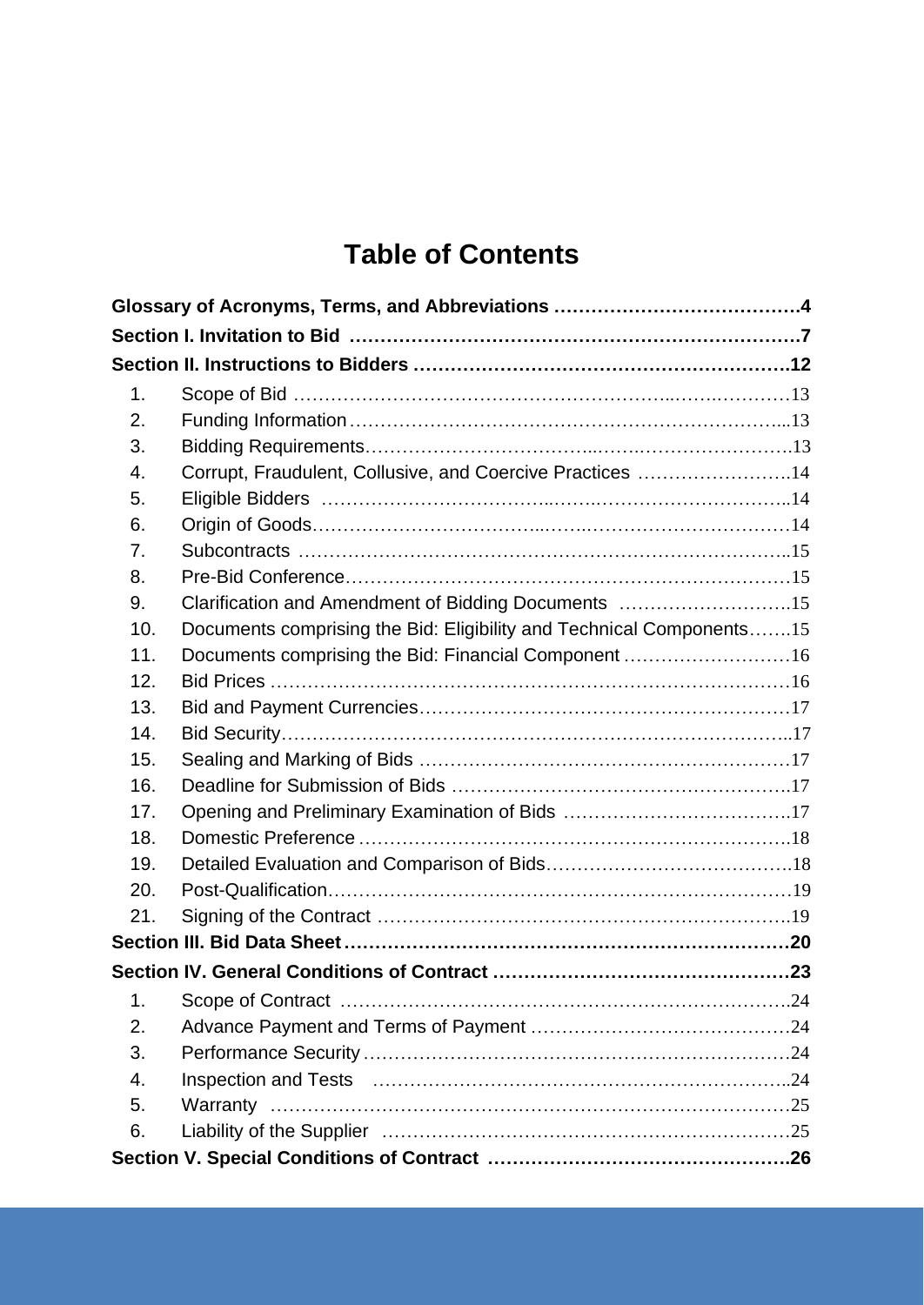# Table of Contents

**Glossary of Acronyms, Terms, and Abbreviations ……………………………….4**

**Section I. Invitation to Bid ……………………………………………………………7**

**Section II. Instructions to Bidders …………………………………………………12**

1. Scope of Bid ………………………………………………………………………13
2. Funding Information……………………………………………………………...13
3. Bidding Requirements…………………………………………………………….13
4. Corrupt, Fraudulent, Collusive, and Coercive Practices …………………….14
5. Eligible Bidders ……………………………………………………………………..14
6. Origin of Goods……………………………………………………………………14
7. Subcontracts ………………………………………………………………………..15
8. Pre-Bid Conference…………………………………………………………………15
9. Clarification and Amendment of Bidding Documents ……………………….15
10. Documents comprising the Bid: Eligibility and Technical Components…….15
11. Documents comprising the Bid: Financial Component ………………………16
12. Bid Prices ……………………………………………………………………………16
13. Bid and Payment Currencies………………………………………………………17
14. Bid Security…………………………………………………………………………..17
15. Sealing and Marking of Bids ………………………………………………………17
16. Deadline for Submission of Bids …………………………………………………17
17. Opening and Preliminary Examination of Bids ……………………………….17
18. Domestic Preference ………………………………………………………………18
19. Detailed Evaluation and Comparison of Bids…………………………………….18
20. Post-Qualification…………………………………………………………………19
21. Signing of the Contract ……………………………………………………………19

**Section III. Bid Data Sheet………………………………………………………………20**

**Section IV. General Conditions of Contract …………………………………………23**

1. Scope of Contract …………………………………………………………………24
2. Advance Payment and Terms of Payment ……………………………………24
3. Performance Security ……………………………………………………………24
4. Inspection and Tests ……………………………………………………………..24
5. Warranty ……………………………………………………………………………25
6. Liability of the Supplier ……………………………………………………………25

**Section V. Special Conditions of Contract ………………………………………….26**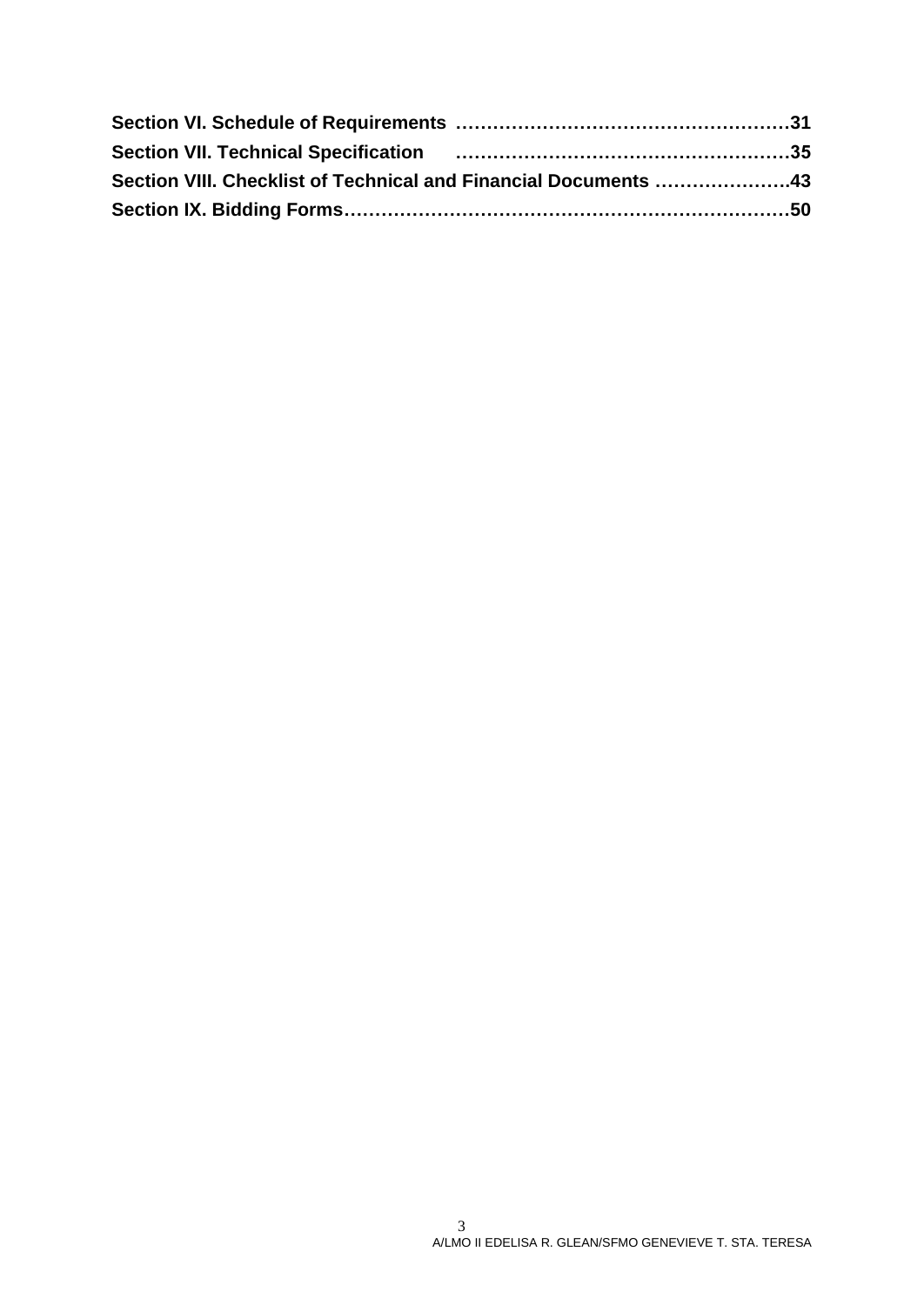**Section VI. Schedule of Requirements ………………………………………………31**

**Section VII. Technical Specification ………………………………………………35**

**Section VIII. Checklist of Technical and Financial Documents ………………….43**

**Section IX. Bidding Forms………………………………………………………………50**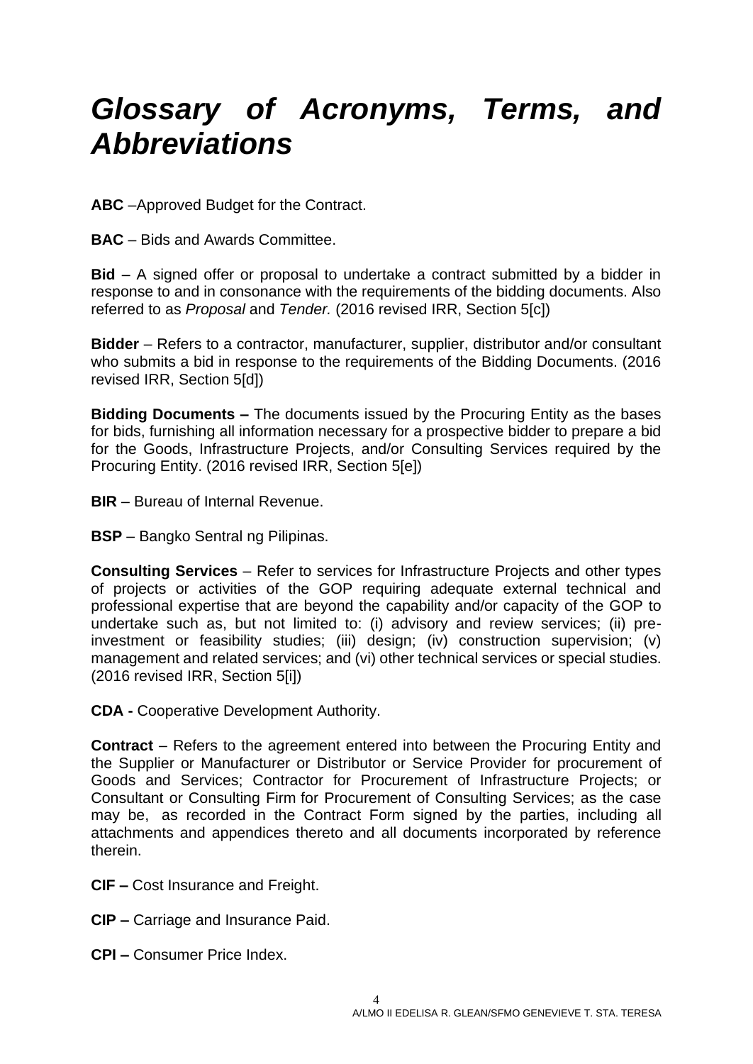# *Glossary of Acronyms, Terms, and Abbreviations*

**ABC** –Approved Budget for the Contract.

**BAC** – Bids and Awards Committee.

**Bid** – A signed offer or proposal to undertake a contract submitted by a bidder in response to and in consonance with the requirements of the bidding documents. Also referred to as *Proposal* and *Tender.* (2016 revised IRR, Section 5[c])

**Bidder** – Refers to a contractor, manufacturer, supplier, distributor and/or consultant who submits a bid in response to the requirements of the Bidding Documents. (2016 revised IRR, Section 5[d])

**Bidding Documents –** The documents issued by the Procuring Entity as the bases for bids, furnishing all information necessary for a prospective bidder to prepare a bid for the Goods, Infrastructure Projects, and/or Consulting Services required by the Procuring Entity. (2016 revised IRR, Section 5[e])

**BIR** – Bureau of Internal Revenue.

**BSP** – Bangko Sentral ng Pilipinas.

**Consulting Services** – Refer to services for Infrastructure Projects and other types of projects or activities of the GOP requiring adequate external technical and professional expertise that are beyond the capability and/or capacity of the GOP to undertake such as, but not limited to: (i) advisory and review services; (ii) pre-investment or feasibility studies; (iii) design; (iv) construction supervision; (v) management and related services; and (vi) other technical services or special studies. (2016 revised IRR, Section 5[i])

**CDA -** Cooperative Development Authority.

**Contract** – Refers to the agreement entered into between the Procuring Entity and the Supplier or Manufacturer or Distributor or Service Provider for procurement of Goods and Services; Contractor for Procurement of Infrastructure Projects; or Consultant or Consulting Firm for Procurement of Consulting Services; as the case may be, as recorded in the Contract Form signed by the parties, including all attachments and appendices thereto and all documents incorporated by reference therein.

**CIF –** Cost Insurance and Freight.

**CIP –** Carriage and Insurance Paid.

**CPI –** Consumer Price Index.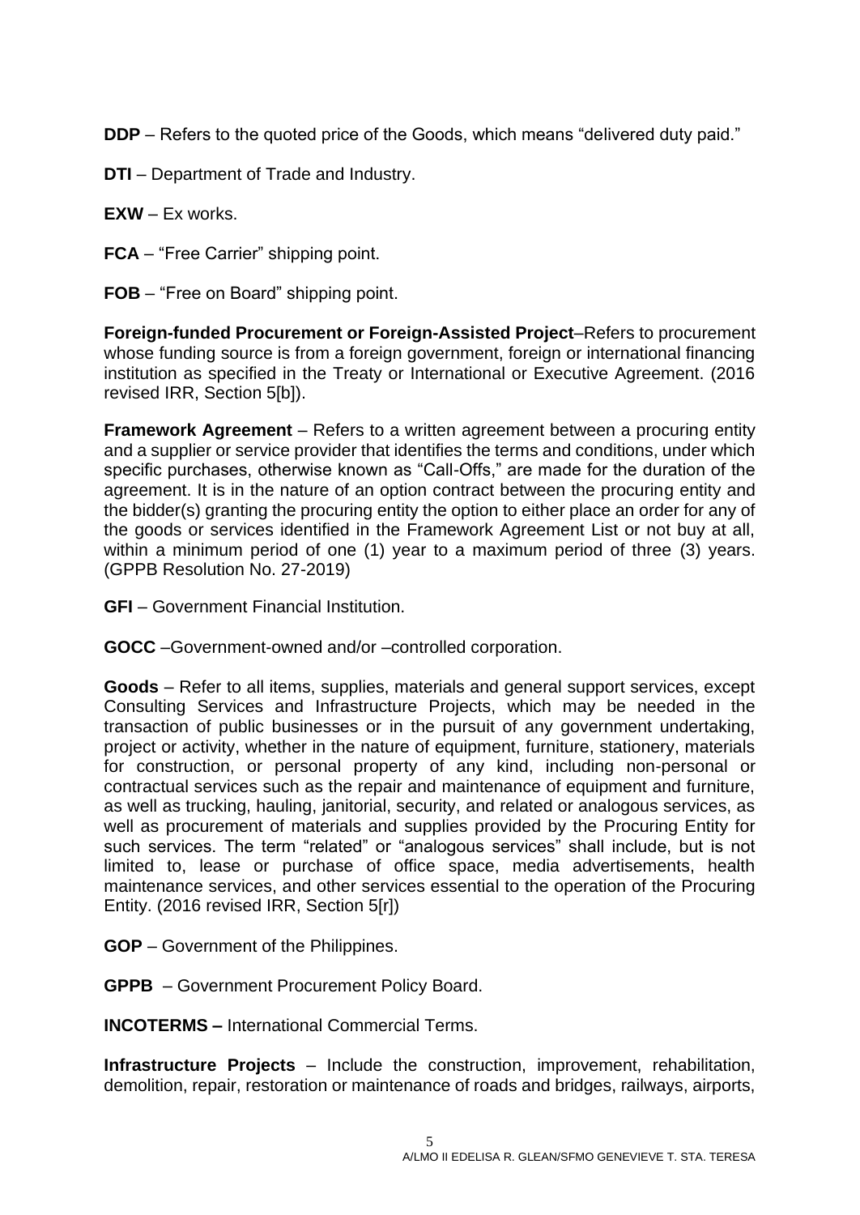**DDP** – Refers to the quoted price of the Goods, which means "delivered duty paid."

**DTI** – Department of Trade and Industry.

**EXW** – Ex works.

**FCA** – "Free Carrier" shipping point.

**FOB** – "Free on Board" shipping point.

**Foreign-funded Procurement or Foreign-Assisted Project**–Refers to procurement whose funding source is from a foreign government, foreign or international financing institution as specified in the Treaty or International or Executive Agreement. (2016 revised IRR, Section 5[b]).

**Framework Agreement** – Refers to a written agreement between a procuring entity and a supplier or service provider that identifies the terms and conditions, under which specific purchases, otherwise known as "Call-Offs," are made for the duration of the agreement. It is in the nature of an option contract between the procuring entity and the bidder(s) granting the procuring entity the option to either place an order for any of the goods or services identified in the Framework Agreement List or not buy at all, within a minimum period of one (1) year to a maximum period of three (3) years. (GPPB Resolution No. 27-2019)

**GFI** – Government Financial Institution.

**GOCC** –Government-owned and/or –controlled corporation.

**Goods** – Refer to all items, supplies, materials and general support services, except Consulting Services and Infrastructure Projects, which may be needed in the transaction of public businesses or in the pursuit of any government undertaking, project or activity, whether in the nature of equipment, furniture, stationery, materials for construction, or personal property of any kind, including non-personal or contractual services such as the repair and maintenance of equipment and furniture, as well as trucking, hauling, janitorial, security, and related or analogous services, as well as procurement of materials and supplies provided by the Procuring Entity for such services. The term "related" or "analogous services" shall include, but is not limited to, lease or purchase of office space, media advertisements, health maintenance services, and other services essential to the operation of the Procuring Entity. (2016 revised IRR, Section 5[r])

**GOP** – Government of the Philippines.

**GPPB** – Government Procurement Policy Board.

**INCOTERMS –** International Commercial Terms.

**Infrastructure Projects** – Include the construction, improvement, rehabilitation, demolition, repair, restoration or maintenance of roads and bridges, railways, airports,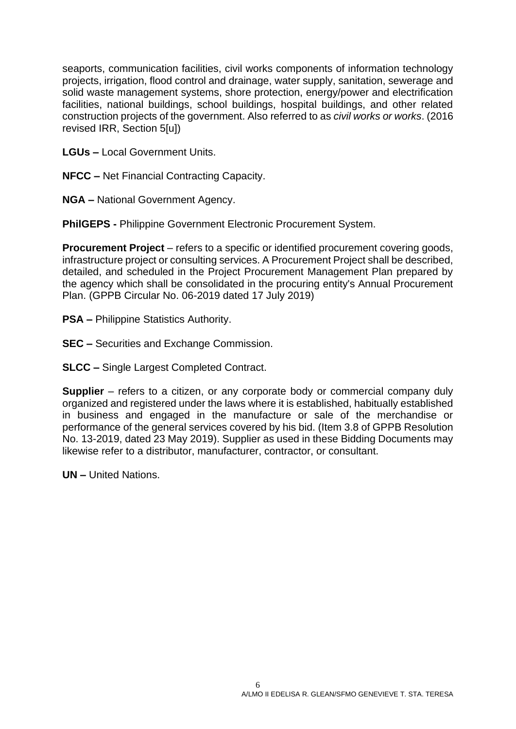seaports, communication facilities, civil works components of information technology projects, irrigation, flood control and drainage, water supply, sanitation, sewerage and solid waste management systems, shore protection, energy/power and electrification facilities, national buildings, school buildings, hospital buildings, and other related construction projects of the government. Also referred to as *civil works or works*. (2016 revised IRR, Section 5[u])

**LGUs –** Local Government Units.

**NFCC –** Net Financial Contracting Capacity.

**NGA –** National Government Agency.

**PhilGEPS -** Philippine Government Electronic Procurement System.

**Procurement Project** – refers to a specific or identified procurement covering goods, infrastructure project or consulting services. A Procurement Project shall be described, detailed, and scheduled in the Project Procurement Management Plan prepared by the agency which shall be consolidated in the procuring entity's Annual Procurement Plan. (GPPB Circular No. 06-2019 dated 17 July 2019)

**PSA –** Philippine Statistics Authority.

**SEC –** Securities and Exchange Commission.

**SLCC –** Single Largest Completed Contract.

**Supplier** – refers to a citizen, or any corporate body or commercial company duly organized and registered under the laws where it is established, habitually established in business and engaged in the manufacture or sale of the merchandise or performance of the general services covered by his bid. (Item 3.8 of GPPB Resolution No. 13-2019, dated 23 May 2019). Supplier as used in these Bidding Documents may likewise refer to a distributor, manufacturer, contractor, or consultant.

**UN –** United Nations.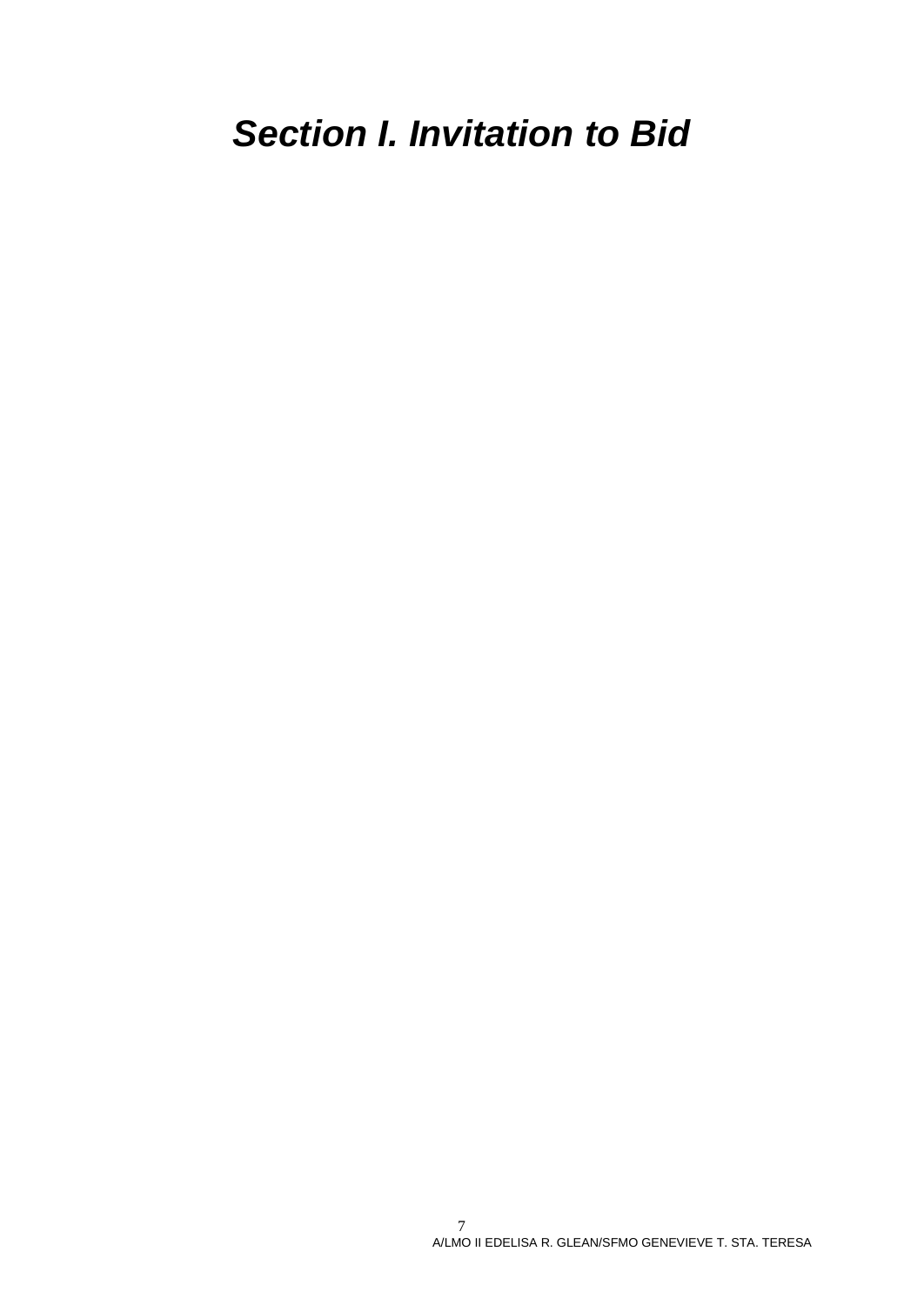# ***Section I. Invitation to Bid***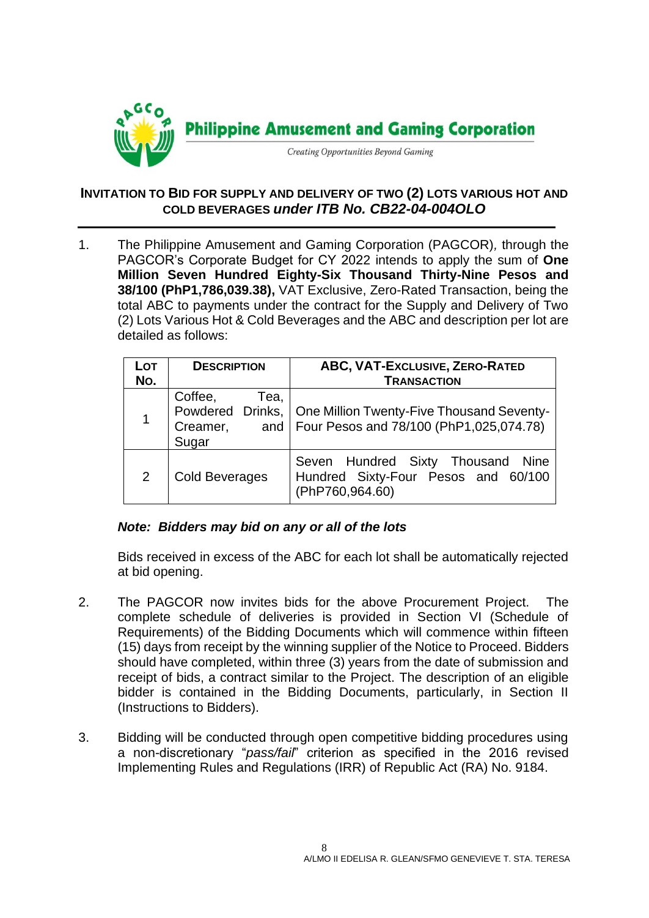**Philippine Amusement and Gaming Corporation**

*Creating Opportunities Beyond Gaming*

## INVITATION TO BID FOR SUPPLY AND DELIVERY OF TWO (2) LOTS VARIOUS HOT AND COLD BEVERAGES *under ITB No. CB22-04-004OLO*

1. The Philippine Amusement and Gaming Corporation (PAGCOR), through the PAGCOR's Corporate Budget for CY 2022 intends to apply the sum of **One Million Seven Hundred Eighty-Six Thousand Thirty-Nine Pesos and 38/100 (PhP1,786,039.38),** VAT Exclusive, Zero-Rated Transaction, being the total ABC to payments under the contract for the Supply and Delivery of Two (2) Lots Various Hot & Cold Beverages and the ABC and description per lot are detailed as follows:

| LOT NO. | DESCRIPTION | ABC, VAT-EXCLUSIVE, ZERO-RATED TRANSACTION |
|---|---|---|
| 1 | Coffee, Tea, Powdered Drinks, Creamer, and Sugar | One Million Twenty-Five Thousand Seventy-Four Pesos and 78/100 (PhP1,025,074.78) |
| 2 | Cold Beverages | Seven Hundred Sixty Thousand Nine Hundred Sixty-Four Pesos and 60/100 (PhP760,964.60) |

***Note: Bidders may bid on any or all of the lots***

Bids received in excess of the ABC for each lot shall be automatically rejected at bid opening.

2. The PAGCOR now invites bids for the above Procurement Project. The complete schedule of deliveries is provided in Section VI (Schedule of Requirements) of the Bidding Documents which will commence within fifteen (15) days from receipt by the winning supplier of the Notice to Proceed. Bidders should have completed, within three (3) years from the date of submission and receipt of bids, a contract similar to the Project. The description of an eligible bidder is contained in the Bidding Documents, particularly, in Section II (Instructions to Bidders).

3. Bidding will be conducted through open competitive bidding procedures using a non-discretionary "*pass/fail*" criterion as specified in the 2016 revised Implementing Rules and Regulations (IRR) of Republic Act (RA) No. 9184.

A/LMO II EDELISA R. GLEAN/SFMO GENEVIEVE T. STA. TERESA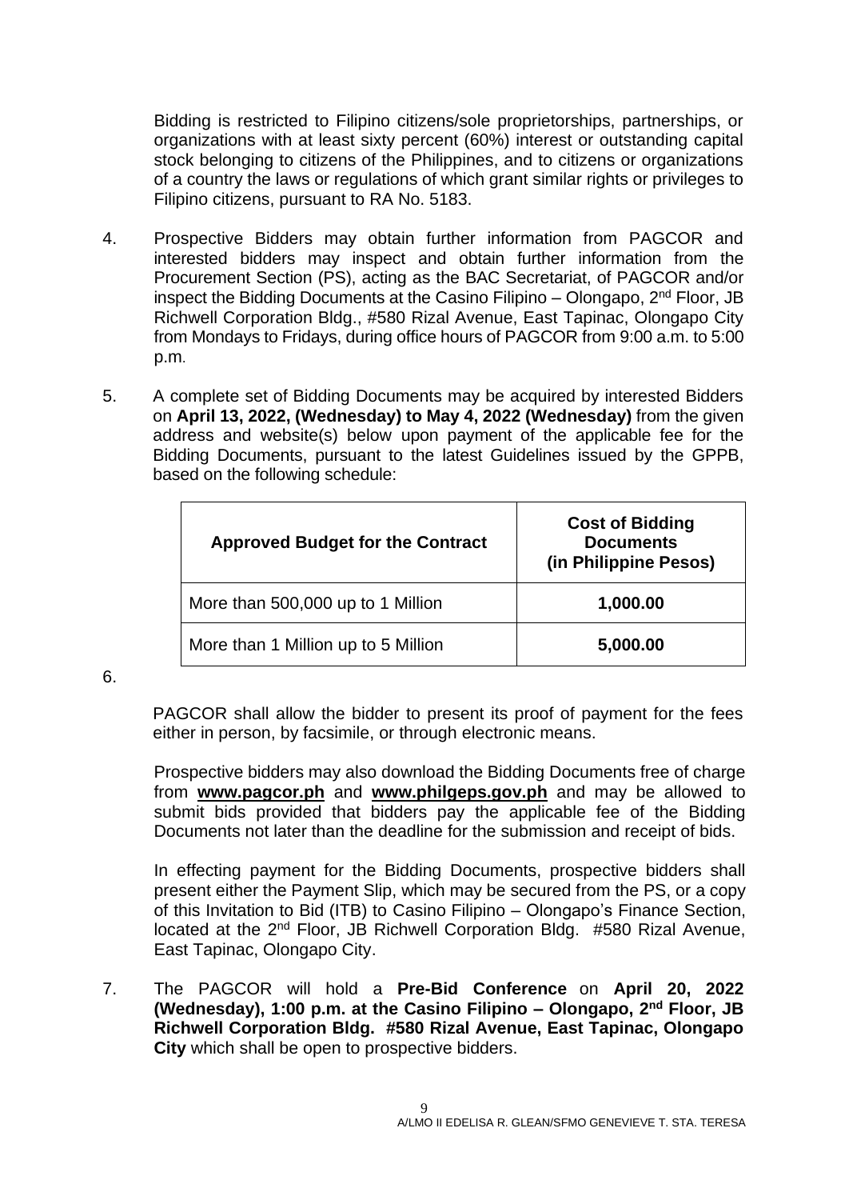Bidding is restricted to Filipino citizens/sole proprietorships, partnerships, or organizations with at least sixty percent (60%) interest or outstanding capital stock belonging to citizens of the Philippines, and to citizens or organizations of a country the laws or regulations of which grant similar rights or privileges to Filipino citizens, pursuant to RA No. 5183.

4. Prospective Bidders may obtain further information from PAGCOR and interested bidders may inspect and obtain further information from the Procurement Section (PS), acting as the BAC Secretariat, of PAGCOR and/or inspect the Bidding Documents at the Casino Filipino – Olongapo, 2nd Floor, JB Richwell Corporation Bldg., #580 Rizal Avenue, East Tapinac, Olongapo City from Mondays to Fridays, during office hours of PAGCOR from 9:00 a.m. to 5:00 p.m.

5. A complete set of Bidding Documents may be acquired by interested Bidders on **April 13, 2022, (Wednesday) to May 4, 2022 (Wednesday)** from the given address and website(s) below upon payment of the applicable fee for the Bidding Documents, pursuant to the latest Guidelines issued by the GPPB, based on the following schedule:

| Approved Budget for the Contract | Cost of Bidding Documents (in Philippine Pesos) |
|---|---|
| More than 500,000 up to 1 Million | **1,000.00** |
| More than 1 Million up to 5 Million | **5,000.00** |

6. PAGCOR shall allow the bidder to present its proof of payment for the fees either in person, by facsimile, or through electronic means.

Prospective bidders may also download the Bidding Documents free of charge from **www.pagcor.ph** and **www.philgeps.gov.ph** and may be allowed to submit bids provided that bidders pay the applicable fee of the Bidding Documents not later than the deadline for the submission and receipt of bids.

In effecting payment for the Bidding Documents, prospective bidders shall present either the Payment Slip, which may be secured from the PS, or a copy of this Invitation to Bid (ITB) to Casino Filipino – Olongapo's Finance Section, located at the 2nd Floor, JB Richwell Corporation Bldg. #580 Rizal Avenue, East Tapinac, Olongapo City.

7. The PAGCOR will hold a **Pre-Bid Conference** on **April 20, 2022 (Wednesday), 1:00 p.m. at the Casino Filipino – Olongapo, 2nd Floor, JB Richwell Corporation Bldg. #580 Rizal Avenue, East Tapinac, Olongapo City** which shall be open to prospective bidders.

A/LMO II EDELISA R. GLEAN/SFMO GENEVIEVE T. STA. TERESA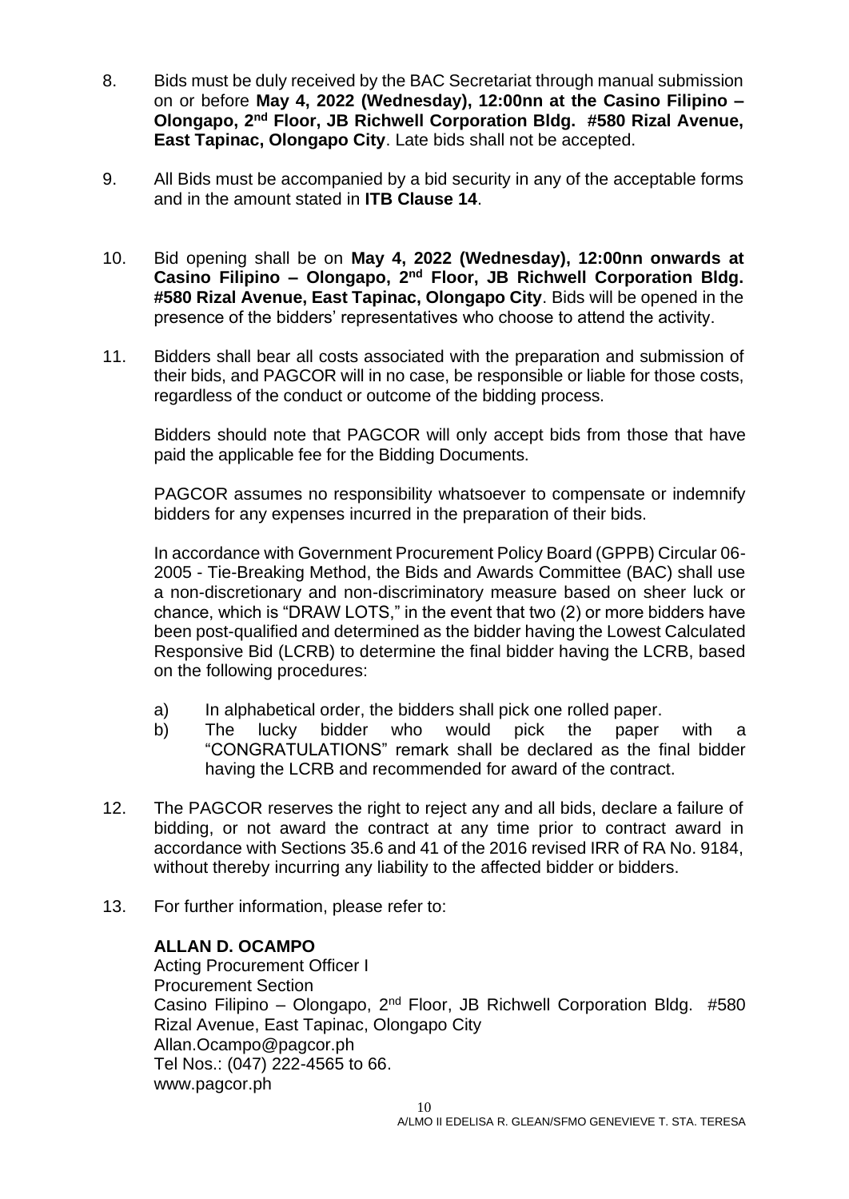8. Bids must be duly received by the BAC Secretariat through manual submission on or before **May 4, 2022 (Wednesday), 12:00nn at the Casino Filipino – Olongapo, 2nd Floor, JB Richwell Corporation Bldg. #580 Rizal Avenue, East Tapinac, Olongapo City**. Late bids shall not be accepted.

9. All Bids must be accompanied by a bid security in any of the acceptable forms and in the amount stated in **ITB Clause 14**.

10. Bid opening shall be on **May 4, 2022 (Wednesday), 12:00nn onwards at Casino Filipino – Olongapo, 2nd Floor, JB Richwell Corporation Bldg. #580 Rizal Avenue, East Tapinac, Olongapo City**. Bids will be opened in the presence of the bidders' representatives who choose to attend the activity.

11. Bidders shall bear all costs associated with the preparation and submission of their bids, and PAGCOR will in no case, be responsible or liable for those costs, regardless of the conduct or outcome of the bidding process.

    Bidders should note that PAGCOR will only accept bids from those that have paid the applicable fee for the Bidding Documents.

    PAGCOR assumes no responsibility whatsoever to compensate or indemnify bidders for any expenses incurred in the preparation of their bids.

    In accordance with Government Procurement Policy Board (GPPB) Circular 06-2005 - Tie-Breaking Method, the Bids and Awards Committee (BAC) shall use a non-discretionary and non-discriminatory measure based on sheer luck or chance, which is "DRAW LOTS," in the event that two (2) or more bidders have been post-qualified and determined as the bidder having the Lowest Calculated Responsive Bid (LCRB) to determine the final bidder having the LCRB, based on the following procedures:

    a) In alphabetical order, the bidders shall pick one rolled paper.
    b) The lucky bidder who would pick the paper with a "CONGRATULATIONS" remark shall be declared as the final bidder having the LCRB and recommended for award of the contract.

12. The PAGCOR reserves the right to reject any and all bids, declare a failure of bidding, or not award the contract at any time prior to contract award in accordance with Sections 35.6 and 41 of the 2016 revised IRR of RA No. 9184, without thereby incurring any liability to the affected bidder or bidders.

13. For further information, please refer to:

    **ALLAN D. OCAMPO**
    Acting Procurement Officer I
    Procurement Section
    Casino Filipino – Olongapo, 2nd Floor, JB Richwell Corporation Bldg. #580 Rizal Avenue, East Tapinac, Olongapo City
    Allan.Ocampo@pagcor.ph
    Tel Nos.: (047) 222-4565 to 66.
    www.pagcor.ph

A/LMO II EDELISA R. GLEAN/SFMO GENEVIEVE T. STA. TERESA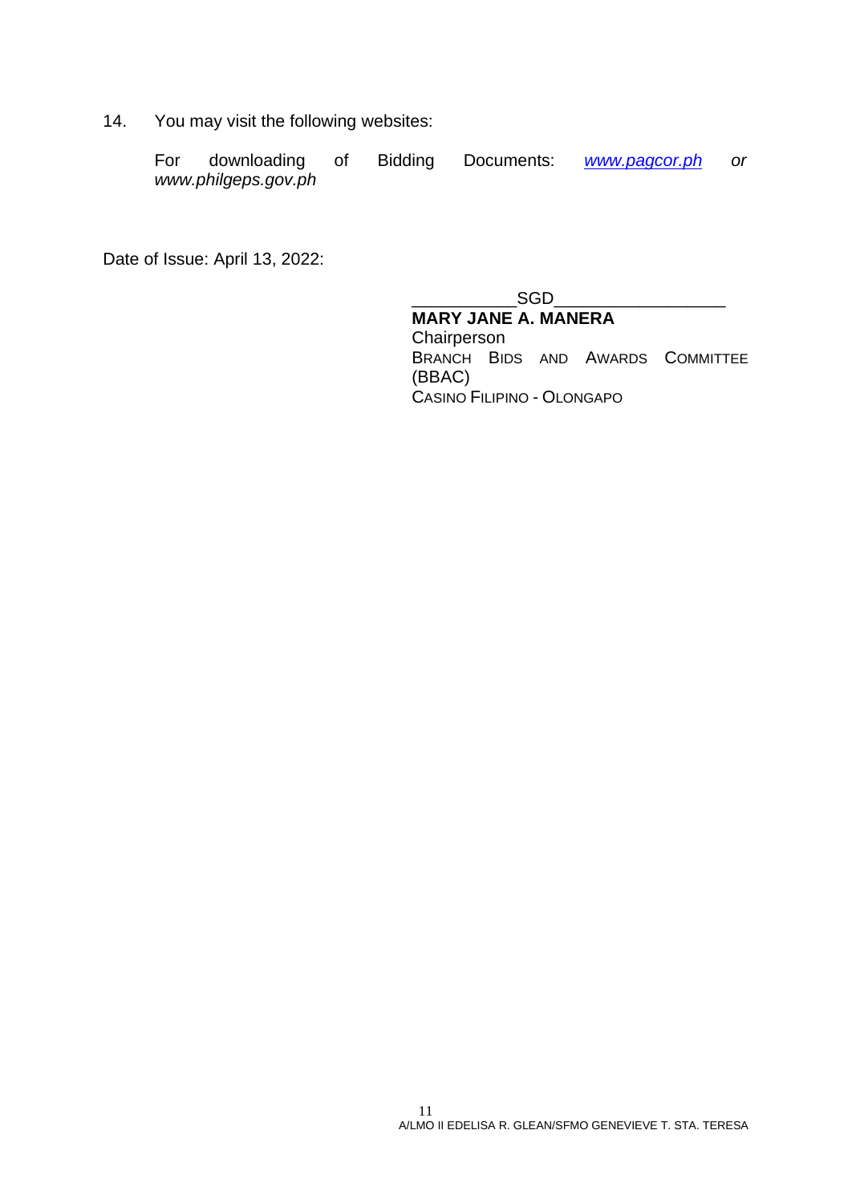14. You may visit the following websites:

    For downloading of Bidding Documents: *www.pagcor.ph* *or* *www.philgeps.gov.ph*

Date of Issue: April 13, 2022:

\_\_\_\_\_\_\_\_\_\_\_SGD\_\_\_\_\_\_\_\_\_\_\_\_\_\_\_\_\_\_
**MARY JANE A. MANERA**
Chairperson
BRANCH BIDS AND AWARDS COMMITTEE (BBAC)
CASINO FILIPINO - OLONGAPO

A/LMO II EDELISA R. GLEAN/SFMO GENEVIEVE T. STA. TERESA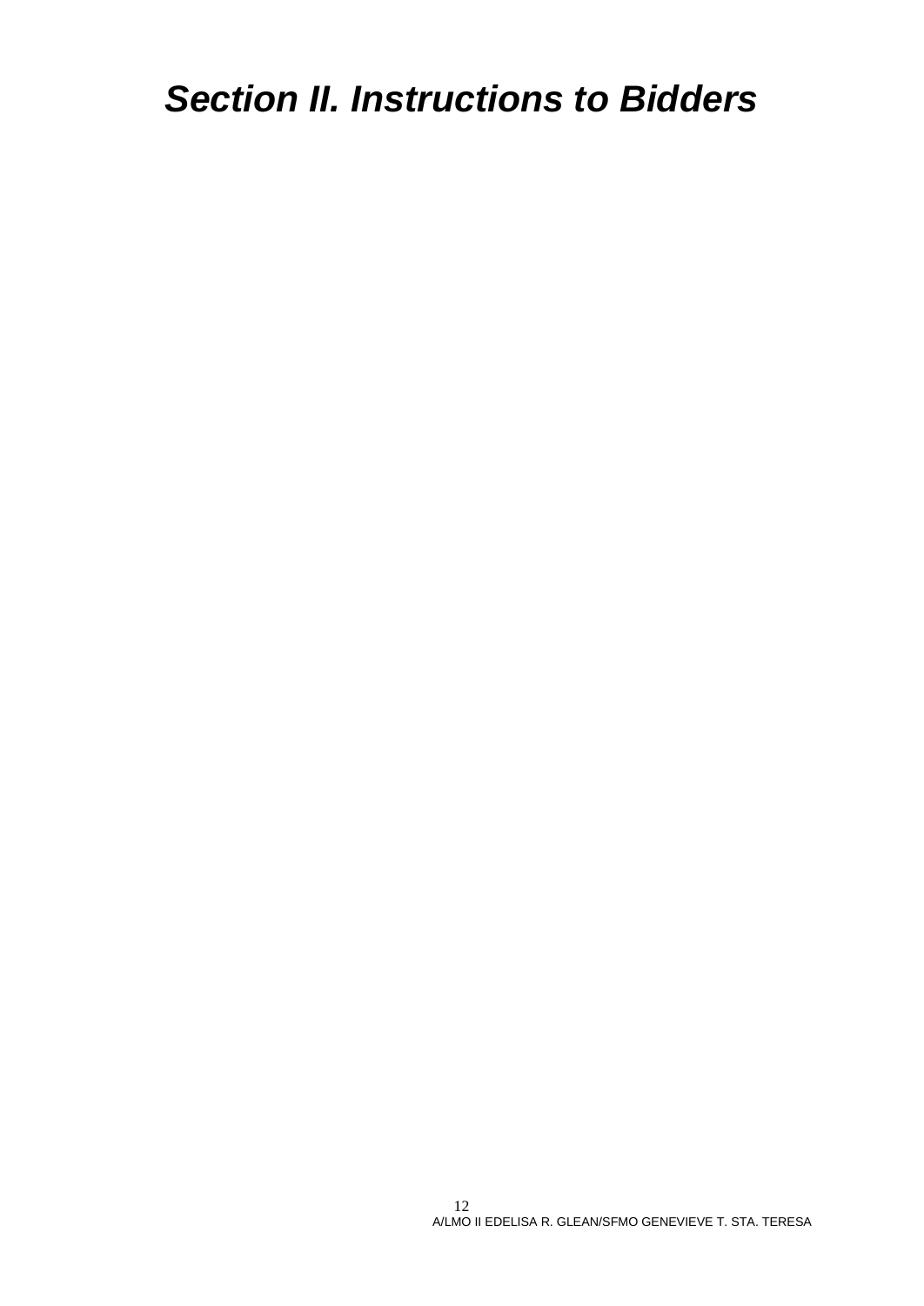# *Section II. Instructions to Bidders*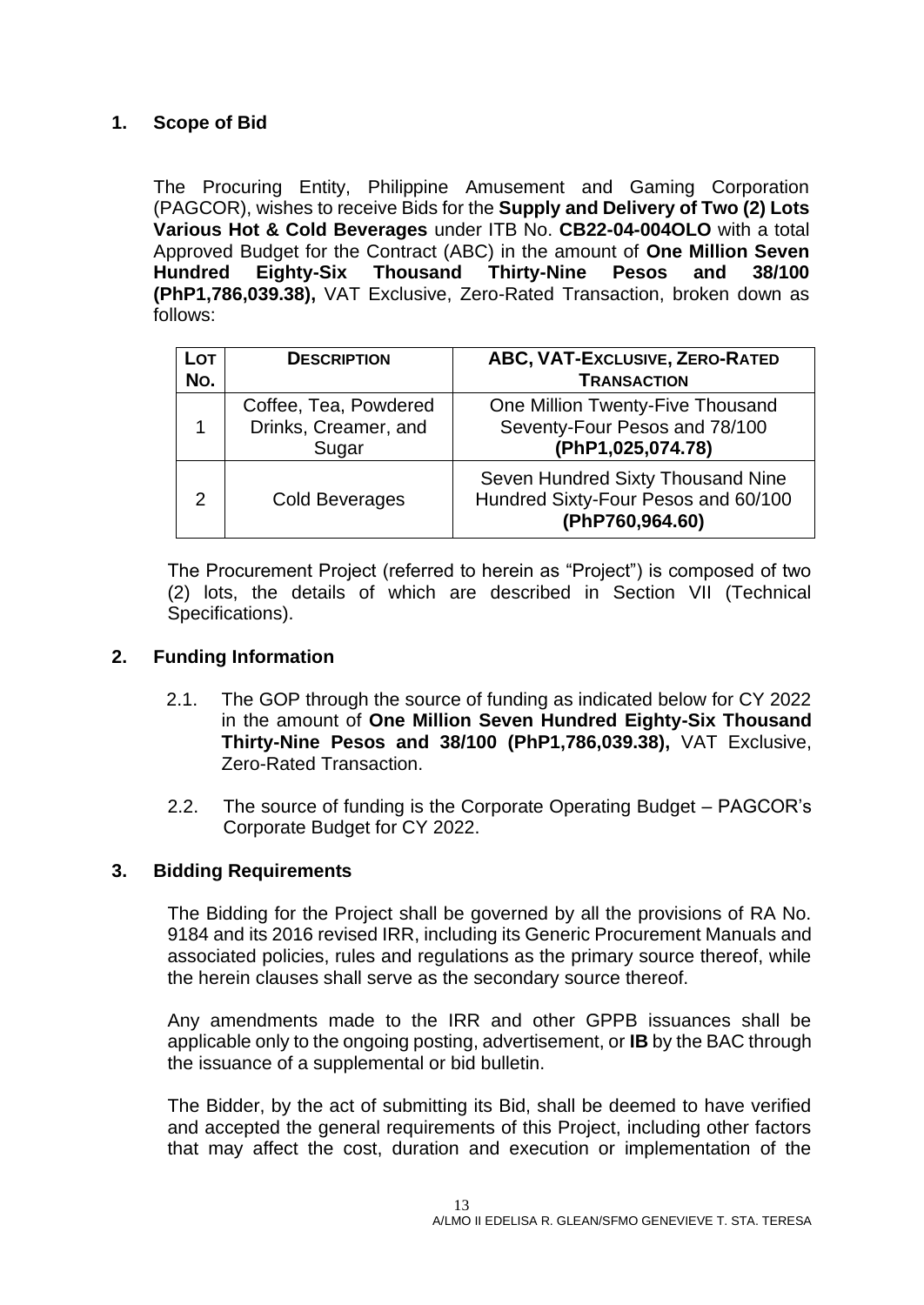## 1. Scope of Bid

The Procuring Entity, Philippine Amusement and Gaming Corporation (PAGCOR), wishes to receive Bids for the **Supply and Delivery of Two (2) Lots Various Hot & Cold Beverages** under ITB No. **CB22-04-004OLO** with a total Approved Budget for the Contract (ABC) in the amount of **One Million Seven Hundred Eighty-Six Thousand Thirty-Nine Pesos and 38/100 (PhP1,786,039.38),** VAT Exclusive, Zero-Rated Transaction, broken down as follows:

| LOT NO. | DESCRIPTION | ABC, VAT-EXCLUSIVE, ZERO-RATED TRANSACTION |
|---|---|---|
| 1 | Coffee, Tea, Powdered Drinks, Creamer, and Sugar | One Million Twenty-Five Thousand Seventy-Four Pesos and 78/100 **(PhP1,025,074.78)** |
| 2 | Cold Beverages | Seven Hundred Sixty Thousand Nine Hundred Sixty-Four Pesos and 60/100 **(PhP760,964.60)** |

The Procurement Project (referred to herein as "Project") is composed of two (2) lots, the details of which are described in Section VII (Technical Specifications).

## 2. Funding Information

2.1. The GOP through the source of funding as indicated below for CY 2022 in the amount of **One Million Seven Hundred Eighty-Six Thousand Thirty-Nine Pesos and 38/100 (PhP1,786,039.38),** VAT Exclusive, Zero-Rated Transaction.

2.2. The source of funding is the Corporate Operating Budget – PAGCOR's Corporate Budget for CY 2022.

## 3. Bidding Requirements

The Bidding for the Project shall be governed by all the provisions of RA No. 9184 and its 2016 revised IRR, including its Generic Procurement Manuals and associated policies, rules and regulations as the primary source thereof, while the herein clauses shall serve as the secondary source thereof.

Any amendments made to the IRR and other GPPB issuances shall be applicable only to the ongoing posting, advertisement, or **IB** by the BAC through the issuance of a supplemental or bid bulletin.

The Bidder, by the act of submitting its Bid, shall be deemed to have verified and accepted the general requirements of this Project, including other factors that may affect the cost, duration and execution or implementation of the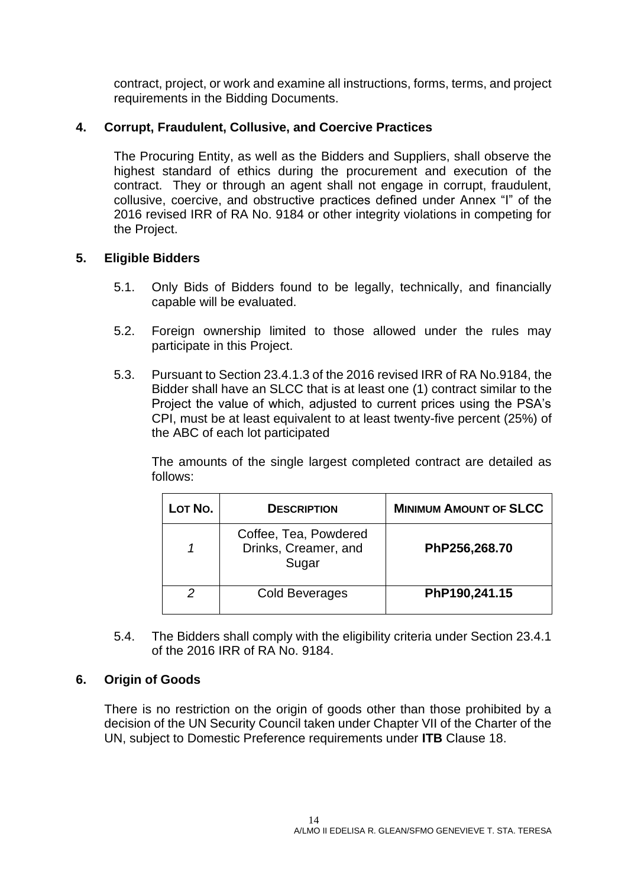contract, project, or work and examine all instructions, forms, terms, and project requirements in the Bidding Documents.

## 4. Corrupt, Fraudulent, Collusive, and Coercive Practices

The Procuring Entity, as well as the Bidders and Suppliers, shall observe the highest standard of ethics during the procurement and execution of the contract. They or through an agent shall not engage in corrupt, fraudulent, collusive, coercive, and obstructive practices defined under Annex "I" of the 2016 revised IRR of RA No. 9184 or other integrity violations in competing for the Project.

## 5. Eligible Bidders

5.1. Only Bids of Bidders found to be legally, technically, and financially capable will be evaluated.

5.2. Foreign ownership limited to those allowed under the rules may participate in this Project.

5.3. Pursuant to Section 23.4.1.3 of the 2016 revised IRR of RA No.9184, the Bidder shall have an SLCC that is at least one (1) contract similar to the Project the value of which, adjusted to current prices using the PSA's CPI, must be at least equivalent to at least twenty-five percent (25%) of the ABC of each lot participated

The amounts of the single largest completed contract are detailed as follows:

| LOT NO. | DESCRIPTION | MINIMUM AMOUNT OF SLCC |
|---|---|---|
| *1* | Coffee, Tea, Powdered Drinks, Creamer, and Sugar | **PhP256,268.70** |
| *2* | Cold Beverages | **PhP190,241.15** |

5.4. The Bidders shall comply with the eligibility criteria under Section 23.4.1 of the 2016 IRR of RA No. 9184.

## 6. Origin of Goods

There is no restriction on the origin of goods other than those prohibited by a decision of the UN Security Council taken under Chapter VII of the Charter of the UN, subject to Domestic Preference requirements under **ITB** Clause 18.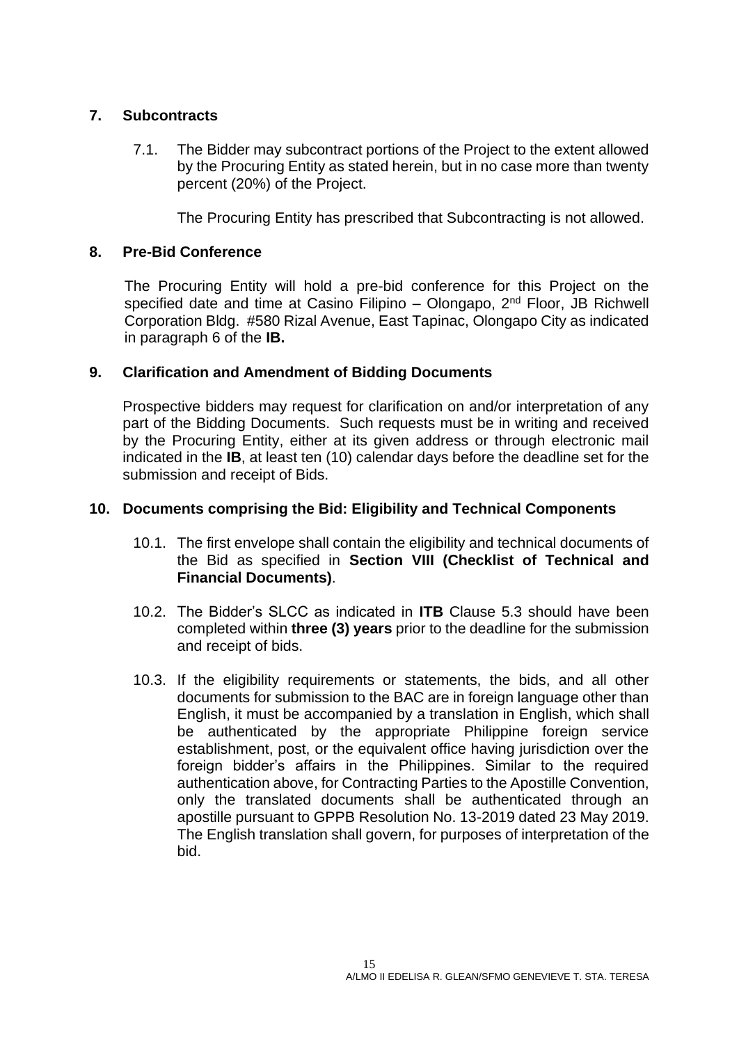## 7. Subcontracts

7.1. The Bidder may subcontract portions of the Project to the extent allowed by the Procuring Entity as stated herein, but in no case more than twenty percent (20%) of the Project.

The Procuring Entity has prescribed that Subcontracting is not allowed.

## 8. Pre-Bid Conference

The Procuring Entity will hold a pre-bid conference for this Project on the specified date and time at Casino Filipino – Olongapo, 2nd Floor, JB Richwell Corporation Bldg. #580 Rizal Avenue, East Tapinac, Olongapo City as indicated in paragraph 6 of the **IB.**

## 9. Clarification and Amendment of Bidding Documents

Prospective bidders may request for clarification on and/or interpretation of any part of the Bidding Documents. Such requests must be in writing and received by the Procuring Entity, either at its given address or through electronic mail indicated in the **IB**, at least ten (10) calendar days before the deadline set for the submission and receipt of Bids.

## 10. Documents comprising the Bid: Eligibility and Technical Components

10.1. The first envelope shall contain the eligibility and technical documents of the Bid as specified in **Section VIII (Checklist of Technical and Financial Documents)**.

10.2. The Bidder's SLCC as indicated in **ITB** Clause 5.3 should have been completed within **three (3) years** prior to the deadline for the submission and receipt of bids.

10.3. If the eligibility requirements or statements, the bids, and all other documents for submission to the BAC are in foreign language other than English, it must be accompanied by a translation in English, which shall be authenticated by the appropriate Philippine foreign service establishment, post, or the equivalent office having jurisdiction over the foreign bidder's affairs in the Philippines. Similar to the required authentication above, for Contracting Parties to the Apostille Convention, only the translated documents shall be authenticated through an apostille pursuant to GPPB Resolution No. 13-2019 dated 23 May 2019. The English translation shall govern, for purposes of interpretation of the bid.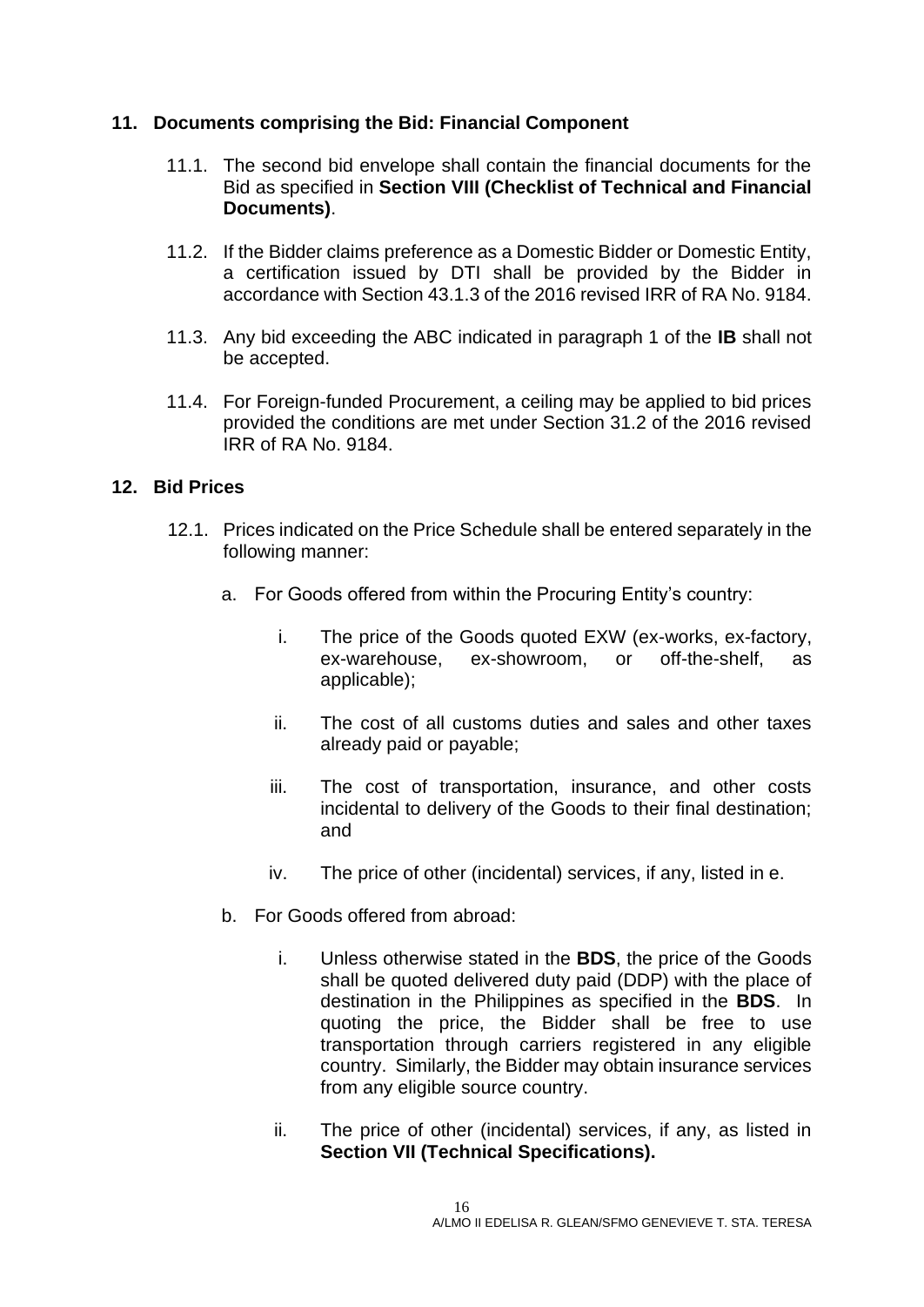## 11. Documents comprising the Bid: Financial Component

11.1. The second bid envelope shall contain the financial documents for the Bid as specified in **Section VIII (Checklist of Technical and Financial Documents)**.

11.2. If the Bidder claims preference as a Domestic Bidder or Domestic Entity, a certification issued by DTI shall be provided by the Bidder in accordance with Section 43.1.3 of the 2016 revised IRR of RA No. 9184.

11.3. Any bid exceeding the ABC indicated in paragraph 1 of the **IB** shall not be accepted.

11.4. For Foreign-funded Procurement, a ceiling may be applied to bid prices provided the conditions are met under Section 31.2 of the 2016 revised IRR of RA No. 9184.

## 12. Bid Prices

12.1. Prices indicated on the Price Schedule shall be entered separately in the following manner:

a. For Goods offered from within the Procuring Entity's country:

i. The price of the Goods quoted EXW (ex-works, ex-factory, ex-warehouse, ex-showroom, or off-the-shelf, as applicable);

ii. The cost of all customs duties and sales and other taxes already paid or payable;

iii. The cost of transportation, insurance, and other costs incidental to delivery of the Goods to their final destination; and

iv. The price of other (incidental) services, if any, listed in e.

b. For Goods offered from abroad:

i. Unless otherwise stated in the **BDS**, the price of the Goods shall be quoted delivered duty paid (DDP) with the place of destination in the Philippines as specified in the **BDS**. In quoting the price, the Bidder shall be free to use transportation through carriers registered in any eligible country. Similarly, the Bidder may obtain insurance services from any eligible source country.

ii. The price of other (incidental) services, if any, as listed in **Section VII (Technical Specifications).**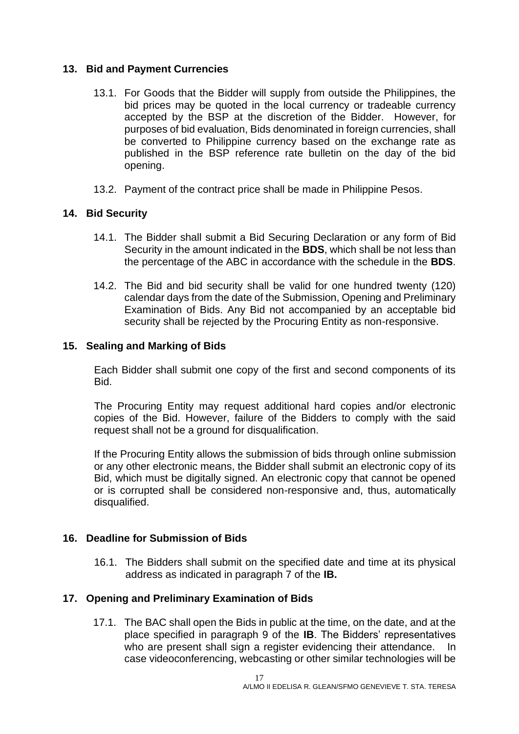## 13. Bid and Payment Currencies

13.1. For Goods that the Bidder will supply from outside the Philippines, the bid prices may be quoted in the local currency or tradeable currency accepted by the BSP at the discretion of the Bidder. However, for purposes of bid evaluation, Bids denominated in foreign currencies, shall be converted to Philippine currency based on the exchange rate as published in the BSP reference rate bulletin on the day of the bid opening.

13.2. Payment of the contract price shall be made in Philippine Pesos.

## 14. Bid Security

14.1. The Bidder shall submit a Bid Securing Declaration or any form of Bid Security in the amount indicated in the **BDS**, which shall be not less than the percentage of the ABC in accordance with the schedule in the **BDS**.

14.2. The Bid and bid security shall be valid for one hundred twenty (120) calendar days from the date of the Submission, Opening and Preliminary Examination of Bids. Any Bid not accompanied by an acceptable bid security shall be rejected by the Procuring Entity as non-responsive.

## 15. Sealing and Marking of Bids

Each Bidder shall submit one copy of the first and second components of its Bid.

The Procuring Entity may request additional hard copies and/or electronic copies of the Bid. However, failure of the Bidders to comply with the said request shall not be a ground for disqualification.

If the Procuring Entity allows the submission of bids through online submission or any other electronic means, the Bidder shall submit an electronic copy of its Bid, which must be digitally signed. An electronic copy that cannot be opened or is corrupted shall be considered non-responsive and, thus, automatically disqualified.

## 16. Deadline for Submission of Bids

16.1. The Bidders shall submit on the specified date and time at its physical address as indicated in paragraph 7 of the **IB.**

## 17. Opening and Preliminary Examination of Bids

17.1. The BAC shall open the Bids in public at the time, on the date, and at the place specified in paragraph 9 of the **IB**. The Bidders' representatives who are present shall sign a register evidencing their attendance. In case videoconferencing, webcasting or other similar technologies will be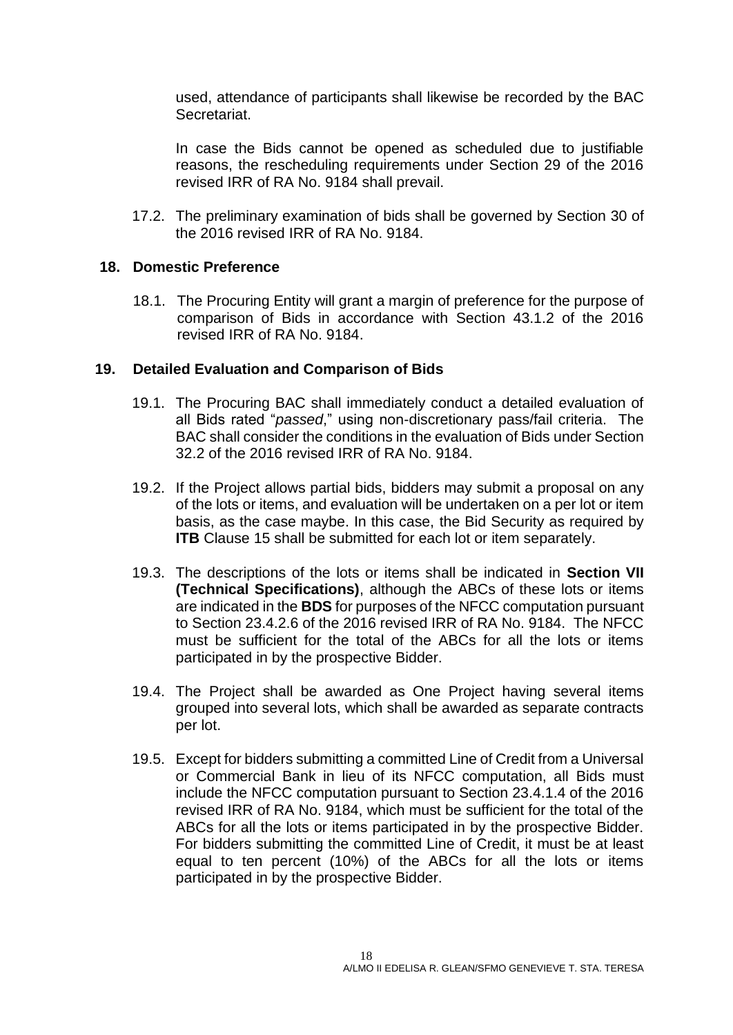used, attendance of participants shall likewise be recorded by the BAC Secretariat.

In case the Bids cannot be opened as scheduled due to justifiable reasons, the rescheduling requirements under Section 29 of the 2016 revised IRR of RA No. 9184 shall prevail.

17.2. The preliminary examination of bids shall be governed by Section 30 of the 2016 revised IRR of RA No. 9184.

## 18. Domestic Preference

18.1. The Procuring Entity will grant a margin of preference for the purpose of comparison of Bids in accordance with Section 43.1.2 of the 2016 revised IRR of RA No. 9184.

## 19. Detailed Evaluation and Comparison of Bids

19.1. The Procuring BAC shall immediately conduct a detailed evaluation of all Bids rated "*passed*," using non-discretionary pass/fail criteria. The BAC shall consider the conditions in the evaluation of Bids under Section 32.2 of the 2016 revised IRR of RA No. 9184.

19.2. If the Project allows partial bids, bidders may submit a proposal on any of the lots or items, and evaluation will be undertaken on a per lot or item basis, as the case maybe. In this case, the Bid Security as required by **ITB** Clause 15 shall be submitted for each lot or item separately.

19.3. The descriptions of the lots or items shall be indicated in **Section VII (Technical Specifications)**, although the ABCs of these lots or items are indicated in the **BDS** for purposes of the NFCC computation pursuant to Section 23.4.2.6 of the 2016 revised IRR of RA No. 9184. The NFCC must be sufficient for the total of the ABCs for all the lots or items participated in by the prospective Bidder.

19.4. The Project shall be awarded as One Project having several items grouped into several lots, which shall be awarded as separate contracts per lot.

19.5. Except for bidders submitting a committed Line of Credit from a Universal or Commercial Bank in lieu of its NFCC computation, all Bids must include the NFCC computation pursuant to Section 23.4.1.4 of the 2016 revised IRR of RA No. 9184, which must be sufficient for the total of the ABCs for all the lots or items participated in by the prospective Bidder. For bidders submitting the committed Line of Credit, it must be at least equal to ten percent (10%) of the ABCs for all the lots or items participated in by the prospective Bidder.

A/LMO II EDELISA R. GLEAN/SFMO GENEVIEVE T. STA. TERESA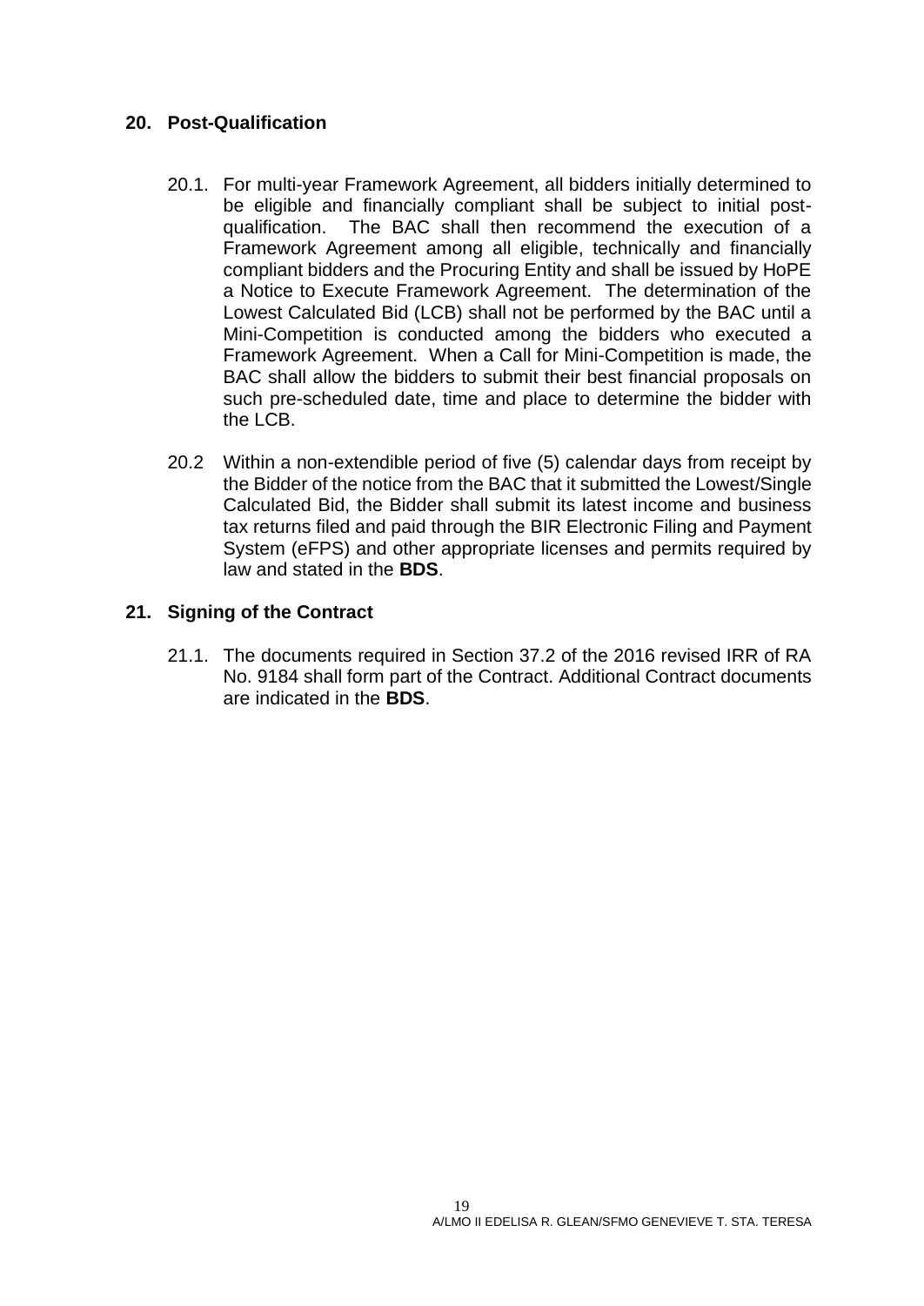## 20. Post-Qualification

20.1. For multi-year Framework Agreement, all bidders initially determined to be eligible and financially compliant shall be subject to initial post-qualification. The BAC shall then recommend the execution of a Framework Agreement among all eligible, technically and financially compliant bidders and the Procuring Entity and shall be issued by HoPE a Notice to Execute Framework Agreement. The determination of the Lowest Calculated Bid (LCB) shall not be performed by the BAC until a Mini-Competition is conducted among the bidders who executed a Framework Agreement. When a Call for Mini-Competition is made, the BAC shall allow the bidders to submit their best financial proposals on such pre-scheduled date, time and place to determine the bidder with the LCB.

20.2 Within a non-extendible period of five (5) calendar days from receipt by the Bidder of the notice from the BAC that it submitted the Lowest/Single Calculated Bid, the Bidder shall submit its latest income and business tax returns filed and paid through the BIR Electronic Filing and Payment System (eFPS) and other appropriate licenses and permits required by law and stated in the **BDS**.

## 21. Signing of the Contract

21.1. The documents required in Section 37.2 of the 2016 revised IRR of RA No. 9184 shall form part of the Contract. Additional Contract documents are indicated in the **BDS**.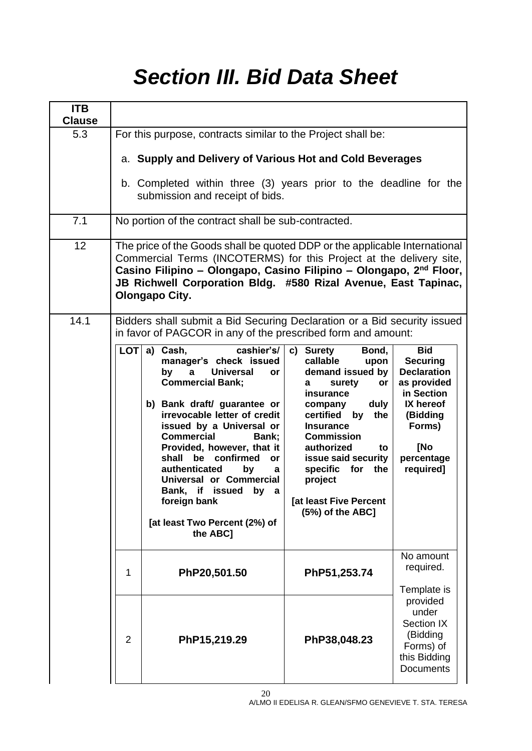# *Section III. Bid Data Sheet*

| ITB Clause | |
|---|---|
| 5.3 | For this purpose, contracts similar to the Project shall be:<br><br>a. **Supply and Delivery of Various Hot and Cold Beverages**<br><br>b. Completed within three (3) years prior to the deadline for the submission and receipt of bids. |
| 7.1 | No portion of the contract shall be sub-contracted. |
| 12 | The price of the Goods shall be quoted DDP or the applicable International Commercial Terms (INCOTERMS) for this Project at the delivery site, **Casino Filipino – Olongapo, Casino Filipino – Olongapo, 2nd Floor, JB Richwell Corporation Bldg. #580 Rizal Avenue, East Tapinac, Olongapo City.** |
| 14.1 | Bidders shall submit a Bid Securing Declaration or a Bid security issued in favor of PAGCOR in any of the prescribed form and amount: |

| LOT | a) Cash, cashier's/ manager's check issued by a Universal or Commercial Bank;<br><br>b) Bank draft/ guarantee or irrevocable letter of credit issued by a Universal or Commercial Bank; Provided, however, that it shall be confirmed or authenticated by a Universal or Commercial Bank, if issued by a foreign bank<br><br>[at least Two Percent (2%) of the ABC] | c) Surety Bond, callable upon demand issued by a surety or insurance company duly certified by the Insurance Commission authorized to issue said security specific for the project<br><br>[at least Five Percent (5%) of the ABC] | Bid Securing Declaration as provided in Section IX hereof (Bidding Forms)<br><br>[No percentage required] |
|---|---|---|---|
| 1 | **PhP20,501.50** | **PhP51,253.74** | No amount required.<br><br>Template is provided under Section IX (Bidding Forms) of this Bidding Documents |
| 2 | **PhP15,219.29** | **PhP38,048.23** | |

A/LMO II EDELISA R. GLEAN/SFMO GENEVIEVE T. STA. TERESA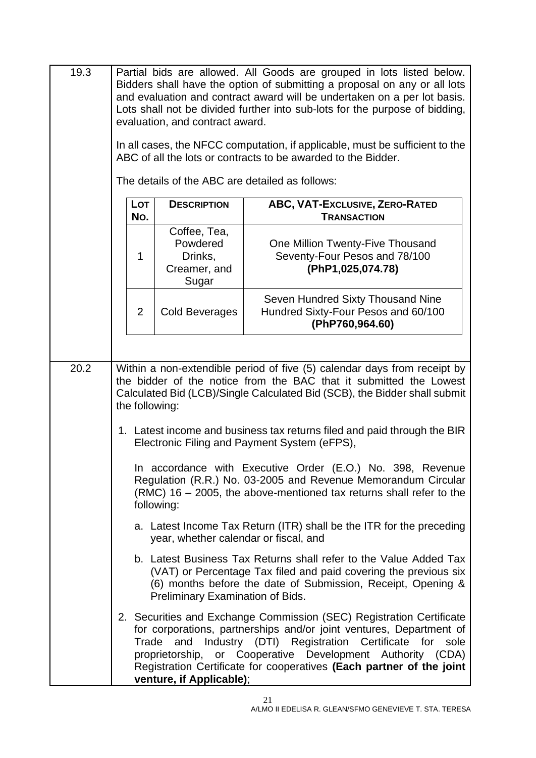| | |
|---|---|
| 19.3 | Partial bids are allowed. All Goods are grouped in lots listed below. Bidders shall have the option of submitting a proposal on any or all lots and evaluation and contract award will be undertaken on a per lot basis. Lots shall not be divided further into sub-lots for the purpose of bidding, evaluation, and contract award.<br><br>In all cases, the NFCC computation, if applicable, must be sufficient to the ABC of all the lots or contracts to be awarded to the Bidder.<br><br>The details of the ABC are detailed as follows: |

| LOT NO. | DESCRIPTION | ABC, VAT-EXCLUSIVE, ZERO-RATED TRANSACTION |
|---|---|---|
| 1 | Coffee, Tea, Powdered Drinks, Creamer, and Sugar | One Million Twenty-Five Thousand Seventy-Four Pesos and 78/100 **(PhP1,025,074.78)** |
| 2 | Cold Beverages | Seven Hundred Sixty Thousand Nine Hundred Sixty-Four Pesos and 60/100 **(PhP760,964.60)** |

**20.2**

Within a non-extendible period of five (5) calendar days from receipt by the bidder of the notice from the BAC that it submitted the Lowest Calculated Bid (LCB)/Single Calculated Bid (SCB), the Bidder shall submit the following:

1. Latest income and business tax returns filed and paid through the BIR Electronic Filing and Payment System (eFPS),

   In accordance with Executive Order (E.O.) No. 398, Revenue Regulation (R.R.) No. 03-2005 and Revenue Memorandum Circular (RMC) 16 – 2005, the above-mentioned tax returns shall refer to the following:

   a. Latest Income Tax Return (ITR) shall be the ITR for the preceding year, whether calendar or fiscal, and

   b. Latest Business Tax Returns shall refer to the Value Added Tax (VAT) or Percentage Tax filed and paid covering the previous six (6) months before the date of Submission, Receipt, Opening & Preliminary Examination of Bids.

2. Securities and Exchange Commission (SEC) Registration Certificate for corporations, partnerships and/or joint ventures, Department of Trade and Industry (DTI) Registration Certificate for sole proprietorship, or Cooperative Development Authority (CDA) Registration Certificate for cooperatives **(Each partner of the joint venture, if Applicable)**;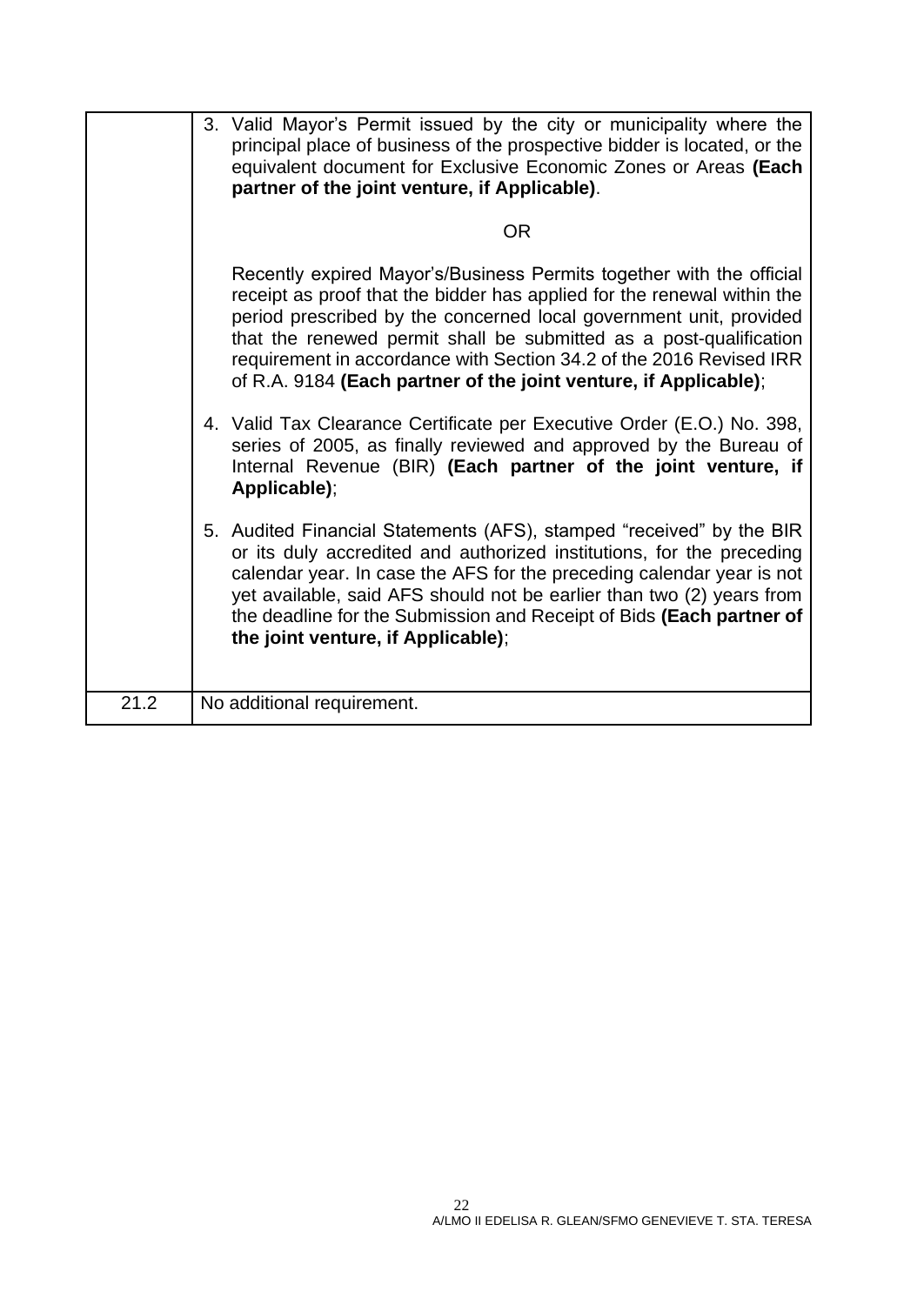| | |
|---|---|
| | 3. Valid Mayor's Permit issued by the city or municipality where the principal place of business of the prospective bidder is located, or the equivalent document for Exclusive Economic Zones or Areas **(Each partner of the joint venture, if Applicable)**.<br><br>OR<br><br>Recently expired Mayor's/Business Permits together with the official receipt as proof that the bidder has applied for the renewal within the period prescribed by the concerned local government unit, provided that the renewed permit shall be submitted as a post-qualification requirement in accordance with Section 34.2 of the 2016 Revised IRR of R.A. 9184 **(Each partner of the joint venture, if Applicable)**;<br><br>4. Valid Tax Clearance Certificate per Executive Order (E.O.) No. 398, series of 2005, as finally reviewed and approved by the Bureau of Internal Revenue (BIR) **(Each partner of the joint venture, if Applicable)**;<br><br>5. Audited Financial Statements (AFS), stamped "received" by the BIR or its duly accredited and authorized institutions, for the preceding calendar year. In case the AFS for the preceding calendar year is not yet available, said AFS should not be earlier than two (2) years from the deadline for the Submission and Receipt of Bids **(Each partner of the joint venture, if Applicable)**; |
| 21.2 | No additional requirement. |

A/LMO II EDELISA R. GLEAN/SFMO GENEVIEVE T. STA. TERESA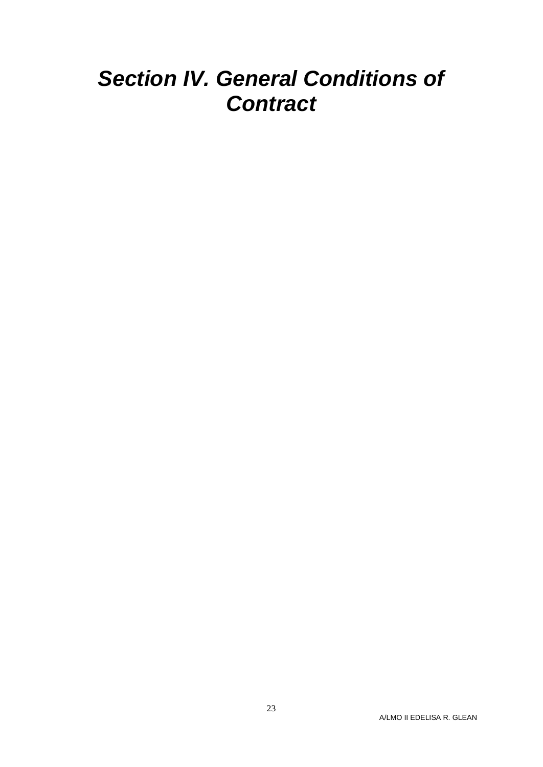# *Section IV. General Conditions of Contract*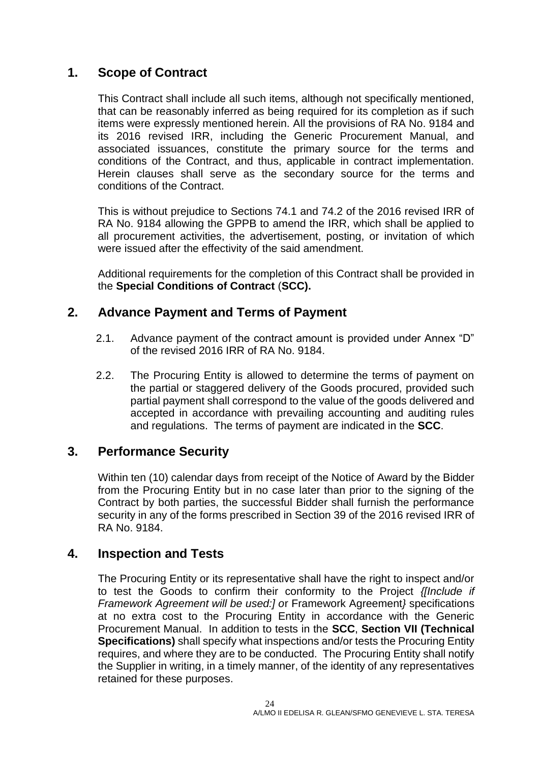## 1. Scope of Contract

This Contract shall include all such items, although not specifically mentioned, that can be reasonably inferred as being required for its completion as if such items were expressly mentioned herein. All the provisions of RA No. 9184 and its 2016 revised IRR, including the Generic Procurement Manual, and associated issuances, constitute the primary source for the terms and conditions of the Contract, and thus, applicable in contract implementation. Herein clauses shall serve as the secondary source for the terms and conditions of the Contract.

This is without prejudice to Sections 74.1 and 74.2 of the 2016 revised IRR of RA No. 9184 allowing the GPPB to amend the IRR, which shall be applied to all procurement activities, the advertisement, posting, or invitation of which were issued after the effectivity of the said amendment.

Additional requirements for the completion of this Contract shall be provided in the **Special Conditions of Contract** (**SCC).**

## 2. Advance Payment and Terms of Payment

2.1. Advance payment of the contract amount is provided under Annex "D" of the revised 2016 IRR of RA No. 9184.

2.2. The Procuring Entity is allowed to determine the terms of payment on the partial or staggered delivery of the Goods procured, provided such partial payment shall correspond to the value of the goods delivered and accepted in accordance with prevailing accounting and auditing rules and regulations. The terms of payment are indicated in the **SCC**.

## 3. Performance Security

Within ten (10) calendar days from receipt of the Notice of Award by the Bidder from the Procuring Entity but in no case later than prior to the signing of the Contract by both parties, the successful Bidder shall furnish the performance security in any of the forms prescribed in Section 39 of the 2016 revised IRR of RA No. 9184.

## 4. Inspection and Tests

The Procuring Entity or its representative shall have the right to inspect and/or to test the Goods to confirm their conformity to the Project *{[Include if Framework Agreement will be used:] o*r Framework Agreement*}* specifications at no extra cost to the Procuring Entity in accordance with the Generic Procurement Manual. In addition to tests in the **SCC**, **Section VII (Technical Specifications)** shall specify what inspections and/or tests the Procuring Entity requires, and where they are to be conducted. The Procuring Entity shall notify the Supplier in writing, in a timely manner, of the identity of any representatives retained for these purposes.

A/LMO II EDELISA R. GLEAN/SFMO GENEVIEVE L. STA. TERESA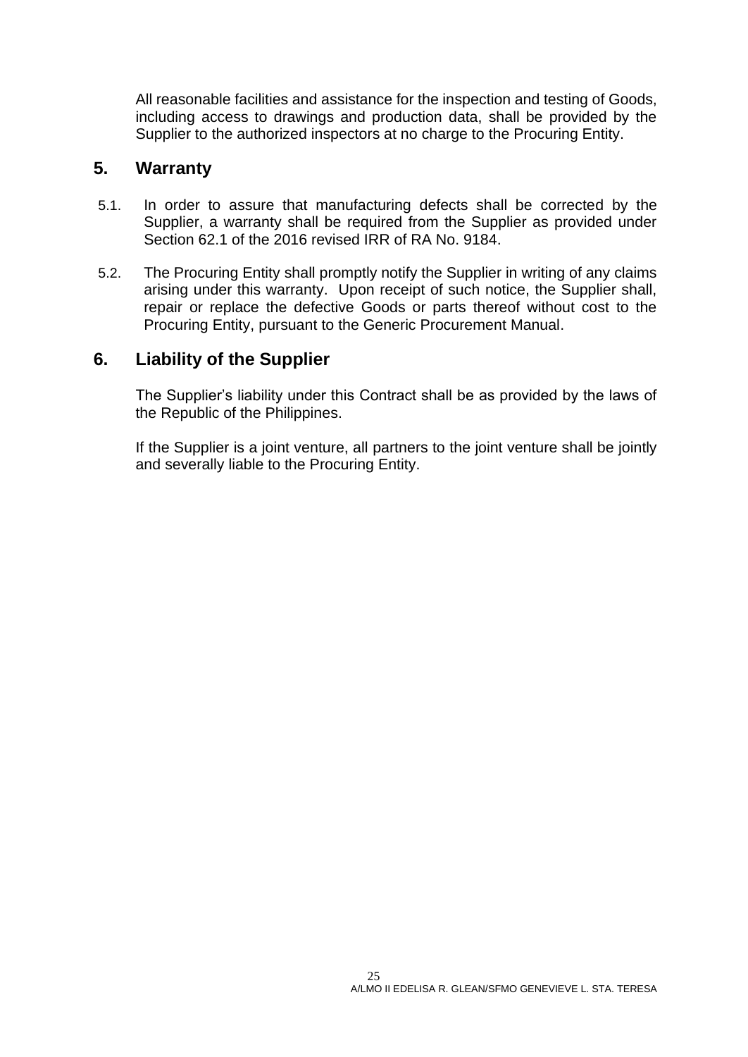All reasonable facilities and assistance for the inspection and testing of Goods, including access to drawings and production data, shall be provided by the Supplier to the authorized inspectors at no charge to the Procuring Entity.

## 5. Warranty

5.1. In order to assure that manufacturing defects shall be corrected by the Supplier, a warranty shall be required from the Supplier as provided under Section 62.1 of the 2016 revised IRR of RA No. 9184.

5.2. The Procuring Entity shall promptly notify the Supplier in writing of any claims arising under this warranty. Upon receipt of such notice, the Supplier shall, repair or replace the defective Goods or parts thereof without cost to the Procuring Entity, pursuant to the Generic Procurement Manual.

## 6. Liability of the Supplier

The Supplier's liability under this Contract shall be as provided by the laws of the Republic of the Philippines.

If the Supplier is a joint venture, all partners to the joint venture shall be jointly and severally liable to the Procuring Entity.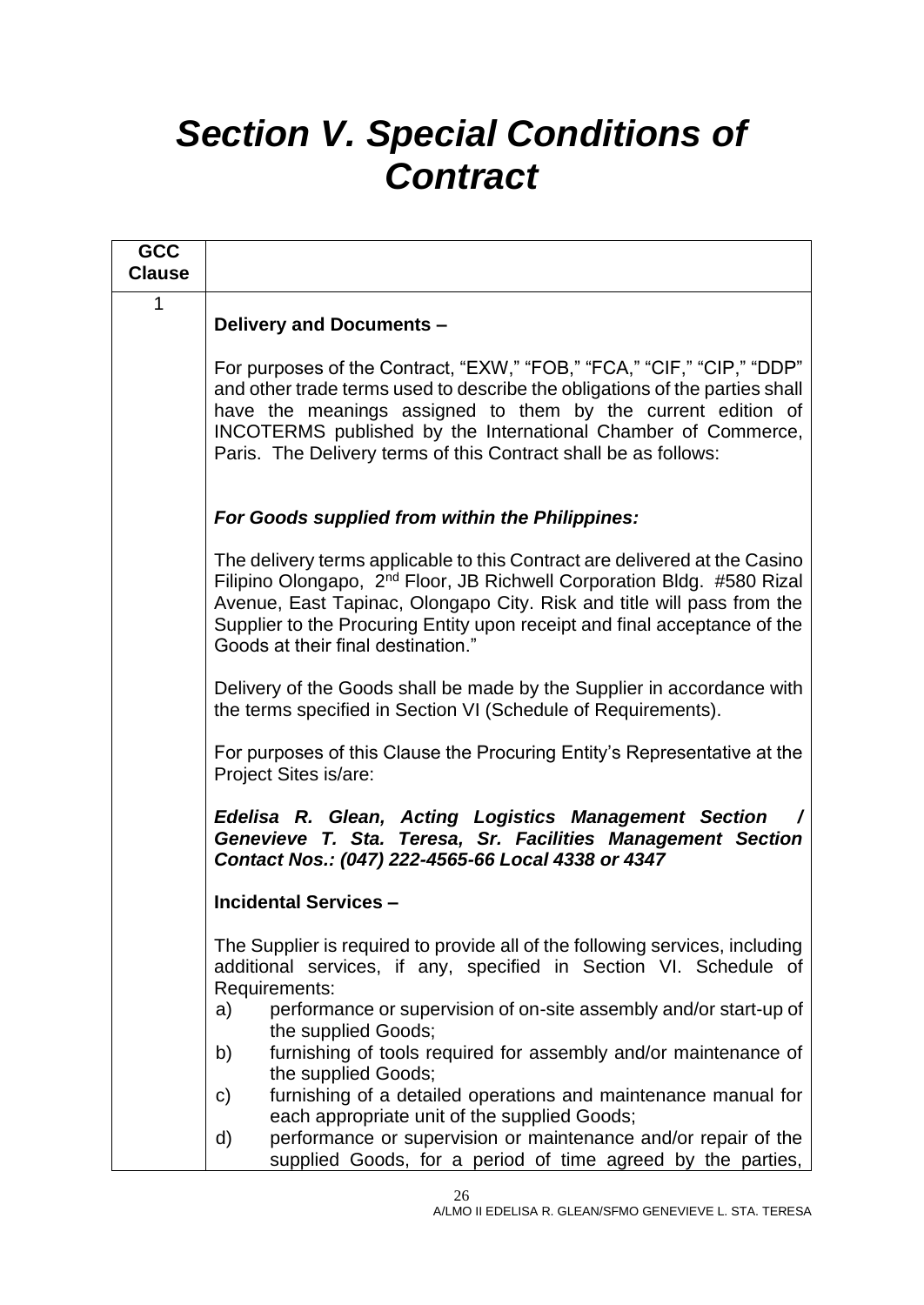# *Section V. Special Conditions of Contract*

| GCC Clause | |
|---|---|
| 1 | **Delivery and Documents –**<br><br>For purposes of the Contract, "EXW," "FOB," "FCA," "CIF," "CIP," "DDP" and other trade terms used to describe the obligations of the parties shall have the meanings assigned to them by the current edition of INCOTERMS published by the International Chamber of Commerce, Paris. The Delivery terms of this Contract shall be as follows:<br><br>***For Goods supplied from within the Philippines:***<br><br>The delivery terms applicable to this Contract are delivered at the Casino Filipino Olongapo, 2nd Floor, JB Richwell Corporation Bldg. #580 Rizal Avenue, East Tapinac, Olongapo City. Risk and title will pass from the Supplier to the Procuring Entity upon receipt and final acceptance of the Goods at their final destination."<br><br>Delivery of the Goods shall be made by the Supplier in accordance with the terms specified in Section VI (Schedule of Requirements).<br><br>For purposes of this Clause the Procuring Entity's Representative at the Project Sites is/are:<br><br>***Edelisa R. Glean, Acting Logistics Management Section / Genevieve T. Sta. Teresa, Sr. Facilities Management Section Contact Nos.: (047) 222-4565-66 Local 4338 or 4347***<br><br>**Incidental Services –**<br><br>The Supplier is required to provide all of the following services, including additional services, if any, specified in Section VI. Schedule of Requirements:<br>a) performance or supervision of on-site assembly and/or start-up of the supplied Goods;<br>b) furnishing of tools required for assembly and/or maintenance of the supplied Goods;<br>c) furnishing of a detailed operations and maintenance manual for each appropriate unit of the supplied Goods;<br>d) performance or supervision or maintenance and/or repair of the supplied Goods, for a period of time agreed by the parties, |

A/LMO II EDELISA R. GLEAN/SFMO GENEVIEVE L. STA. TERESA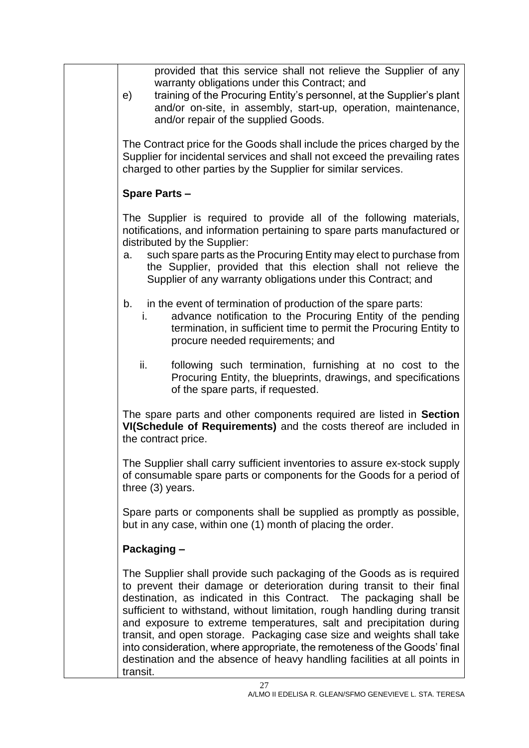provided that this service shall not relieve the Supplier of any warranty obligations under this Contract; and

e) training of the Procuring Entity's personnel, at the Supplier's plant and/or on-site, in assembly, start-up, operation, maintenance, and/or repair of the supplied Goods.

The Contract price for the Goods shall include the prices charged by the Supplier for incidental services and shall not exceed the prevailing rates charged to other parties by the Supplier for similar services.

**Spare Parts –**

The Supplier is required to provide all of the following materials, notifications, and information pertaining to spare parts manufactured or distributed by the Supplier:

a. such spare parts as the Procuring Entity may elect to purchase from the Supplier, provided that this election shall not relieve the Supplier of any warranty obligations under this Contract; and

b. in the event of termination of production of the spare parts:
   i. advance notification to the Procuring Entity of the pending termination, in sufficient time to permit the Procuring Entity to procure needed requirements; and

   ii. following such termination, furnishing at no cost to the Procuring Entity, the blueprints, drawings, and specifications of the spare parts, if requested.

The spare parts and other components required are listed in **Section VI(Schedule of Requirements)** and the costs thereof are included in the contract price.

The Supplier shall carry sufficient inventories to assure ex-stock supply of consumable spare parts or components for the Goods for a period of three (3) years.

Spare parts or components shall be supplied as promptly as possible, but in any case, within one (1) month of placing the order.

**Packaging –**

The Supplier shall provide such packaging of the Goods as is required to prevent their damage or deterioration during transit to their final destination, as indicated in this Contract. The packaging shall be sufficient to withstand, without limitation, rough handling during transit and exposure to extreme temperatures, salt and precipitation during transit, and open storage. Packaging case size and weights shall take into consideration, where appropriate, the remoteness of the Goods' final destination and the absence of heavy handling facilities at all points in transit.

A/LMO II EDELISA R. GLEAN/SFMO GENEVIEVE L. STA. TERESA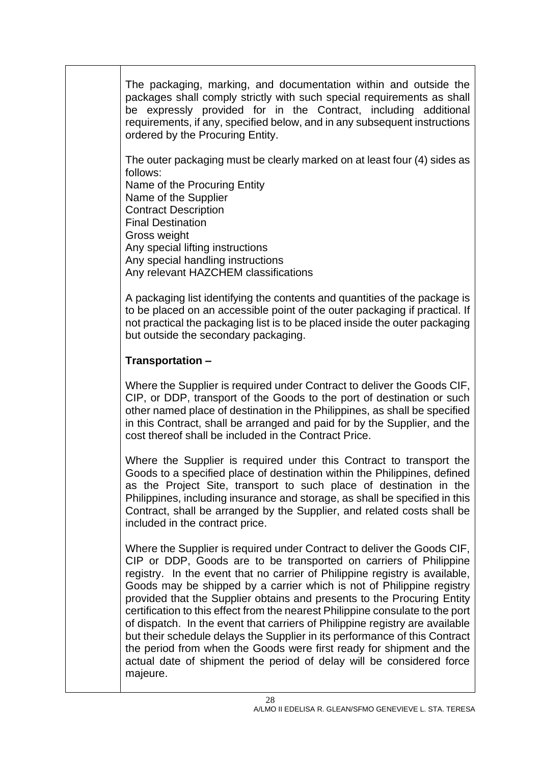The packaging, marking, and documentation within and outside the packages shall comply strictly with such special requirements as shall be expressly provided for in the Contract, including additional requirements, if any, specified below, and in any subsequent instructions ordered by the Procuring Entity.

The outer packaging must be clearly marked on at least four (4) sides as follows:
Name of the Procuring Entity
Name of the Supplier
Contract Description
Final Destination
Gross weight
Any special lifting instructions
Any special handling instructions
Any relevant HAZCHEM classifications

A packaging list identifying the contents and quantities of the package is to be placed on an accessible point of the outer packaging if practical. If not practical the packaging list is to be placed inside the outer packaging but outside the secondary packaging.

**Transportation –**

Where the Supplier is required under Contract to deliver the Goods CIF, CIP, or DDP, transport of the Goods to the port of destination or such other named place of destination in the Philippines, as shall be specified in this Contract, shall be arranged and paid for by the Supplier, and the cost thereof shall be included in the Contract Price.

Where the Supplier is required under this Contract to transport the Goods to a specified place of destination within the Philippines, defined as the Project Site, transport to such place of destination in the Philippines, including insurance and storage, as shall be specified in this Contract, shall be arranged by the Supplier, and related costs shall be included in the contract price.

Where the Supplier is required under Contract to deliver the Goods CIF, CIP or DDP, Goods are to be transported on carriers of Philippine registry. In the event that no carrier of Philippine registry is available, Goods may be shipped by a carrier which is not of Philippine registry provided that the Supplier obtains and presents to the Procuring Entity certification to this effect from the nearest Philippine consulate to the port of dispatch. In the event that carriers of Philippine registry are available but their schedule delays the Supplier in its performance of this Contract the period from when the Goods were first ready for shipment and the actual date of shipment the period of delay will be considered force majeure.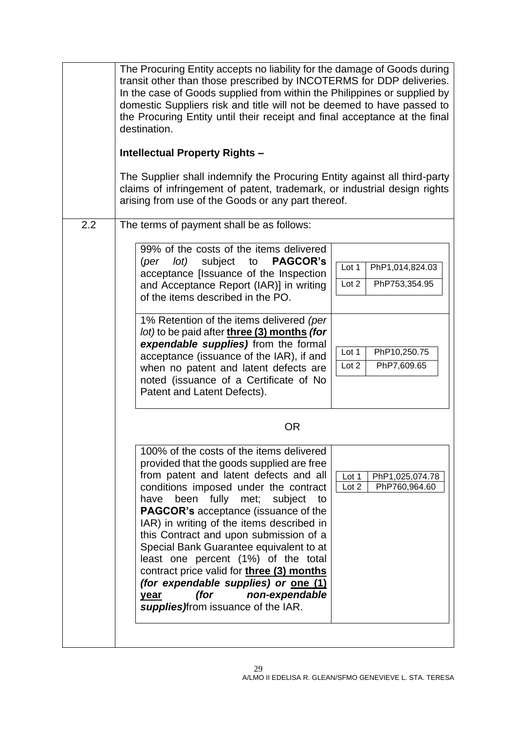| | |
|---|---|
| | The Procuring Entity accepts no liability for the damage of Goods during transit other than those prescribed by INCOTERMS for DDP deliveries. In the case of Goods supplied from within the Philippines or supplied by domestic Suppliers risk and title will not be deemed to have passed to the Procuring Entity until their receipt and final acceptance at the final destination.<br><br>**Intellectual Property Rights –**<br><br>The Supplier shall indemnify the Procuring Entity against all third-party claims of infringement of patent, trademark, or industrial design rights arising from use of the Goods or any part thereof. |
| 2.2 | The terms of payment shall be as follows: |

| Terms | Amount |
|---|---|
| 99% of the costs of the items delivered (*per lot)* subject to **PAGCOR's** acceptance [Issuance of the Inspection and Acceptance Report (IAR)] in writing of the items described in the PO. | Lot 1 PhP1,014,824.03<br>Lot 2 PhP753,354.95 |
| 1% Retention of the items delivered *(per lot)* to be paid after **three (3) months** ***(for expendable supplies)*** from the formal acceptance (issuance of the IAR), if and when no patent and latent defects are noted (issuance of a Certificate of No Patent and Latent Defects). | Lot 1 PhP10,250.75<br>Lot 2 PhP7,609.65 |

OR

| Terms | Amount |
|---|---|
| 100% of the costs of the items delivered provided that the goods supplied are free from patent and latent defects and all conditions imposed under the contract have been fully met; subject to **PAGCOR's** acceptance (issuance of the IAR) in writing of the items described in this Contract and upon submission of a Special Bank Guarantee equivalent to at least one percent (1%) of the total contract price valid for **three (3) months** ***(for expendable supplies) or*** **one (1) year** ***(for non-expendable supplies)***from issuance of the IAR. | Lot 1 PhP1,025,074.78<br>Lot 2 PhP760,964.60 |

A/LMO II EDELISA R. GLEAN/SFMO GENEVIEVE L. STA. TERESA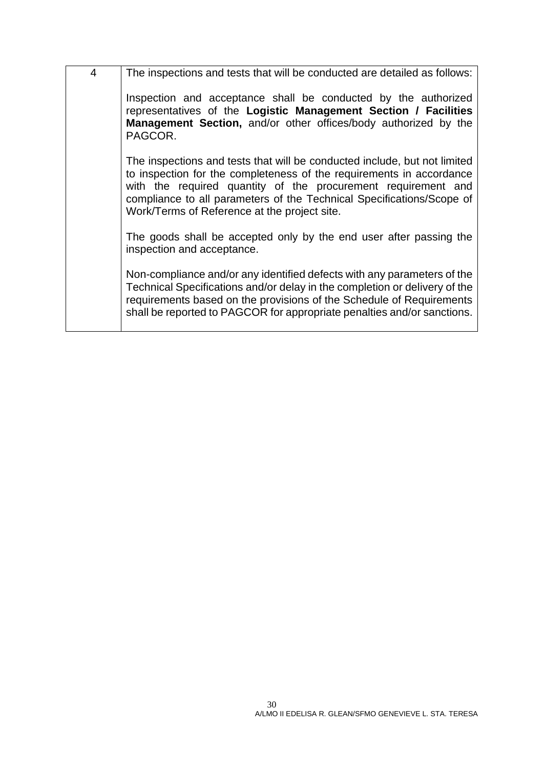| | |
|---|---|
| 4 | The inspections and tests that will be conducted are detailed as follows:<br><br>Inspection and acceptance shall be conducted by the authorized representatives of the **Logistic Management Section / Facilities Management Section,** and/or other offices/body authorized by the PAGCOR.<br><br>The inspections and tests that will be conducted include, but not limited to inspection for the completeness of the requirements in accordance with the required quantity of the procurement requirement and compliance to all parameters of the Technical Specifications/Scope of Work/Terms of Reference at the project site.<br><br>The goods shall be accepted only by the end user after passing the inspection and acceptance.<br><br>Non-compliance and/or any identified defects with any parameters of the Technical Specifications and/or delay in the completion or delivery of the requirements based on the provisions of the Schedule of Requirements shall be reported to PAGCOR for appropriate penalties and/or sanctions. |

A/LMO II EDELISA R. GLEAN/SFMO GENEVIEVE L. STA. TERESA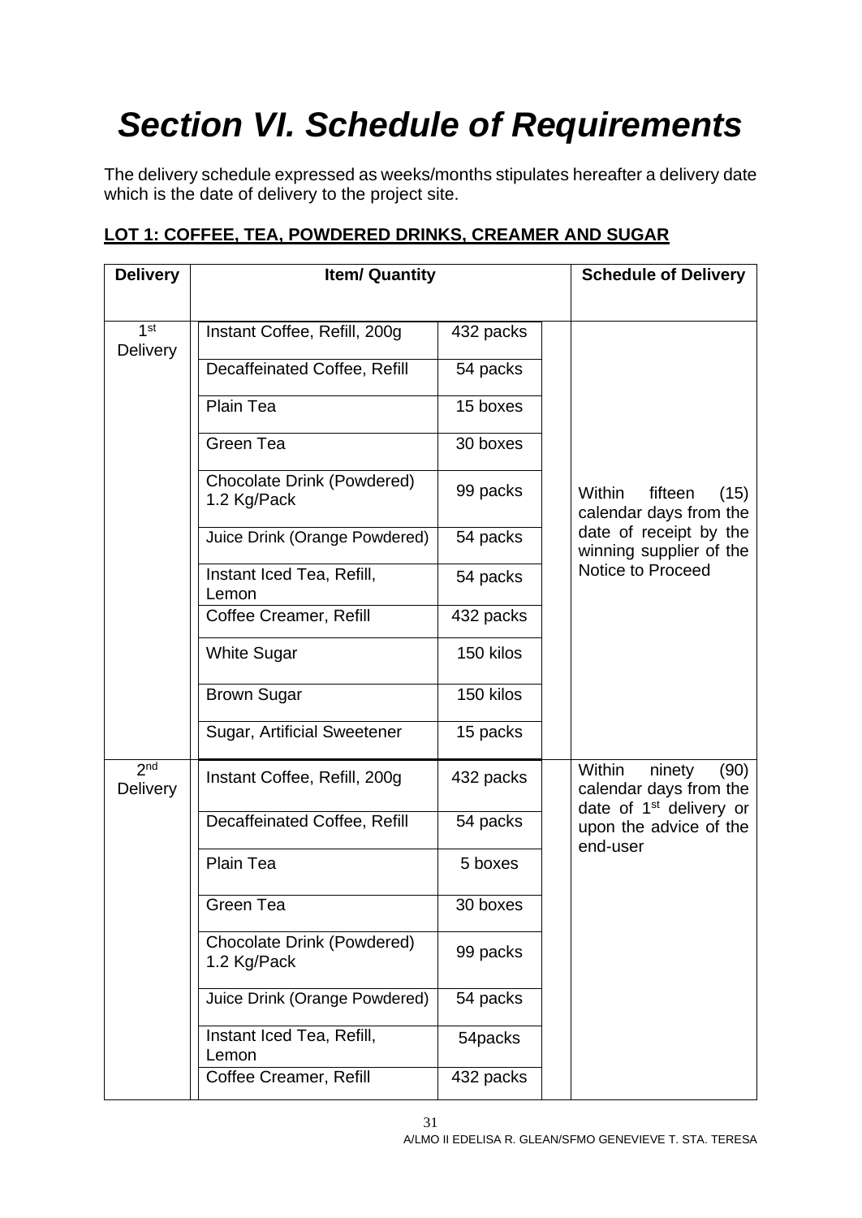# *Section VI. Schedule of Requirements*

The delivery schedule expressed as weeks/months stipulates hereafter a delivery date which is the date of delivery to the project site.

**LOT 1: COFFEE, TEA, POWDERED DRINKS, CREAMER AND SUGAR**

| Delivery | Item/ Quantity | | Schedule of Delivery |
|---|---|---|---|
| 1st Delivery | Instant Coffee, Refill, 200g | 432 packs | Within fifteen (15) calendar days from the date of receipt by the winning supplier of the Notice to Proceed |
| | Decaffeinated Coffee, Refill | 54 packs | |
| | Plain Tea | 15 boxes | |
| | Green Tea | 30 boxes | |
| | Chocolate Drink (Powdered) 1.2 Kg/Pack | 99 packs | |
| | Juice Drink (Orange Powdered) | 54 packs | |
| | Instant Iced Tea, Refill, Lemon | 54 packs | |
| | Coffee Creamer, Refill | 432 packs | |
| | White Sugar | 150 kilos | |
| | Brown Sugar | 150 kilos | |
| | Sugar, Artificial Sweetener | 15 packs | |
| 2nd Delivery | Instant Coffee, Refill, 200g | 432 packs | Within ninety (90) calendar days from the date of 1st delivery or upon the advice of the end-user |
| | Decaffeinated Coffee, Refill | 54 packs | |
| | Plain Tea | 5 boxes | |
| | Green Tea | 30 boxes | |
| | Chocolate Drink (Powdered) 1.2 Kg/Pack | 99 packs | |
| | Juice Drink (Orange Powdered) | 54 packs | |
| | Instant Iced Tea, Refill, Lemon | 54packs | |
| | Coffee Creamer, Refill | 432 packs | |

A/LMO II EDELISA R. GLEAN/SFMO GENEVIEVE T. STA. TERESA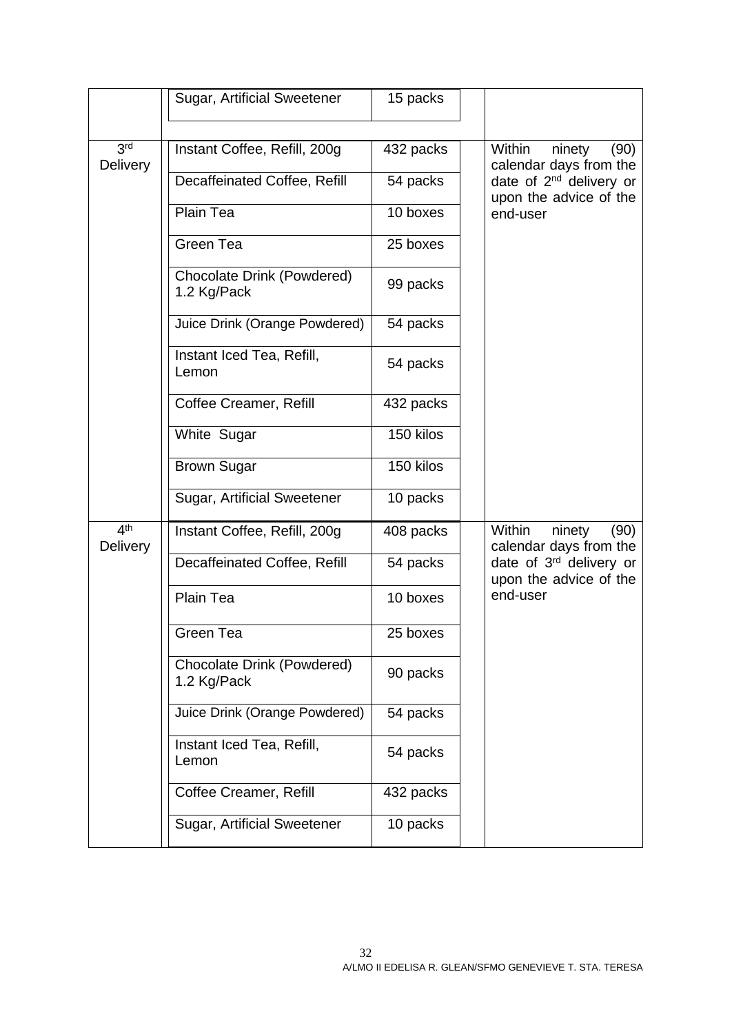| | | | | |
|---|---|---|---|---|
| | Sugar, Artificial Sweetener | 15 packs | | |
| 3rd Delivery | Instant Coffee, Refill, 200g | 432 packs | | Within ninety (90) calendar days from the date of 2nd delivery or upon the advice of the end-user |
| | Decaffeinated Coffee, Refill | 54 packs | | |
| | Plain Tea | 10 boxes | | |
| | Green Tea | 25 boxes | | |
| | Chocolate Drink (Powdered) 1.2 Kg/Pack | 99 packs | | |
| | Juice Drink (Orange Powdered) | 54 packs | | |
| | Instant Iced Tea, Refill, Lemon | 54 packs | | |
| | Coffee Creamer, Refill | 432 packs | | |
| | White Sugar | 150 kilos | | |
| | Brown Sugar | 150 kilos | | |
| | Sugar, Artificial Sweetener | 10 packs | | |
| 4th Delivery | Instant Coffee, Refill, 200g | 408 packs | | Within ninety (90) calendar days from the date of 3rd delivery or upon the advice of the end-user |
| | Decaffeinated Coffee, Refill | 54 packs | | |
| | Plain Tea | 10 boxes | | |
| | Green Tea | 25 boxes | | |
| | Chocolate Drink (Powdered) 1.2 Kg/Pack | 90 packs | | |
| | Juice Drink (Orange Powdered) | 54 packs | | |
| | Instant Iced Tea, Refill, Lemon | 54 packs | | |
| | Coffee Creamer, Refill | 432 packs | | |
| | Sugar, Artificial Sweetener | 10 packs | | |

A/LMO II EDELISA R. GLEAN/SFMO GENEVIEVE T. STA. TERESA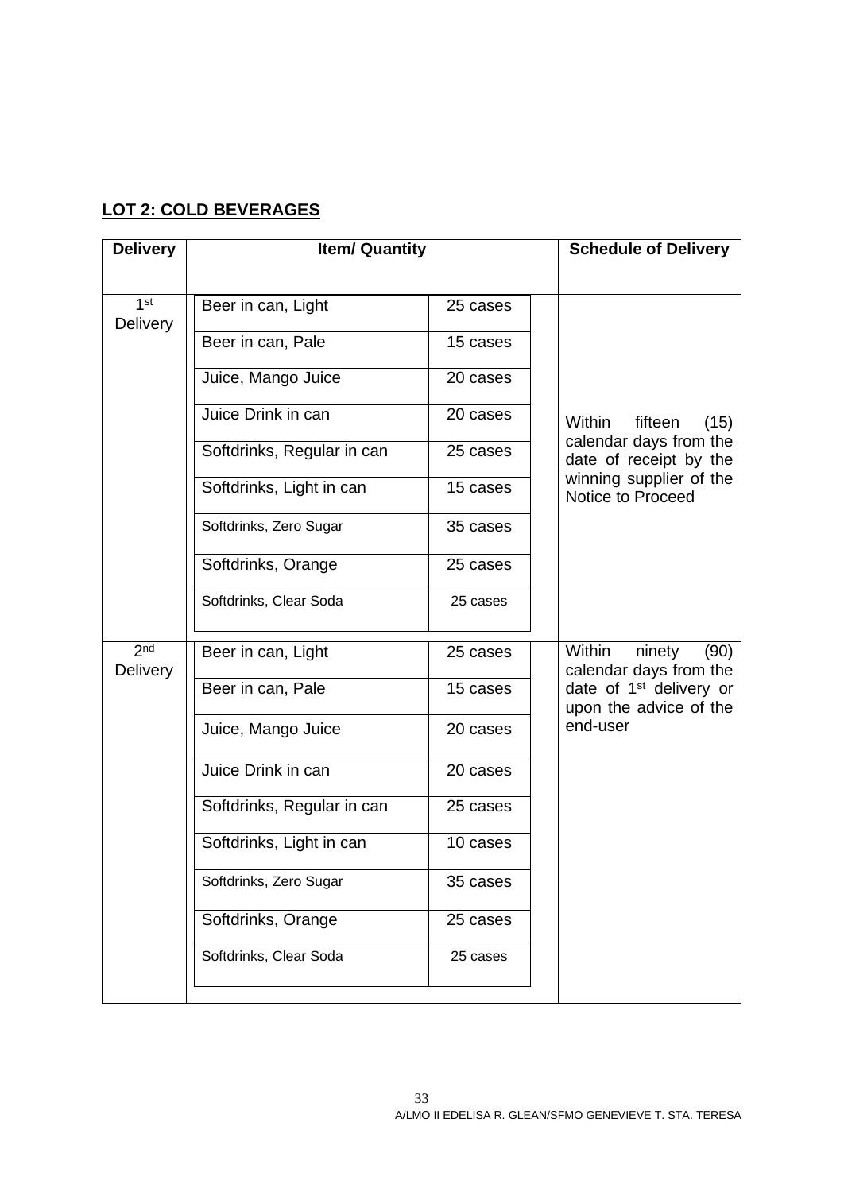## LOT 2: COLD BEVERAGES

| Delivery | Item/ Quantity | | Schedule of Delivery |
|---|---|---|---|
| 1st Delivery | Beer in can, Light | 25 cases | Within fifteen (15) calendar days from the date of receipt by the winning supplier of the Notice to Proceed |
| | Beer in can, Pale | 15 cases | |
| | Juice, Mango Juice | 20 cases | |
| | Juice Drink in can | 20 cases | |
| | Softdrinks, Regular in can | 25 cases | |
| | Softdrinks, Light in can | 15 cases | |
| | Softdrinks, Zero Sugar | 35 cases | |
| | Softdrinks, Orange | 25 cases | |
| | Softdrinks, Clear Soda | 25 cases | |
| 2nd Delivery | Beer in can, Light | 25 cases | Within ninety (90) calendar days from the date of 1st delivery or upon the advice of the end-user |
| | Beer in can, Pale | 15 cases | |
| | Juice, Mango Juice | 20 cases | |
| | Juice Drink in can | 20 cases | |
| | Softdrinks, Regular in can | 25 cases | |
| | Softdrinks, Light in can | 10 cases | |
| | Softdrinks, Zero Sugar | 35 cases | |
| | Softdrinks, Orange | 25 cases | |
| | Softdrinks, Clear Soda | 25 cases | |

A/LMO II EDELISA R. GLEAN/SFMO GENEVIEVE T. STA. TERESA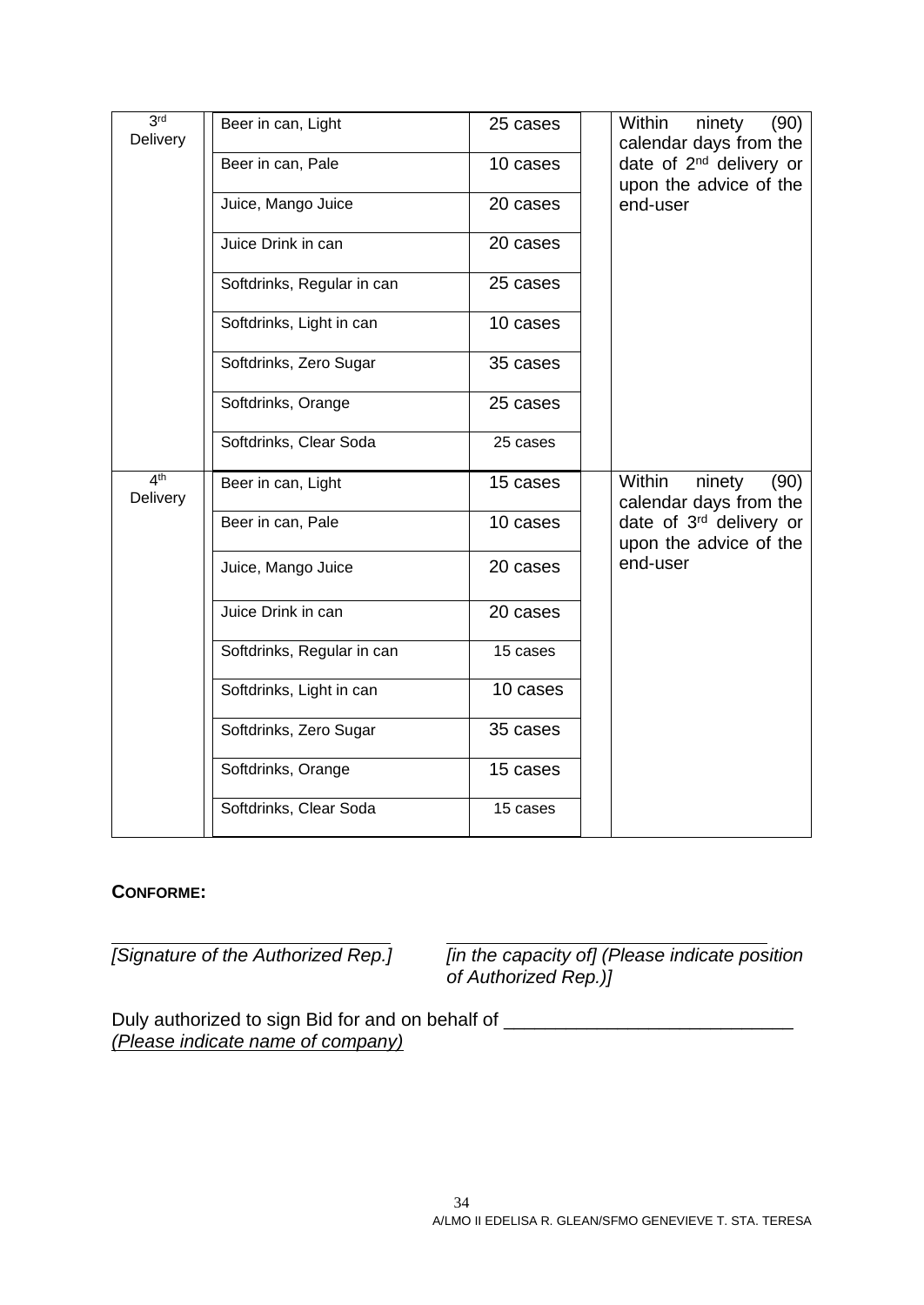| | | | | |
|---|---|---|---|---|
| 3rd Delivery | Beer in can, Light | 25 cases | | Within ninety (90) calendar days from the date of 2nd delivery or upon the advice of the end-user |
| | Beer in can, Pale | 10 cases | | |
| | Juice, Mango Juice | 20 cases | | |
| | Juice Drink in can | 20 cases | | |
| | Softdrinks, Regular in can | 25 cases | | |
| | Softdrinks, Light in can | 10 cases | | |
| | Softdrinks, Zero Sugar | 35 cases | | |
| | Softdrinks, Orange | 25 cases | | |
| | Softdrinks, Clear Soda | 25 cases | | |
| 4th Delivery | Beer in can, Light | 15 cases | | Within ninety (90) calendar days from the date of 3rd delivery or upon the advice of the end-user |
| | Beer in can, Pale | 10 cases | | |
| | Juice, Mango Juice | 20 cases | | |
| | Juice Drink in can | 20 cases | | |
| | Softdrinks, Regular in can | 15 cases | | |
| | Softdrinks, Light in can | 10 cases | | |
| | Softdrinks, Zero Sugar | 35 cases | | |
| | Softdrinks, Orange | 15 cases | | |
| | Softdrinks, Clear Soda | 15 cases | | |

**CONFORME:**

_____________________________ &nbsp;&nbsp;&nbsp;&nbsp; _________________________________

*[Signature of the Authorized Rep.]* &nbsp;&nbsp;&nbsp;&nbsp; *[in the capacity of] (Please indicate position of Authorized Rep.)]*

Duly authorized to sign Bid for and on behalf of ___________________________
*(Please indicate name of company)*

A/LMO II EDELISA R. GLEAN/SFMO GENEVIEVE T. STA. TERESA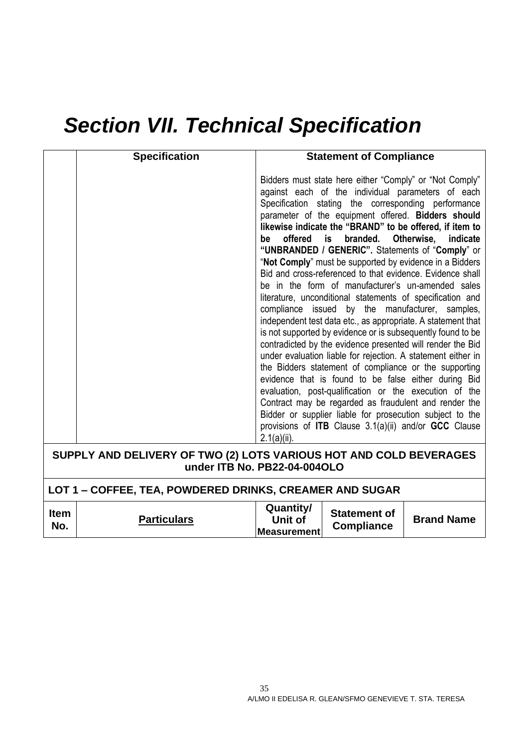# Section VII. Technical Specification

| | Specification | Statement of Compliance |
|---|---|---|
| | | Bidders must state here either "Comply" or "Not Comply" against each of the individual parameters of each Specification stating the corresponding performance parameter of the equipment offered. **Bidders should likewise indicate the "BRAND" to be offered, if item to be offered is branded. Otherwise, indicate "UNBRANDED / GENERIC".** Statements of "**Comply**" or "**Not Comply**" must be supported by evidence in a Bidders Bid and cross-referenced to that evidence. Evidence shall be in the form of manufacturer's un-amended sales literature, unconditional statements of specification and compliance issued by the manufacturer, samples, independent test data etc., as appropriate. A statement that is not supported by evidence or is subsequently found to be contradicted by the evidence presented will render the Bid under evaluation liable for rejection. A statement either in the Bidders statement of compliance or the supporting evidence that is found to be false either during Bid evaluation, post-qualification or the execution of the Contract may be regarded as fraudulent and render the Bidder or supplier liable for prosecution subject to the provisions of **ITB** Clause 3.1(a)(ii) and/or **GCC** Clause 2.1(a)(ii). |

**SUPPLY AND DELIVERY OF TWO (2) LOTS VARIOUS HOT AND COLD BEVERAGES under ITB No. PB22-04-004OLO**

**LOT 1 – COFFEE, TEA, POWDERED DRINKS, CREAMER AND SUGAR**

| Item No. | Particulars | Quantity/ Unit of Measurement | Statement of Compliance | Brand Name |
|---|---|---|---|---|

A/LMO II EDELISA R. GLEAN/SFMO GENEVIEVE T. STA. TERESA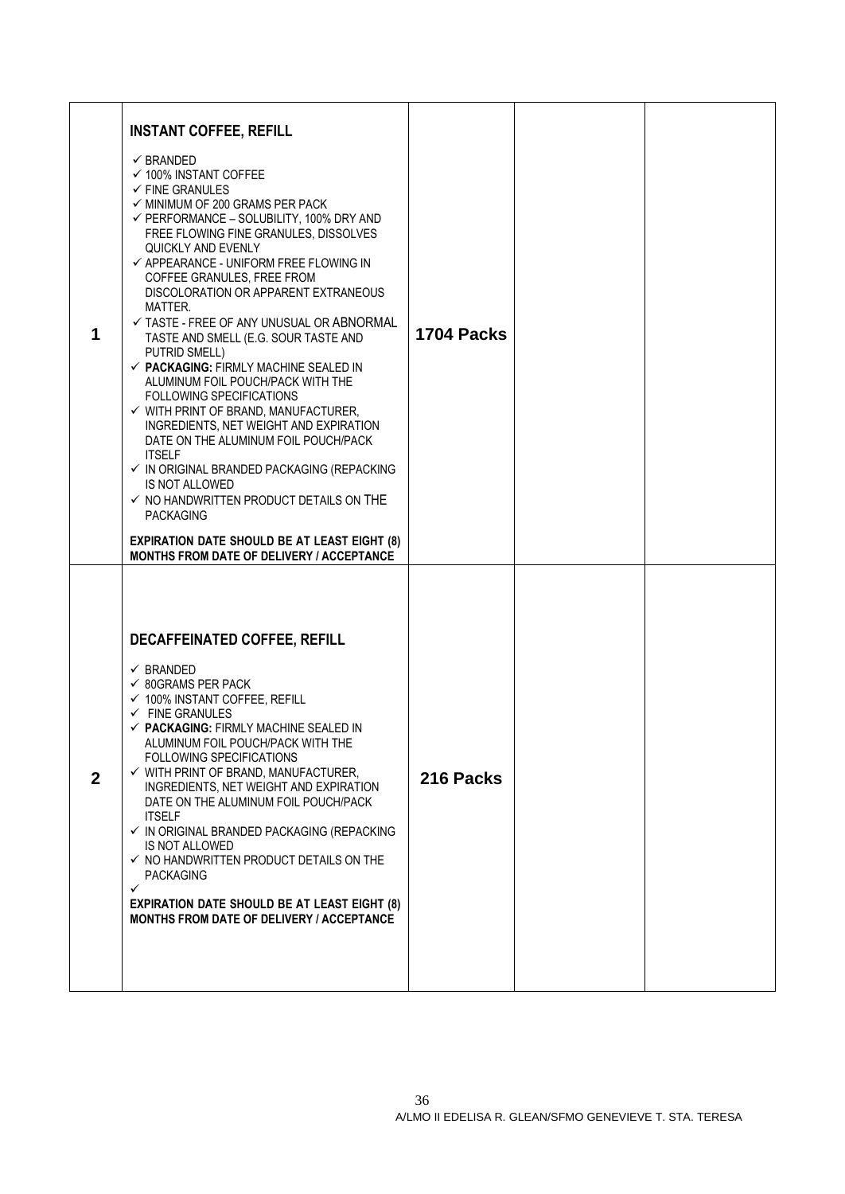| | | | | |
|---|---|---|---|---|
| **1** | **INSTANT COFFEE, REFILL**<br><br>✓ BRANDED<br>✓ 100% INSTANT COFFEE<br>✓ FINE GRANULES<br>✓ MINIMUM OF 200 GRAMS PER PACK<br>✓ PERFORMANCE – SOLUBILITY, 100% DRY AND FREE FLOWING FINE GRANULES, DISSOLVES QUICKLY AND EVENLY<br>✓ APPEARANCE - UNIFORM FREE FLOWING IN COFFEE GRANULES, FREE FROM DISCOLORATION OR APPARENT EXTRANEOUS MATTER.<br>✓ TASTE - FREE OF ANY UNUSUAL OR ABNORMAL TASTE AND SMELL (E.G. SOUR TASTE AND PUTRID SMELL)<br>✓ **PACKAGING:** FIRMLY MACHINE SEALED IN ALUMINUM FOIL POUCH/PACK WITH THE FOLLOWING SPECIFICATIONS<br>✓ WITH PRINT OF BRAND, MANUFACTURER, INGREDIENTS, NET WEIGHT AND EXPIRATION DATE ON THE ALUMINUM FOIL POUCH/PACK ITSELF<br>✓ IN ORIGINAL BRANDED PACKAGING (REPACKING IS NOT ALLOWED<br>✓ NO HANDWRITTEN PRODUCT DETAILS ON THE PACKAGING<br><br>**EXPIRATION DATE SHOULD BE AT LEAST EIGHT (8) MONTHS FROM DATE OF DELIVERY / ACCEPTANCE** | **1704 Packs** | | |
| **2** | **DECAFFEINATED COFFEE, REFILL**<br><br>✓ BRANDED<br>✓ 80GRAMS PER PACK<br>✓ 100% INSTANT COFFEE, REFILL<br>✓ FINE GRANULES<br>✓ **PACKAGING:** FIRMLY MACHINE SEALED IN ALUMINUM FOIL POUCH/PACK WITH THE FOLLOWING SPECIFICATIONS<br>✓ WITH PRINT OF BRAND, MANUFACTURER, INGREDIENTS, NET WEIGHT AND EXPIRATION DATE ON THE ALUMINUM FOIL POUCH/PACK ITSELF<br>✓ IN ORIGINAL BRANDED PACKAGING (REPACKING IS NOT ALLOWED<br>✓ NO HANDWRITTEN PRODUCT DETAILS ON THE PACKAGING<br>✓<br>**EXPIRATION DATE SHOULD BE AT LEAST EIGHT (8) MONTHS FROM DATE OF DELIVERY / ACCEPTANCE** | **216 Packs** | | |

A/LMO II EDELISA R. GLEAN/SFMO GENEVIEVE T. STA. TERESA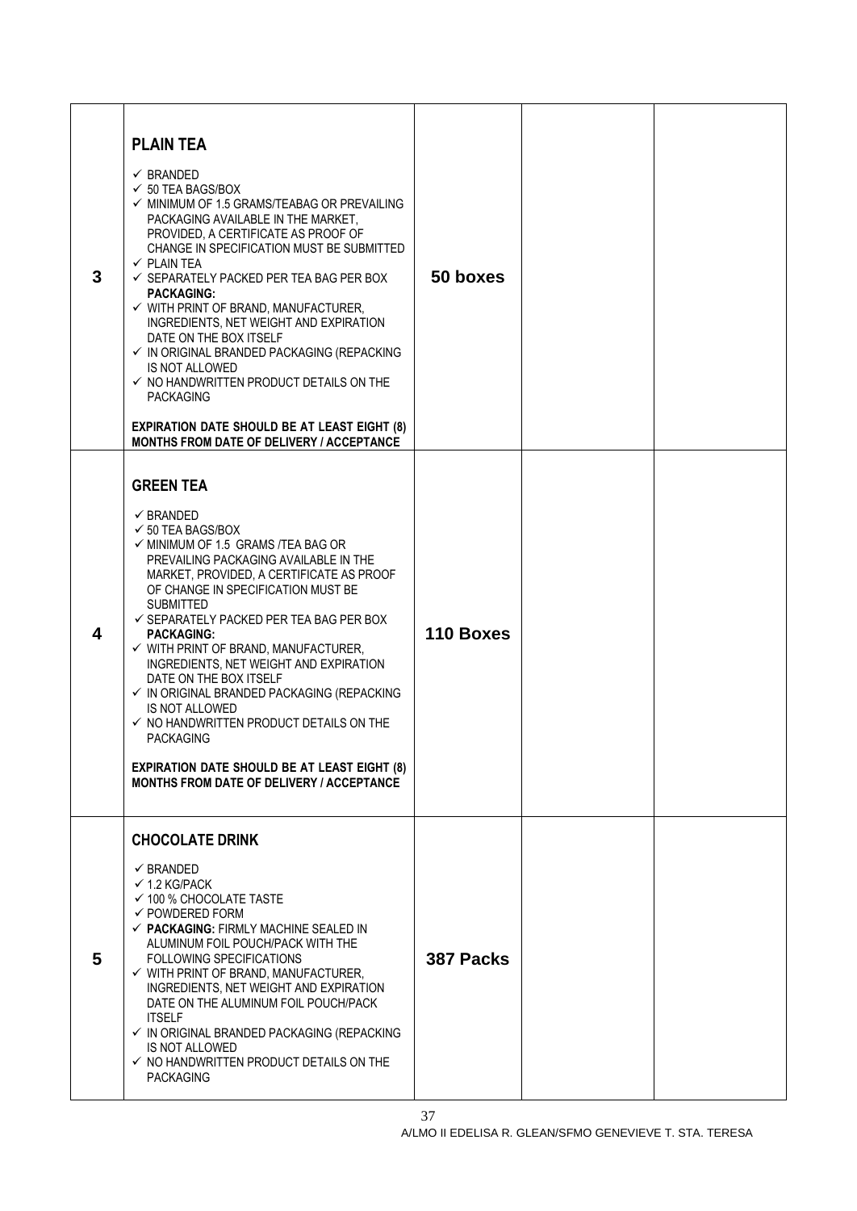| | | | | |
|---|---|---|---|---|
| 3 | **PLAIN TEA**<br><br>✓ BRANDED<br>✓ 50 TEA BAGS/BOX<br>✓ MINIMUM OF 1.5 GRAMS/TEABAG OR PREVAILING PACKAGING AVAILABLE IN THE MARKET, PROVIDED, A CERTIFICATE AS PROOF OF CHANGE IN SPECIFICATION MUST BE SUBMITTED<br>✓ PLAIN TEA<br>✓ SEPARATELY PACKED PER TEA BAG PER BOX<br>**PACKAGING:**<br>✓ WITH PRINT OF BRAND, MANUFACTURER, INGREDIENTS, NET WEIGHT AND EXPIRATION DATE ON THE BOX ITSELF<br>✓ IN ORIGINAL BRANDED PACKAGING (REPACKING IS NOT ALLOWED<br>✓ NO HANDWRITTEN PRODUCT DETAILS ON THE PACKAGING<br><br>**EXPIRATION DATE SHOULD BE AT LEAST EIGHT (8) MONTHS FROM DATE OF DELIVERY / ACCEPTANCE** | **50 boxes** | | |
| 4 | **GREEN TEA**<br><br>✓ BRANDED<br>✓ 50 TEA BAGS/BOX<br>✓ MINIMUM OF 1.5 GRAMS /TEA BAG OR PREVAILING PACKAGING AVAILABLE IN THE MARKET, PROVIDED, A CERTIFICATE AS PROOF OF CHANGE IN SPECIFICATION MUST BE SUBMITTED<br>✓ SEPARATELY PACKED PER TEA BAG PER BOX<br>**PACKAGING:**<br>✓ WITH PRINT OF BRAND, MANUFACTURER, INGREDIENTS, NET WEIGHT AND EXPIRATION DATE ON THE BOX ITSELF<br>✓ IN ORIGINAL BRANDED PACKAGING (REPACKING IS NOT ALLOWED<br>✓ NO HANDWRITTEN PRODUCT DETAILS ON THE PACKAGING<br><br>**EXPIRATION DATE SHOULD BE AT LEAST EIGHT (8) MONTHS FROM DATE OF DELIVERY / ACCEPTANCE** | **110 Boxes** | | |
| 5 | **CHOCOLATE DRINK**<br><br>✓ BRANDED<br>✓ 1.2 KG/PACK<br>✓ 100 % CHOCOLATE TASTE<br>✓ POWDERED FORM<br>✓ **PACKAGING:** FIRMLY MACHINE SEALED IN ALUMINUM FOIL POUCH/PACK WITH THE FOLLOWING SPECIFICATIONS<br>✓ WITH PRINT OF BRAND, MANUFACTURER, INGREDIENTS, NET WEIGHT AND EXPIRATION DATE ON THE ALUMINUM FOIL POUCH/PACK ITSELF<br>✓ IN ORIGINAL BRANDED PACKAGING (REPACKING IS NOT ALLOWED<br>✓ NO HANDWRITTEN PRODUCT DETAILS ON THE PACKAGING | **387 Packs** | | |

A/LMO II EDELISA R. GLEAN/SFMO GENEVIEVE T. STA. TERESA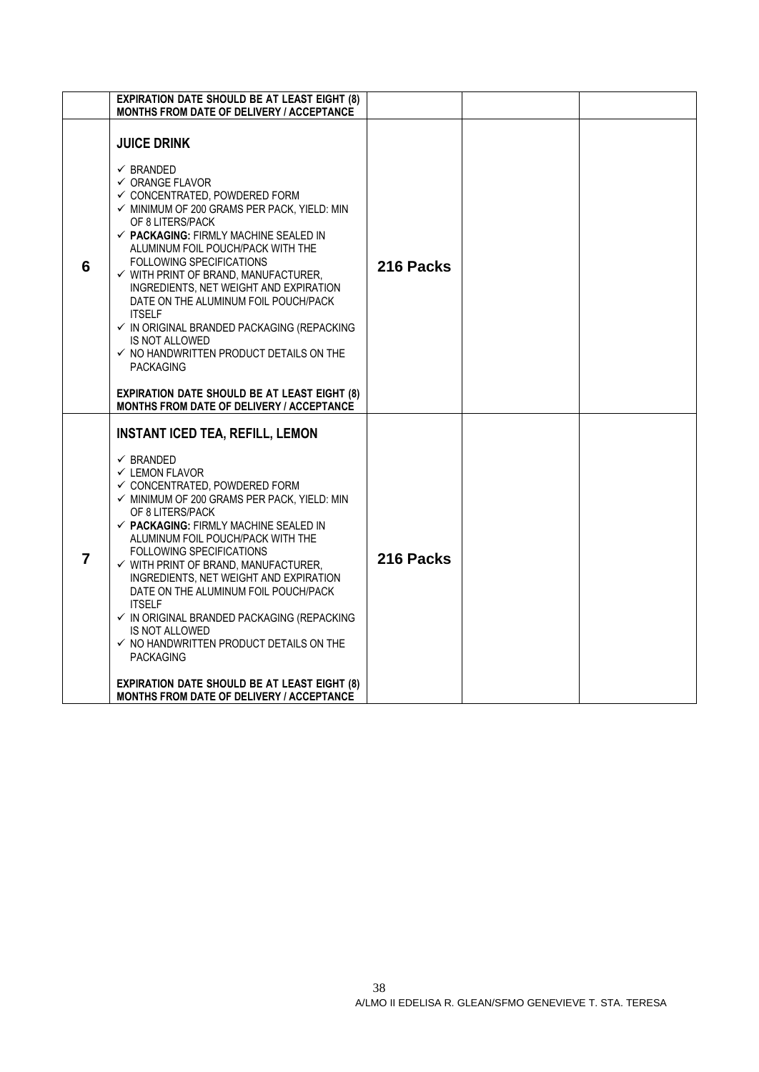| | | | | |
|---|---|---|---|---|
| | **EXPIRATION DATE SHOULD BE AT LEAST EIGHT (8) MONTHS FROM DATE OF DELIVERY / ACCEPTANCE** | | | |
| **6** | **JUICE DRINK**<br><br>✓ BRANDED<br>✓ ORANGE FLAVOR<br>✓ CONCENTRATED, POWDERED FORM<br>✓ MINIMUM OF 200 GRAMS PER PACK, YIELD: MIN OF 8 LITERS/PACK<br>✓ **PACKAGING:** FIRMLY MACHINE SEALED IN ALUMINUM FOIL POUCH/PACK WITH THE FOLLOWING SPECIFICATIONS<br>✓ WITH PRINT OF BRAND, MANUFACTURER, INGREDIENTS, NET WEIGHT AND EXPIRATION DATE ON THE ALUMINUM FOIL POUCH/PACK ITSELF<br>✓ IN ORIGINAL BRANDED PACKAGING (REPACKING IS NOT ALLOWED<br>✓ NO HANDWRITTEN PRODUCT DETAILS ON THE PACKAGING<br><br>**EXPIRATION DATE SHOULD BE AT LEAST EIGHT (8) MONTHS FROM DATE OF DELIVERY / ACCEPTANCE** | **216 Packs** | | |
| **7** | **INSTANT ICED TEA, REFILL, LEMON**<br><br>✓ BRANDED<br>✓ LEMON FLAVOR<br>✓ CONCENTRATED, POWDERED FORM<br>✓ MINIMUM OF 200 GRAMS PER PACK, YIELD: MIN OF 8 LITERS/PACK<br>✓ **PACKAGING:** FIRMLY MACHINE SEALED IN ALUMINUM FOIL POUCH/PACK WITH THE FOLLOWING SPECIFICATIONS<br>✓ WITH PRINT OF BRAND, MANUFACTURER, INGREDIENTS, NET WEIGHT AND EXPIRATION DATE ON THE ALUMINUM FOIL POUCH/PACK ITSELF<br>✓ IN ORIGINAL BRANDED PACKAGING (REPACKING IS NOT ALLOWED<br>✓ NO HANDWRITTEN PRODUCT DETAILS ON THE PACKAGING<br><br>**EXPIRATION DATE SHOULD BE AT LEAST EIGHT (8) MONTHS FROM DATE OF DELIVERY / ACCEPTANCE** | **216 Packs** | | |

A/LMO II EDELISA R. GLEAN/SFMO GENEVIEVE T. STA. TERESA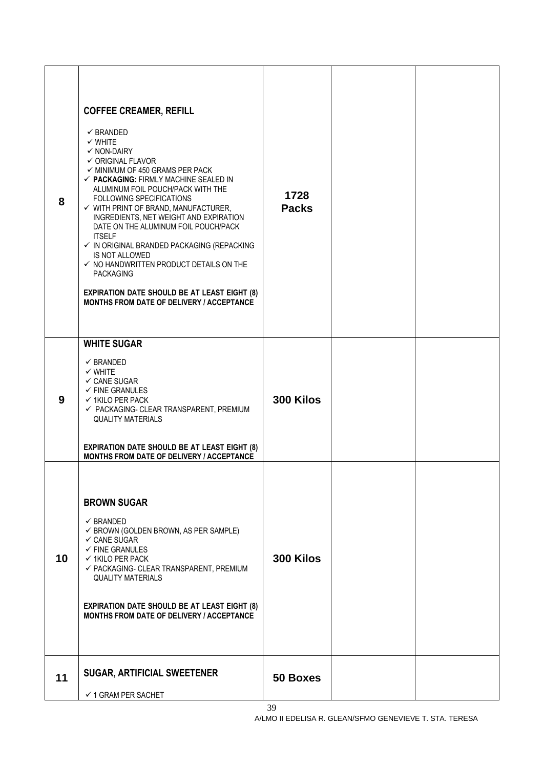| | | | | |
|---|---|---|---|---|
| 8 | **COFFEE CREAMER, REFILL**<br><br>✓ BRANDED<br>✓ WHITE<br>✓ NON-DAIRY<br>✓ ORIGINAL FLAVOR<br>✓ MINIMUM OF 450 GRAMS PER PACK<br>✓ **PACKAGING:** FIRMLY MACHINE SEALED IN ALUMINUM FOIL POUCH/PACK WITH THE FOLLOWING SPECIFICATIONS<br>✓ WITH PRINT OF BRAND, MANUFACTURER, INGREDIENTS, NET WEIGHT AND EXPIRATION DATE ON THE ALUMINUM FOIL POUCH/PACK ITSELF<br>✓ IN ORIGINAL BRANDED PACKAGING (REPACKING IS NOT ALLOWED<br>✓ NO HANDWRITTEN PRODUCT DETAILS ON THE PACKAGING<br><br>**EXPIRATION DATE SHOULD BE AT LEAST EIGHT (8) MONTHS FROM DATE OF DELIVERY / ACCEPTANCE** | **1728 Packs** | | |
| 9 | **WHITE SUGAR**<br><br>✓ BRANDED<br>✓ WHITE<br>✓ CANE SUGAR<br>✓ FINE GRANULES<br>✓ 1KILO PER PACK<br>✓ PACKAGING- CLEAR TRANSPARENT, PREMIUM QUALITY MATERIALS<br><br>**EXPIRATION DATE SHOULD BE AT LEAST EIGHT (8) MONTHS FROM DATE OF DELIVERY / ACCEPTANCE** | **300 Kilos** | | |
| 10 | **BROWN SUGAR**<br><br>✓ BRANDED<br>✓ BROWN (GOLDEN BROWN, AS PER SAMPLE)<br>✓ CANE SUGAR<br>✓ FINE GRANULES<br>✓ 1KILO PER PACK<br>✓ PACKAGING- CLEAR TRANSPARENT, PREMIUM QUALITY MATERIALS<br><br>**EXPIRATION DATE SHOULD BE AT LEAST EIGHT (8) MONTHS FROM DATE OF DELIVERY / ACCEPTANCE** | **300 Kilos** | | |
| 11 | **SUGAR, ARTIFICIAL SWEETENER**<br><br>✓ 1 GRAM PER SACHET | **50 Boxes** | | |

A/LMO II EDELISA R. GLEAN/SFMO GENEVIEVE T. STA. TERESA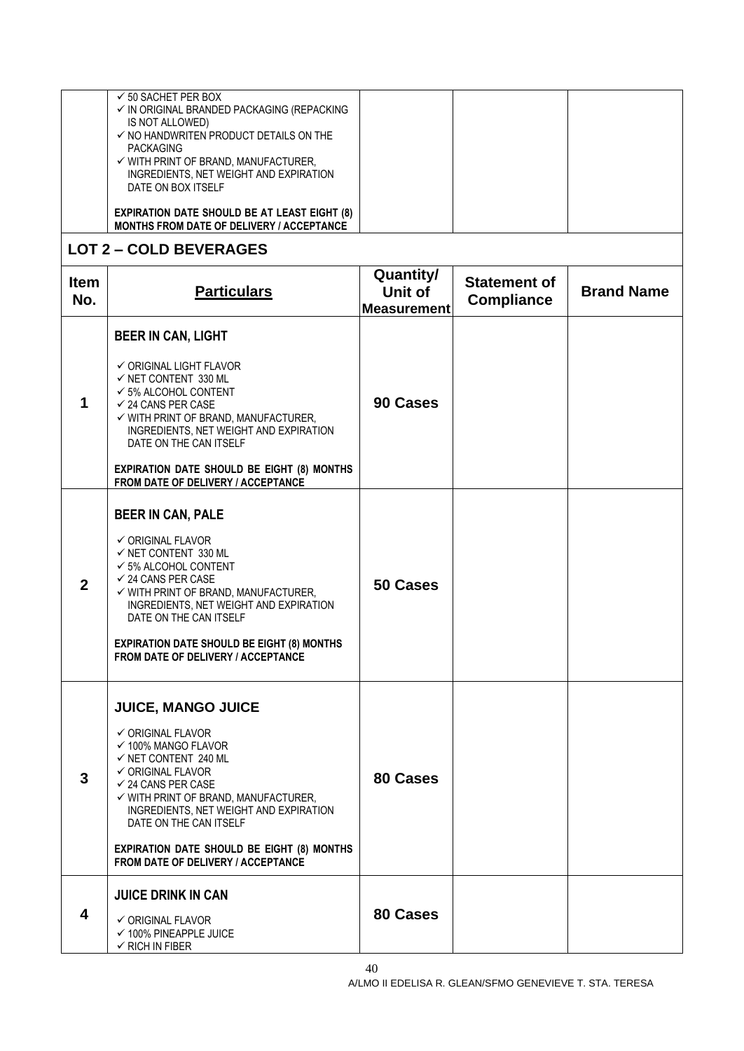| | | | | |
|---|---|---|---|---|
| | ✓ 50 SACHET PER BOX<br>✓ IN ORIGINAL BRANDED PACKAGING (REPACKING IS NOT ALLOWED)<br>✓ NO HANDWRITEN PRODUCT DETAILS ON THE PACKAGING<br>✓ WITH PRINT OF BRAND, MANUFACTURER, INGREDIENTS, NET WEIGHT AND EXPIRATION DATE ON BOX ITSELF<br><br>**EXPIRATION DATE SHOULD BE AT LEAST EIGHT (8) MONTHS FROM DATE OF DELIVERY / ACCEPTANCE** | | | |

## LOT 2 – COLD BEVERAGES

| Item No. | Particulars | Quantity/ Unit of Measurement | Statement of Compliance | Brand Name |
|---|---|---|---|---|
| 1 | **BEER IN CAN, LIGHT**<br><br>✓ ORIGINAL LIGHT FLAVOR<br>✓ NET CONTENT 330 ML<br>✓ 5% ALCOHOL CONTENT<br>✓ 24 CANS PER CASE<br>✓ WITH PRINT OF BRAND, MANUFACTURER, INGREDIENTS, NET WEIGHT AND EXPIRATION DATE ON THE CAN ITSELF<br><br>**EXPIRATION DATE SHOULD BE EIGHT (8) MONTHS FROM DATE OF DELIVERY / ACCEPTANCE** | **90 Cases** | | |
| 2 | **BEER IN CAN, PALE**<br><br>✓ ORIGINAL FLAVOR<br>✓ NET CONTENT 330 ML<br>✓ 5% ALCOHOL CONTENT<br>✓ 24 CANS PER CASE<br>✓ WITH PRINT OF BRAND, MANUFACTURER, INGREDIENTS, NET WEIGHT AND EXPIRATION DATE ON THE CAN ITSELF<br><br>**EXPIRATION DATE SHOULD BE EIGHT (8) MONTHS FROM DATE OF DELIVERY / ACCEPTANCE** | **50 Cases** | | |
| 3 | **JUICE, MANGO JUICE**<br><br>✓ ORIGINAL FLAVOR<br>✓ 100% MANGO FLAVOR<br>✓ NET CONTENT 240 ML<br>✓ ORIGINAL FLAVOR<br>✓ 24 CANS PER CASE<br>✓ WITH PRINT OF BRAND, MANUFACTURER, INGREDIENTS, NET WEIGHT AND EXPIRATION DATE ON THE CAN ITSELF<br><br>**EXPIRATION DATE SHOULD BE EIGHT (8) MONTHS FROM DATE OF DELIVERY / ACCEPTANCE** | **80 Cases** | | |
| 4 | **JUICE DRINK IN CAN**<br><br>✓ ORIGINAL FLAVOR<br>✓ 100% PINEAPPLE JUICE<br>✓ RICH IN FIBER | **80 Cases** | | |

A/LMO II EDELISA R. GLEAN/SFMO GENEVIEVE T. STA. TERESA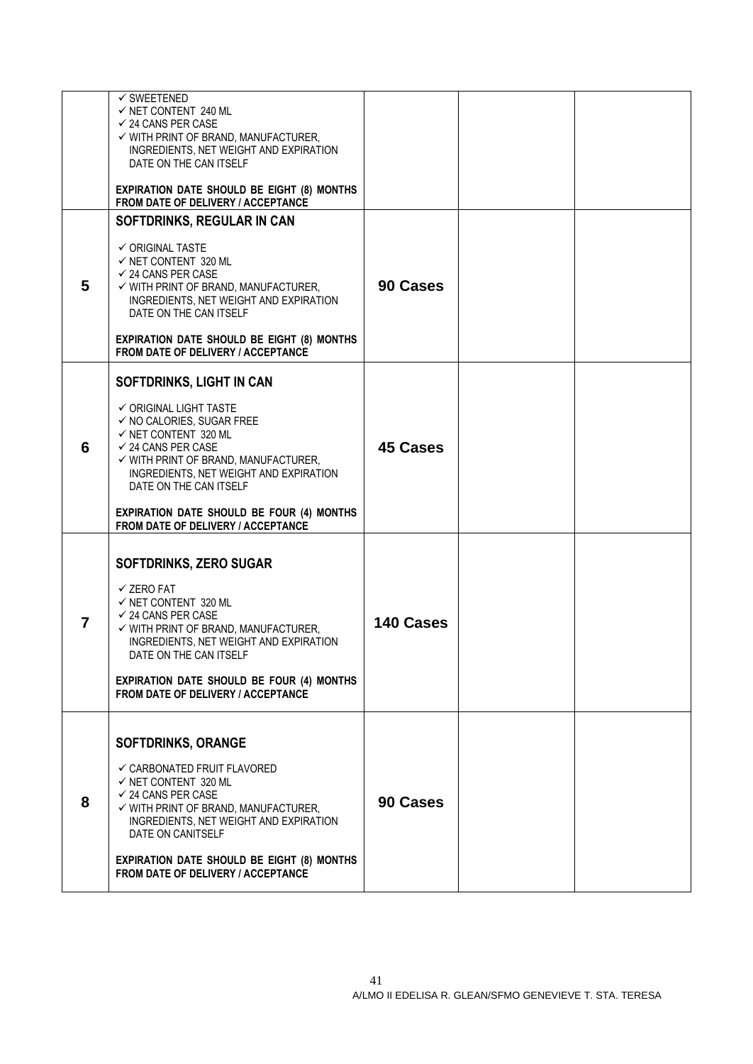| | | | | |
|---|---|---|---|---|
| | ✓ SWEETENED<br>✓ NET CONTENT 240 ML<br>✓ 24 CANS PER CASE<br>✓ WITH PRINT OF BRAND, MANUFACTURER, INGREDIENTS, NET WEIGHT AND EXPIRATION DATE ON THE CAN ITSELF<br><br>**EXPIRATION DATE SHOULD BE EIGHT (8) MONTHS FROM DATE OF DELIVERY / ACCEPTANCE** | | | |
| **5** | **SOFTDRINKS, REGULAR IN CAN**<br><br>✓ ORIGINAL TASTE<br>✓ NET CONTENT 320 ML<br>✓ 24 CANS PER CASE<br>✓ WITH PRINT OF BRAND, MANUFACTURER, INGREDIENTS, NET WEIGHT AND EXPIRATION DATE ON THE CAN ITSELF<br><br>**EXPIRATION DATE SHOULD BE EIGHT (8) MONTHS FROM DATE OF DELIVERY / ACCEPTANCE** | **90 Cases** | | |
| **6** | **SOFTDRINKS, LIGHT IN CAN**<br><br>✓ ORIGINAL LIGHT TASTE<br>✓ NO CALORIES, SUGAR FREE<br>✓ NET CONTENT 320 ML<br>✓ 24 CANS PER CASE<br>✓ WITH PRINT OF BRAND, MANUFACTURER, INGREDIENTS, NET WEIGHT AND EXPIRATION DATE ON THE CAN ITSELF<br><br>**EXPIRATION DATE SHOULD BE FOUR (4) MONTHS FROM DATE OF DELIVERY / ACCEPTANCE** | **45 Cases** | | |
| **7** | **SOFTDRINKS, ZERO SUGAR**<br><br>✓ ZERO FAT<br>✓ NET CONTENT 320 ML<br>✓ 24 CANS PER CASE<br>✓ WITH PRINT OF BRAND, MANUFACTURER, INGREDIENTS, NET WEIGHT AND EXPIRATION DATE ON THE CAN ITSELF<br><br>**EXPIRATION DATE SHOULD BE FOUR (4) MONTHS FROM DATE OF DELIVERY / ACCEPTANCE** | **140 Cases** | | |
| **8** | **SOFTDRINKS, ORANGE**<br><br>✓ CARBONATED FRUIT FLAVORED<br>✓ NET CONTENT 320 ML<br>✓ 24 CANS PER CASE<br>✓ WITH PRINT OF BRAND, MANUFACTURER, INGREDIENTS, NET WEIGHT AND EXPIRATION DATE ON CANITSELF<br><br>**EXPIRATION DATE SHOULD BE EIGHT (8) MONTHS FROM DATE OF DELIVERY / ACCEPTANCE** | **90 Cases** | | |

A/LMO II EDELISA R. GLEAN/SFMO GENEVIEVE T. STA. TERESA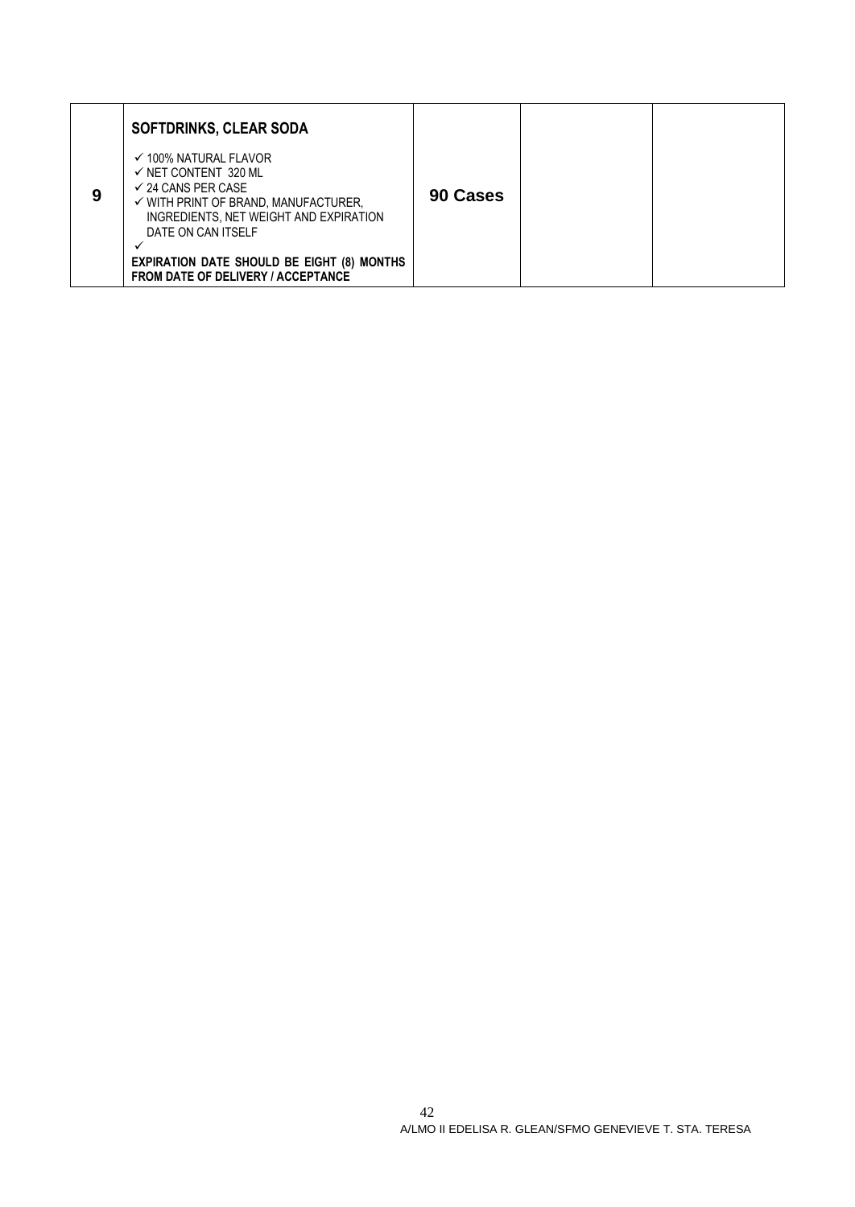| | | | | |
|---|---|---|---|---|
| **9** | **SOFTDRINKS, CLEAR SODA**<br>✓ 100% NATURAL FLAVOR<br>✓ NET CONTENT 320 ML<br>✓ 24 CANS PER CASE<br>✓ WITH PRINT OF BRAND, MANUFACTURER, INGREDIENTS, NET WEIGHT AND EXPIRATION DATE ON CAN ITSELF<br>✓<br>**EXPIRATION DATE SHOULD BE EIGHT (8) MONTHS FROM DATE OF DELIVERY / ACCEPTANCE** | **90 Cases** | | |

A/LMO II EDELISA R. GLEAN/SFMO GENEVIEVE T. STA. TERESA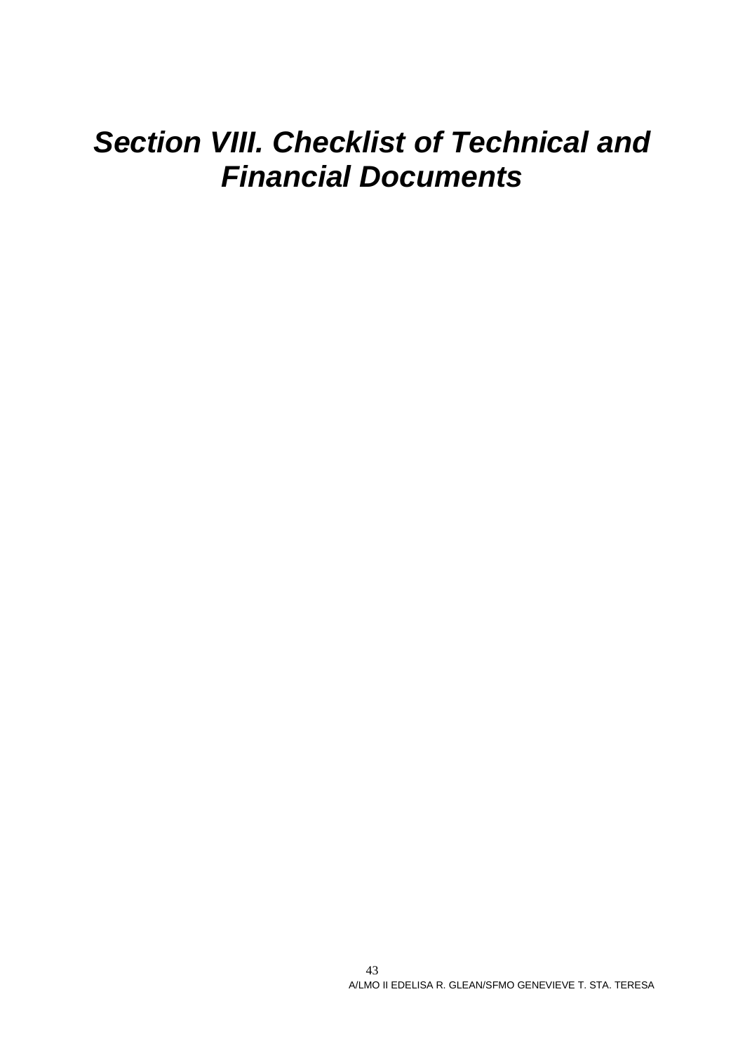# *Section VIII. Checklist of Technical and Financial Documents*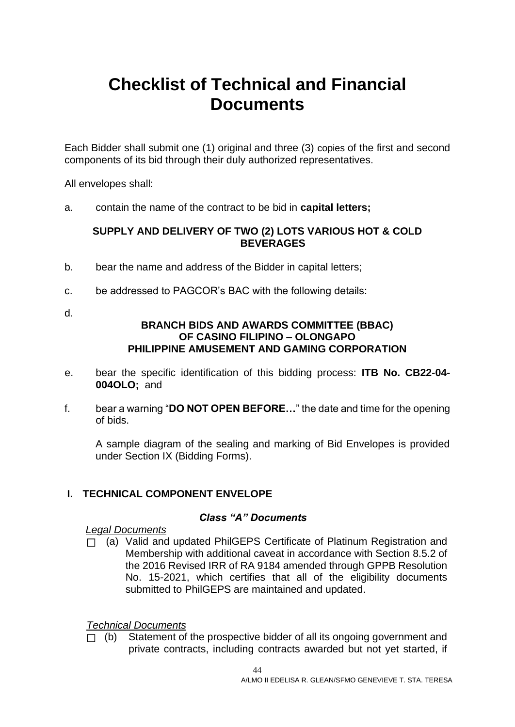# Checklist of Technical and Financial Documents

Each Bidder shall submit one (1) original and three (3) copies of the first and second components of its bid through their duly authorized representatives.

All envelopes shall:

a. contain the name of the contract to be bid in **capital letters;**

**SUPPLY AND DELIVERY OF TWO (2) LOTS VARIOUS HOT & COLD BEVERAGES**

b. bear the name and address of the Bidder in capital letters;

c. be addressed to PAGCOR's BAC with the following details:

d.

**BRANCH BIDS AND AWARDS COMMITTEE (BBAC)**
**OF CASINO FILIPINO – OLONGAPO**
**PHILIPPINE AMUSEMENT AND GAMING CORPORATION**

e. bear the specific identification of this bidding process: **ITB No. CB22-04-004OLO;** and

f. bear a warning "**DO NOT OPEN BEFORE…**" the date and time for the opening of bids.

A sample diagram of the sealing and marking of Bid Envelopes is provided under Section IX (Bidding Forms).

## I. TECHNICAL COMPONENT ENVELOPE

***Class "A" Documents***

*Legal Documents*

☐ (a) Valid and updated PhilGEPS Certificate of Platinum Registration and Membership with additional caveat in accordance with Section 8.5.2 of the 2016 Revised IRR of RA 9184 amended through GPPB Resolution No. 15-2021, which certifies that all of the eligibility documents submitted to PhilGEPS are maintained and updated.

*Technical Documents*

☐ (b) Statement of the prospective bidder of all its ongoing government and private contracts, including contracts awarded but not yet started, if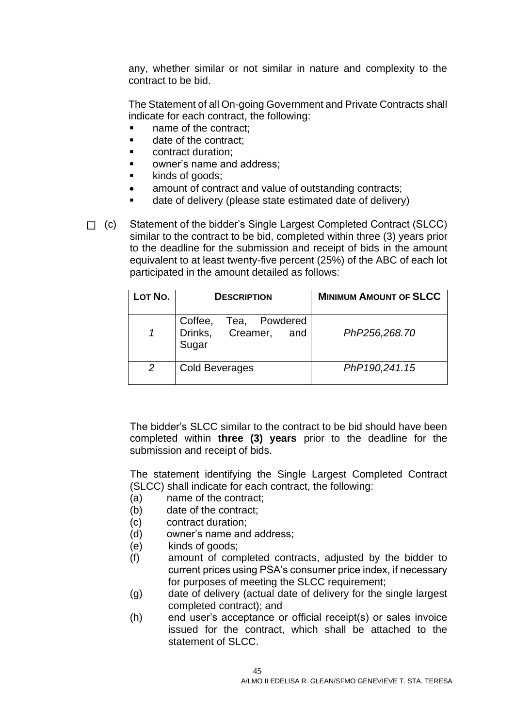any, whether similar or not similar in nature and complexity to the contract to be bid.

The Statement of all On-going Government and Private Contracts shall indicate for each contract, the following:

- name of the contract;
- date of the contract;
- contract duration;
- owner's name and address;
- kinds of goods;
- amount of contract and value of outstanding contracts;
- date of delivery (please state estimated date of delivery)

☐ (c) Statement of the bidder's Single Largest Completed Contract (SLCC) similar to the contract to be bid, completed within three (3) years prior to the deadline for the submission and receipt of bids in the amount equivalent to at least twenty-five percent (25%) of the ABC of each lot participated in the amount detailed as follows:

| LOT NO. | DESCRIPTION | MINIMUM AMOUNT OF SLCC |
|---|---|---|
| *1* | Coffee, Tea, Powdered Drinks, Creamer, and Sugar | *PhP256,268.70* |
| *2* | Cold Beverages | *PhP190,241.15* |

The bidder's SLCC similar to the contract to be bid should have been completed within **three (3) years** prior to the deadline for the submission and receipt of bids.

The statement identifying the Single Largest Completed Contract (SLCC) shall indicate for each contract, the following:

(a) name of the contract;
(b) date of the contract;
(c) contract duration;
(d) owner's name and address;
(e) kinds of goods;
(f) amount of completed contracts, adjusted by the bidder to current prices using PSA's consumer price index, if necessary for purposes of meeting the SLCC requirement;
(g) date of delivery (actual date of delivery for the single largest completed contract); and
(h) end user's acceptance or official receipt(s) or sales invoice issued for the contract, which shall be attached to the statement of SLCC.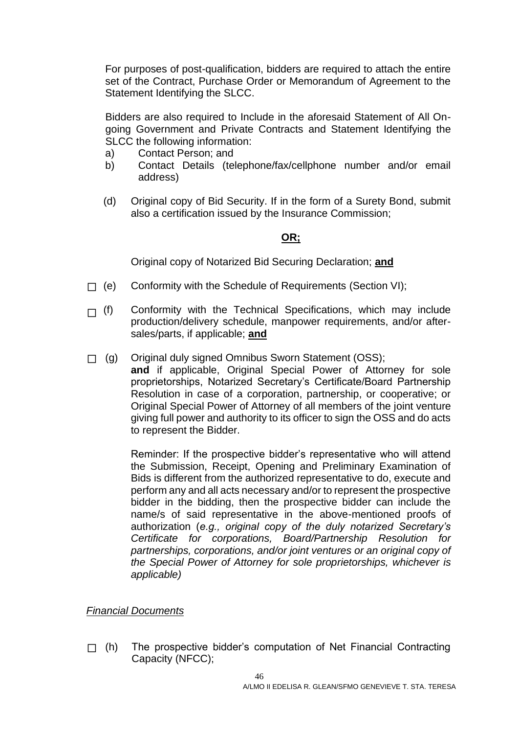For purposes of post-qualification, bidders are required to attach the entire set of the Contract, Purchase Order or Memorandum of Agreement to the Statement Identifying the SLCC.

Bidders are also required to Include in the aforesaid Statement of All On-going Government and Private Contracts and Statement Identifying the SLCC the following information:

a) Contact Person; and
b) Contact Details (telephone/fax/cellphone number and/or email address)

(d) Original copy of Bid Security. If in the form of a Surety Bond, submit also a certification issued by the Insurance Commission;

**OR;**

Original copy of Notarized Bid Securing Declaration; **and**

☐ (e) Conformity with the Schedule of Requirements (Section VI);

☐ (f) Conformity with the Technical Specifications, which may include production/delivery schedule, manpower requirements, and/or after-sales/parts, if applicable; **and**

☐ (g) Original duly signed Omnibus Sworn Statement (OSS); **and** if applicable, Original Special Power of Attorney for sole proprietorships, Notarized Secretary's Certificate/Board Partnership Resolution in case of a corporation, partnership, or cooperative; or Original Special Power of Attorney of all members of the joint venture giving full power and authority to its officer to sign the OSS and do acts to represent the Bidder.

Reminder: If the prospective bidder's representative who will attend the Submission, Receipt, Opening and Preliminary Examination of Bids is different from the authorized representative to do, execute and perform any and all acts necessary and/or to represent the prospective bidder in the bidding, then the prospective bidder can include the name/s of said representative in the above-mentioned proofs of authorization (*e.g., original copy of the duly notarized Secretary's Certificate for corporations, Board/Partnership Resolution for partnerships, corporations, and/or joint ventures or an original copy of the Special Power of Attorney for sole proprietorships, whichever is applicable)*

*Financial Documents*

☐ (h) The prospective bidder's computation of Net Financial Contracting Capacity (NFCC);

A/LMO II EDELISA R. GLEAN/SFMO GENEVIEVE T. STA. TERESA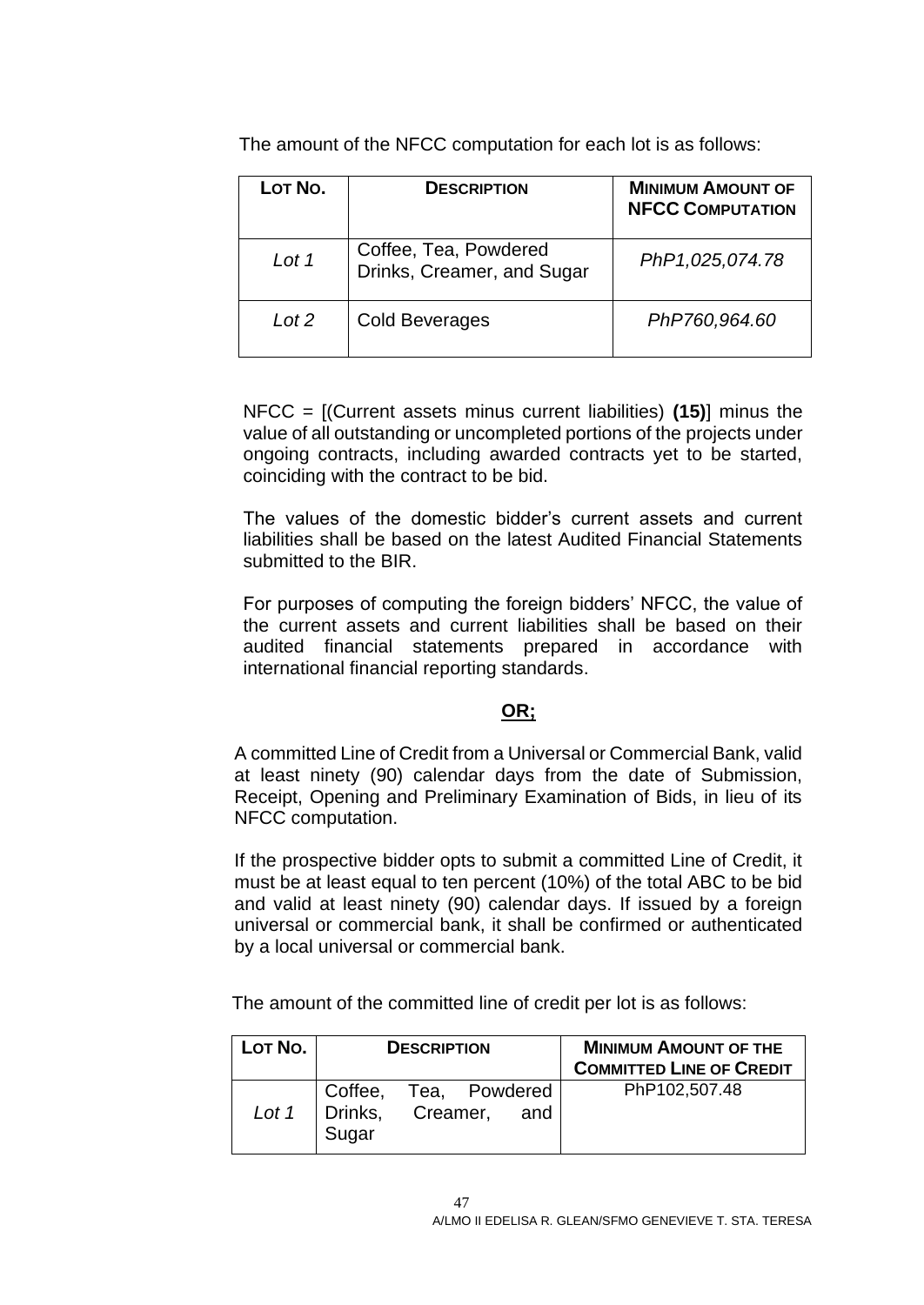The amount of the NFCC computation for each lot is as follows:

| LOT NO. | DESCRIPTION | MINIMUM AMOUNT OF NFCC COMPUTATION |
|---|---|---|
| *Lot 1* | Coffee, Tea, Powdered Drinks, Creamer, and Sugar | *PhP1,025,074.78* |
| *Lot 2* | Cold Beverages | *PhP760,964.60* |

NFCC = [(Current assets minus current liabilities) **(15)**] minus the value of all outstanding or uncompleted portions of the projects under ongoing contracts, including awarded contracts yet to be started, coinciding with the contract to be bid.

The values of the domestic bidder's current assets and current liabilities shall be based on the latest Audited Financial Statements submitted to the BIR.

For purposes of computing the foreign bidders' NFCC, the value of the current assets and current liabilities shall be based on their audited financial statements prepared in accordance with international financial reporting standards.

**OR;**

A committed Line of Credit from a Universal or Commercial Bank, valid at least ninety (90) calendar days from the date of Submission, Receipt, Opening and Preliminary Examination of Bids, in lieu of its NFCC computation.

If the prospective bidder opts to submit a committed Line of Credit, it must be at least equal to ten percent (10%) of the total ABC to be bid and valid at least ninety (90) calendar days. If issued by a foreign universal or commercial bank, it shall be confirmed or authenticated by a local universal or commercial bank.

The amount of the committed line of credit per lot is as follows:

| LOT NO. | DESCRIPTION | MINIMUM AMOUNT OF THE COMMITTED LINE OF CREDIT |
|---|---|---|
| *Lot 1* | Coffee, Tea, Powdered Drinks, Creamer, and Sugar | PhP102,507.48 |

A/LMO II EDELISA R. GLEAN/SFMO GENEVIEVE T. STA. TERESA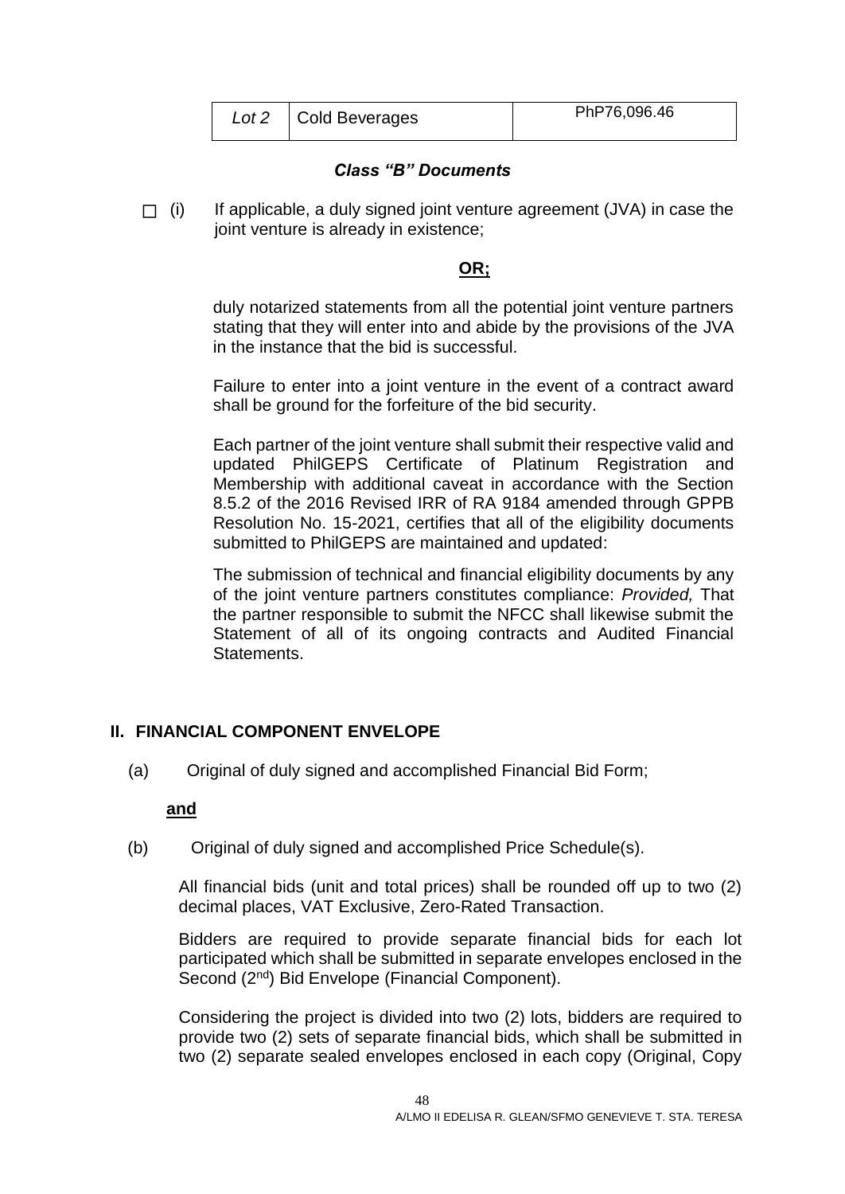| Lot 2 | Cold Beverages | PhP76,096.46 |
|---|---|---|

***Class "B" Documents***

☐ (i) If applicable, a duly signed joint venture agreement (JVA) in case the joint venture is already in existence;

**OR;**

duly notarized statements from all the potential joint venture partners stating that they will enter into and abide by the provisions of the JVA in the instance that the bid is successful.

Failure to enter into a joint venture in the event of a contract award shall be ground for the forfeiture of the bid security.

Each partner of the joint venture shall submit their respective valid and updated PhilGEPS Certificate of Platinum Registration and Membership with additional caveat in accordance with the Section 8.5.2 of the 2016 Revised IRR of RA 9184 amended through GPPB Resolution No. 15-2021, certifies that all of the eligibility documents submitted to PhilGEPS are maintained and updated:

The submission of technical and financial eligibility documents by any of the joint venture partners constitutes compliance: *Provided,* That the partner responsible to submit the NFCC shall likewise submit the Statement of all of its ongoing contracts and Audited Financial Statements.

## II. FINANCIAL COMPONENT ENVELOPE

(a) Original of duly signed and accomplished Financial Bid Form;

**and**

(b) Original of duly signed and accomplished Price Schedule(s).

All financial bids (unit and total prices) shall be rounded off up to two (2) decimal places, VAT Exclusive, Zero-Rated Transaction.

Bidders are required to provide separate financial bids for each lot participated which shall be submitted in separate envelopes enclosed in the Second (2nd) Bid Envelope (Financial Component).

Considering the project is divided into two (2) lots, bidders are required to provide two (2) sets of separate financial bids, which shall be submitted in two (2) separate sealed envelopes enclosed in each copy (Original, Copy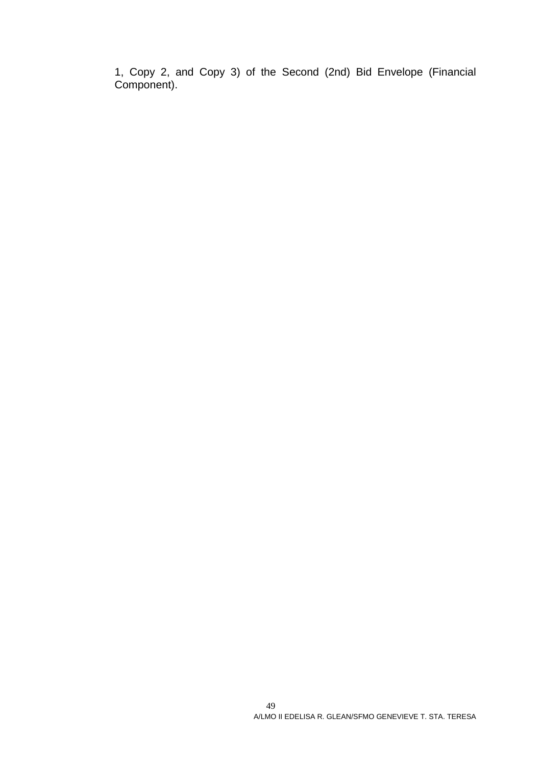1, Copy 2, and Copy 3) of the Second (2nd) Bid Envelope (Financial Component).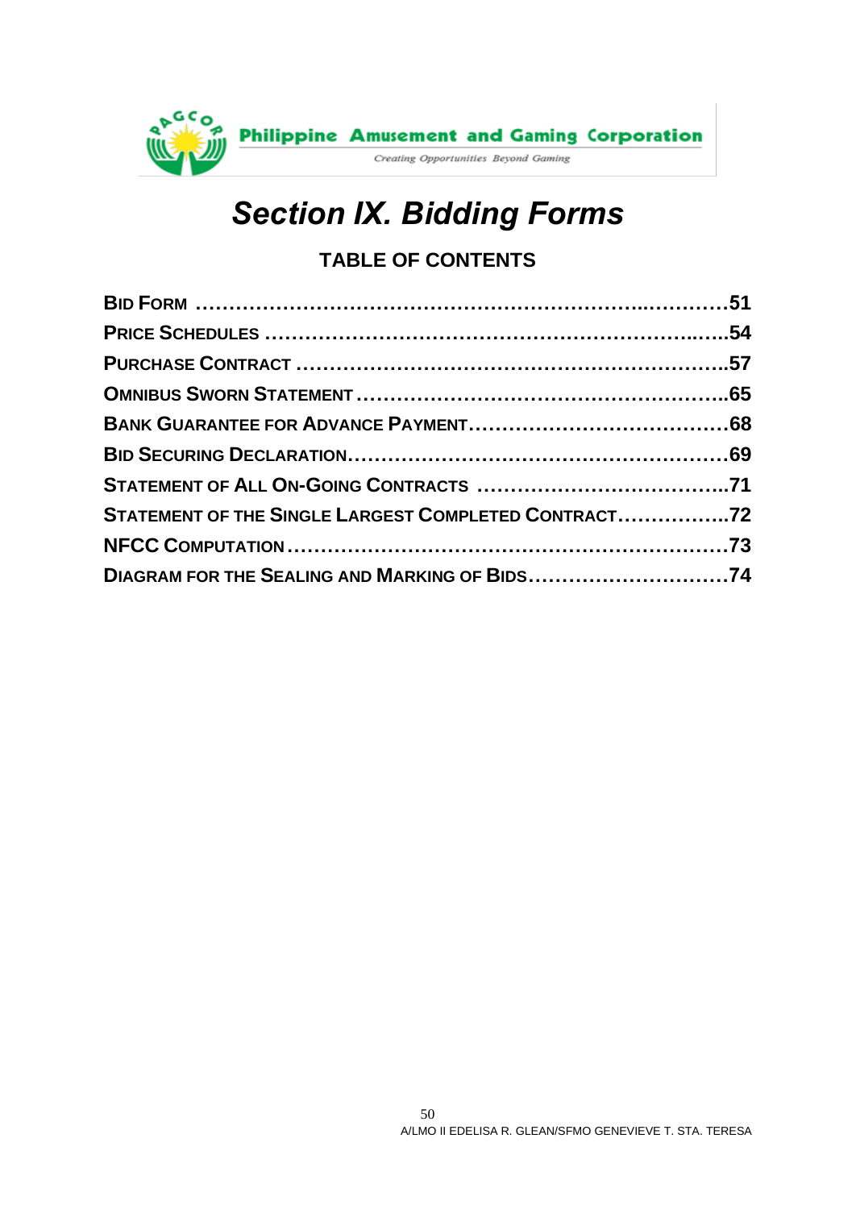# Section IX. Bidding Forms

## TABLE OF CONTENTS

- **BID FORM** ..........51
- **PRICE SCHEDULES** ..........54
- **PURCHASE CONTRACT** ..........57
- **OMNIBUS SWORN STATEMENT** ..........65
- **BANK GUARANTEE FOR ADVANCE PAYMENT** ..........68
- **BID SECURING DECLARATION** ..........69
- **STATEMENT OF ALL ON-GOING CONTRACTS** ..........71
- **STATEMENT OF THE SINGLE LARGEST COMPLETED CONTRACT** ..........72
- **NFCC COMPUTATION** ..........73
- **DIAGRAM FOR THE SEALING AND MARKING OF BIDS** ..........74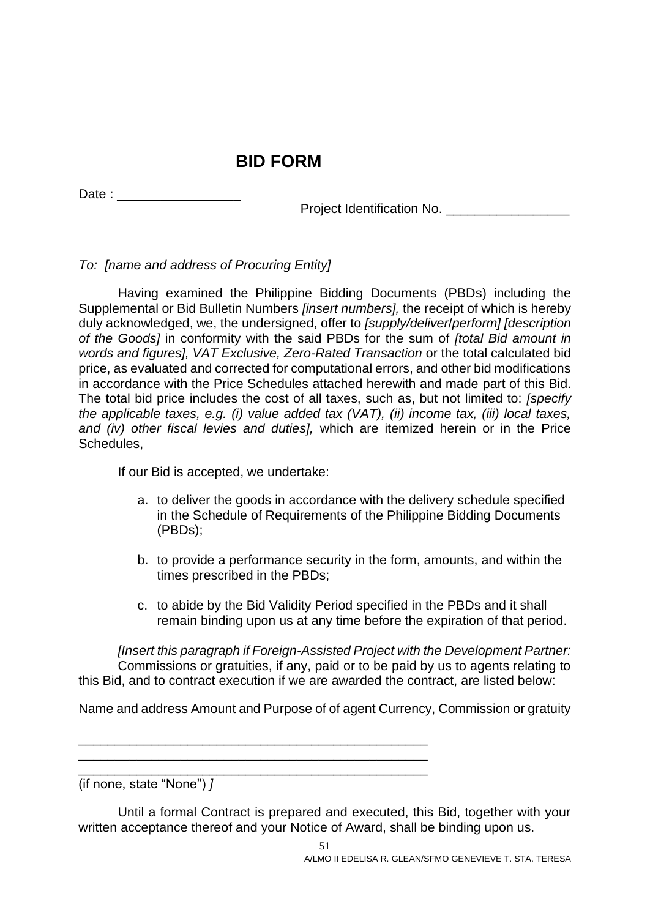# BID FORM

Date : _________________

Project Identification No. _________________

*To: [name and address of Procuring Entity]*

Having examined the Philippine Bidding Documents (PBDs) including the Supplemental or Bid Bulletin Numbers *[insert numbers],* the receipt of which is hereby duly acknowledged, we, the undersigned, offer to *[supply/deliver/perform] [description of the Goods]* in conformity with the said PBDs for the sum of *[total Bid amount in words and figures], VAT Exclusive, Zero-Rated Transaction* or the total calculated bid price, as evaluated and corrected for computational errors, and other bid modifications in accordance with the Price Schedules attached herewith and made part of this Bid. The total bid price includes the cost of all taxes, such as, but not limited to: *[specify the applicable taxes, e.g. (i) value added tax (VAT), (ii) income tax, (iii) local taxes, and (iv) other fiscal levies and duties],* which are itemized herein or in the Price Schedules,

If our Bid is accepted, we undertake:

a. to deliver the goods in accordance with the delivery schedule specified in the Schedule of Requirements of the Philippine Bidding Documents (PBDs);

b. to provide a performance security in the form, amounts, and within the times prescribed in the PBDs;

c. to abide by the Bid Validity Period specified in the PBDs and it shall remain binding upon us at any time before the expiration of that period.

*[Insert this paragraph if Foreign-Assisted Project with the Development Partner:*
Commissions or gratuities, if any, paid or to be paid by us to agents relating to this Bid, and to contract execution if we are awarded the contract, are listed below:

Name and address Amount and Purpose of of agent Currency, Commission or gratuity

_________________________________________________
_________________________________________________
_________________________________________________
(if none, state "None") *]*

Until a formal Contract is prepared and executed, this Bid, together with your written acceptance thereof and your Notice of Award, shall be binding upon us.

A/LMO II EDELISA R. GLEAN/SFMO GENEVIEVE T. STA. TERESA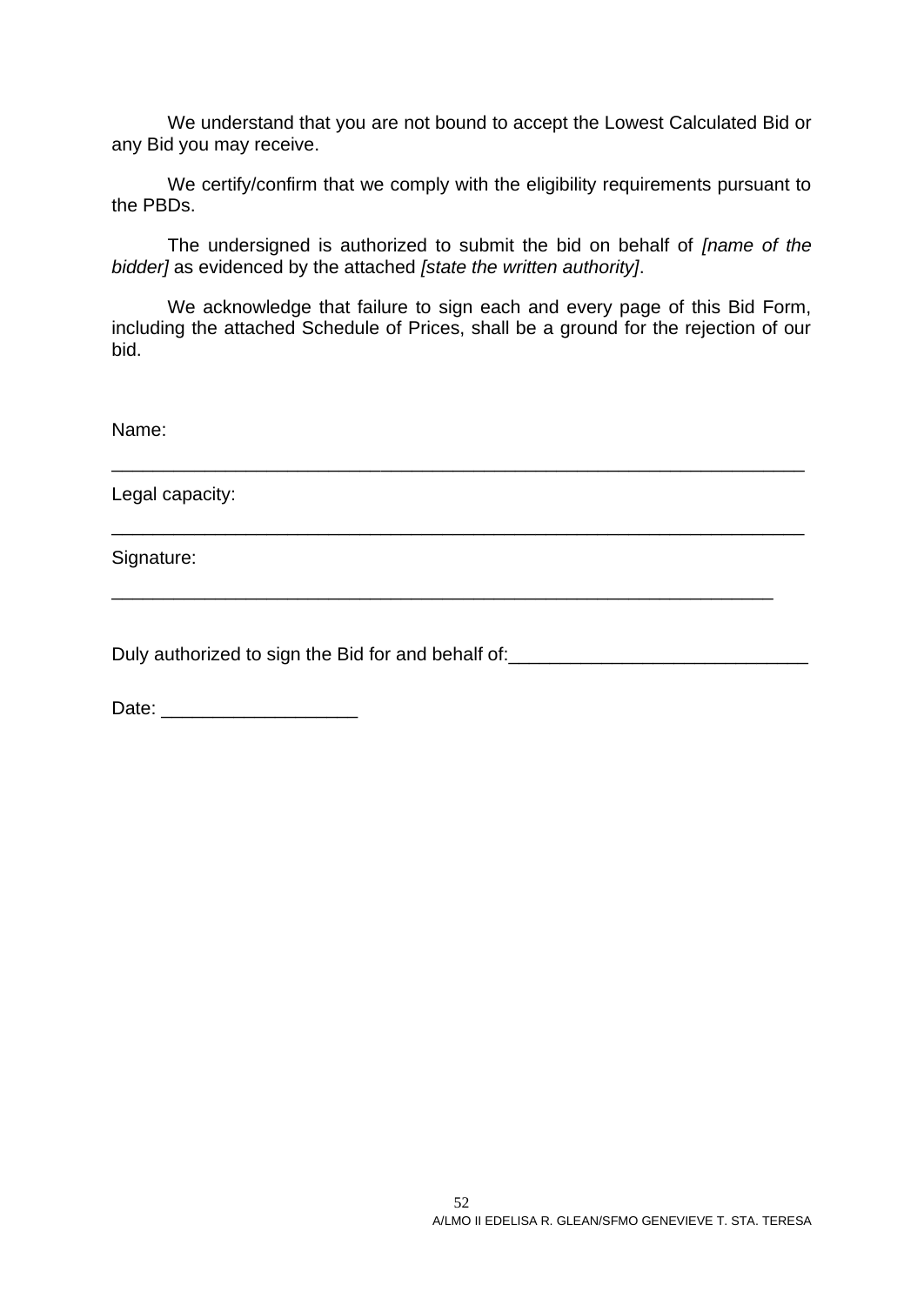We understand that you are not bound to accept the Lowest Calculated Bid or any Bid you may receive.

We certify/confirm that we comply with the eligibility requirements pursuant to the PBDs.

The undersigned is authorized to submit the bid on behalf of *[name of the bidder]* as evidenced by the attached *[state the written authority]*.

We acknowledge that failure to sign each and every page of this Bid Form, including the attached Schedule of Prices, shall be a ground for the rejection of our bid.

Name:

_______________________________________________________________

Legal capacity:

_______________________________________________________________

Signature:

____________________________________________________________

Duly authorized to sign the Bid for and behalf of:____________________________

Date: ___________________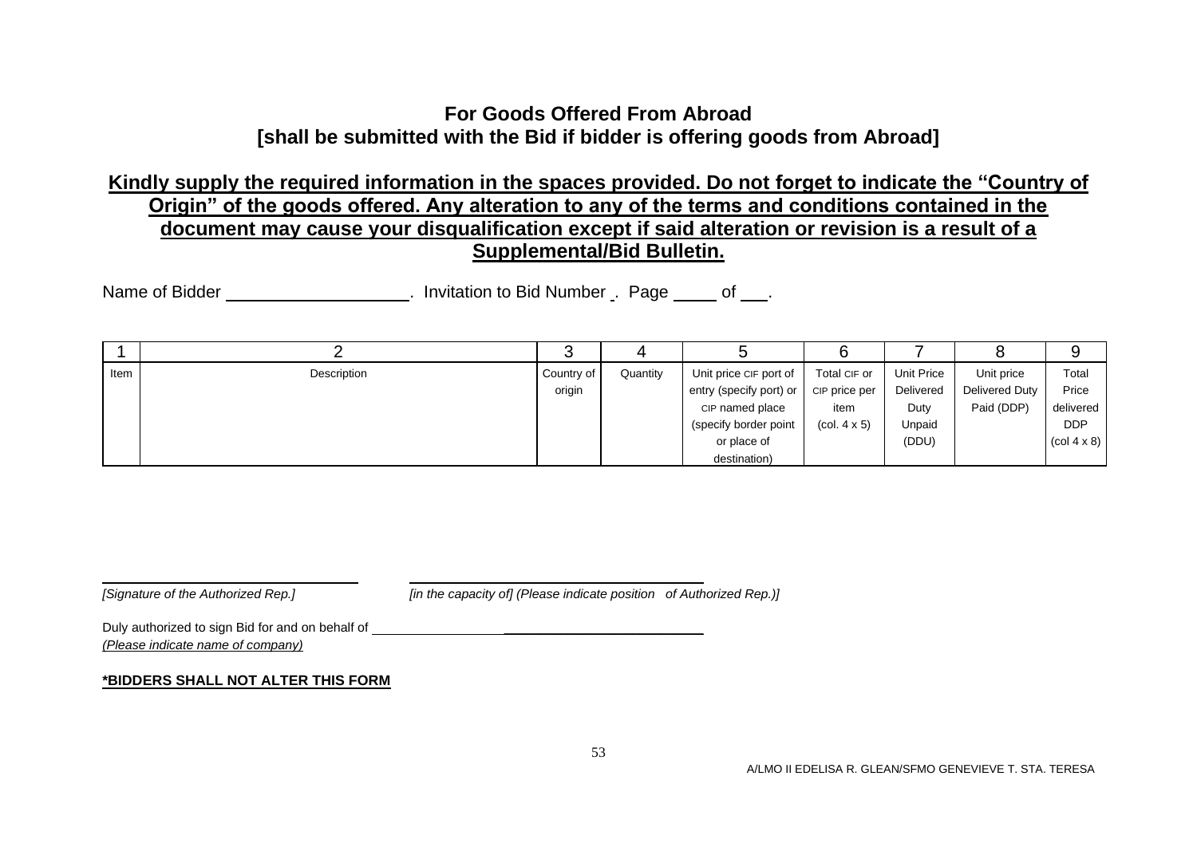## For Goods Offered From Abroad
## [shall be submitted with the Bid if bidder is offering goods from Abroad]

**Kindly supply the required information in the spaces provided. Do not forget to indicate the "Country of Origin" of the goods offered. Any alteration to any of the terms and conditions contained in the document may cause your disqualification except if said alteration or revision is a result of a Supplemental/Bid Bulletin.**

Name of Bidder ___________________. Invitation to Bid Number _. Page _____ of ___.

| 1 | 2 | 3 | 4 | 5 | 6 | 7 | 8 | 9 |
|---|---|---|---|---|---|---|---|---|
| Item | Description | Country of origin | Quantity | Unit price CIF port of entry (specify port) or CIP named place (specify border point or place of destination) | Total CIF or CIP price per item (col. 4 x 5) | Unit Price Delivered Duty Unpaid (DDU) | Unit price Delivered Duty Paid (DDP) | Total Price delivered DDP (col 4 x 8) |

_______________________________ &nbsp;&nbsp;&nbsp;&nbsp; _______________________________

*[Signature of the Authorized Rep.]* &nbsp;&nbsp;&nbsp;&nbsp; *[in the capacity of] (Please indicate position of Authorized Rep.)]*

Duly authorized to sign Bid for and on behalf of ___________________________________

*(Please indicate name of company)*

**\*BIDDERS SHALL NOT ALTER THIS FORM**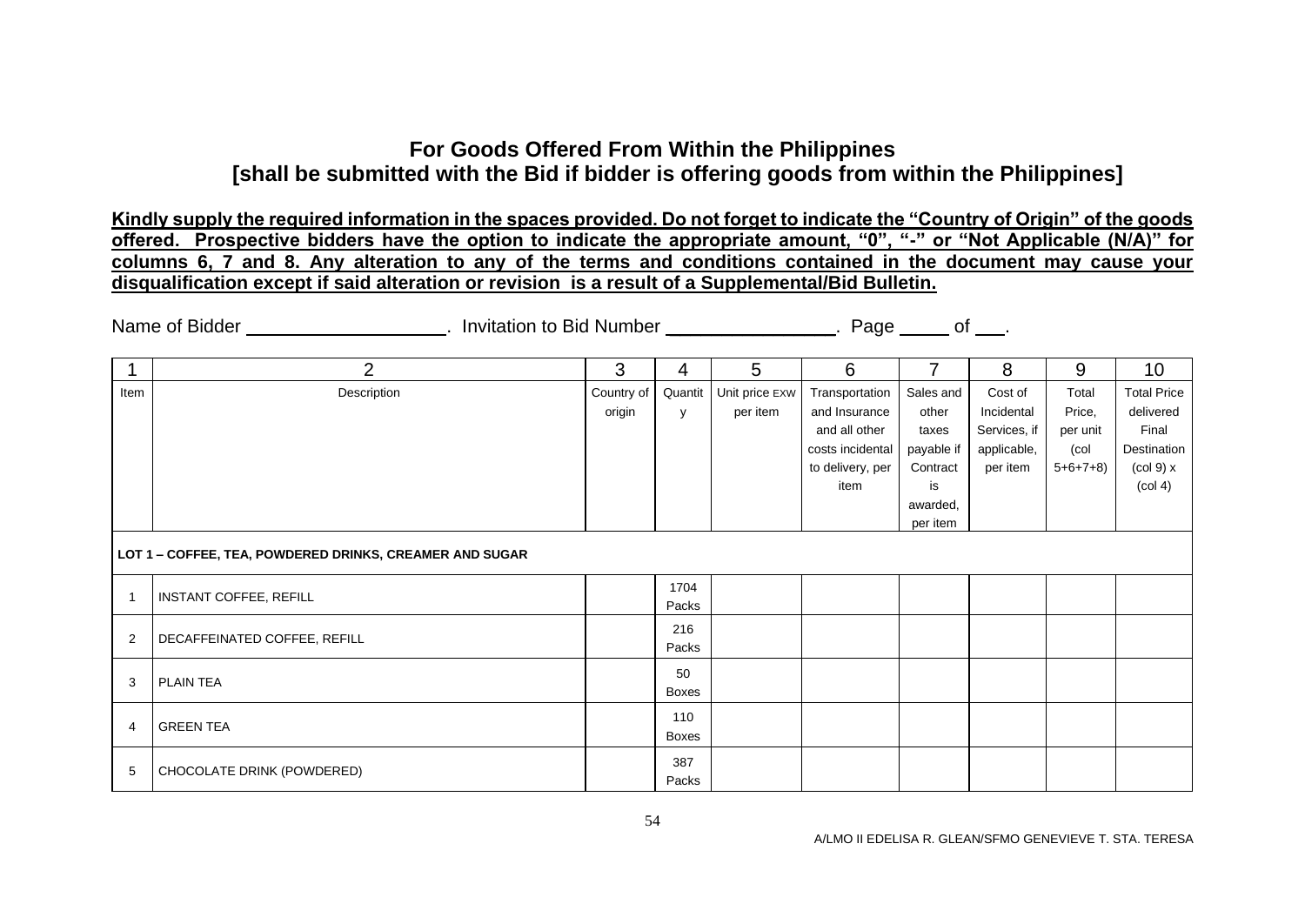## For Goods Offered From Within the Philippines

## [shall be submitted with the Bid if bidder is offering goods from within the Philippines]

**Kindly supply the required information in the spaces provided. Do not forget to indicate the "Country of Origin" of the goods offered. Prospective bidders have the option to indicate the appropriate amount, "0", "-" or "Not Applicable (N/A)" for columns 6, 7 and 8. Any alteration to any of the terms and conditions contained in the document may cause your disqualification except if said alteration or revision is a result of a Supplemental/Bid Bulletin.**

Name of Bidder ___________________. Invitation to Bid Number ________________. Page _____ of ___.

| 1 | 2 | 3 | 4 | 5 | 6 | 7 | 8 | 9 | 10 |
|---|---|---|---|---|---|---|---|---|---|
| Item | Description | Country of origin | Quantity | Unit price EXW per item | Transportation and Insurance and all other costs incidental to delivery, per item | Sales and other taxes payable if Contract is awarded, per item | Cost of Incidental Services, if applicable, per item | Total Price, per unit (col 5+6+7+8) | Total Price delivered Final Destination (col 9) x (col 4) |
| **LOT 1 – COFFEE, TEA, POWDERED DRINKS, CREAMER AND SUGAR** | | | | | | | | | |
| 1 | INSTANT COFFEE, REFILL | | 1704 Packs | | | | | | |
| 2 | DECAFFEINATED COFFEE, REFILL | | 216 Packs | | | | | | |
| 3 | PLAIN TEA | | 50 Boxes | | | | | | |
| 4 | GREEN TEA | | 110 Boxes | | | | | | |
| 5 | CHOCOLATE DRINK (POWDERED) | | 387 Packs | | | | | | |

A/LMO II EDELISA R. GLEAN/SFMO GENEVIEVE T. STA. TERESA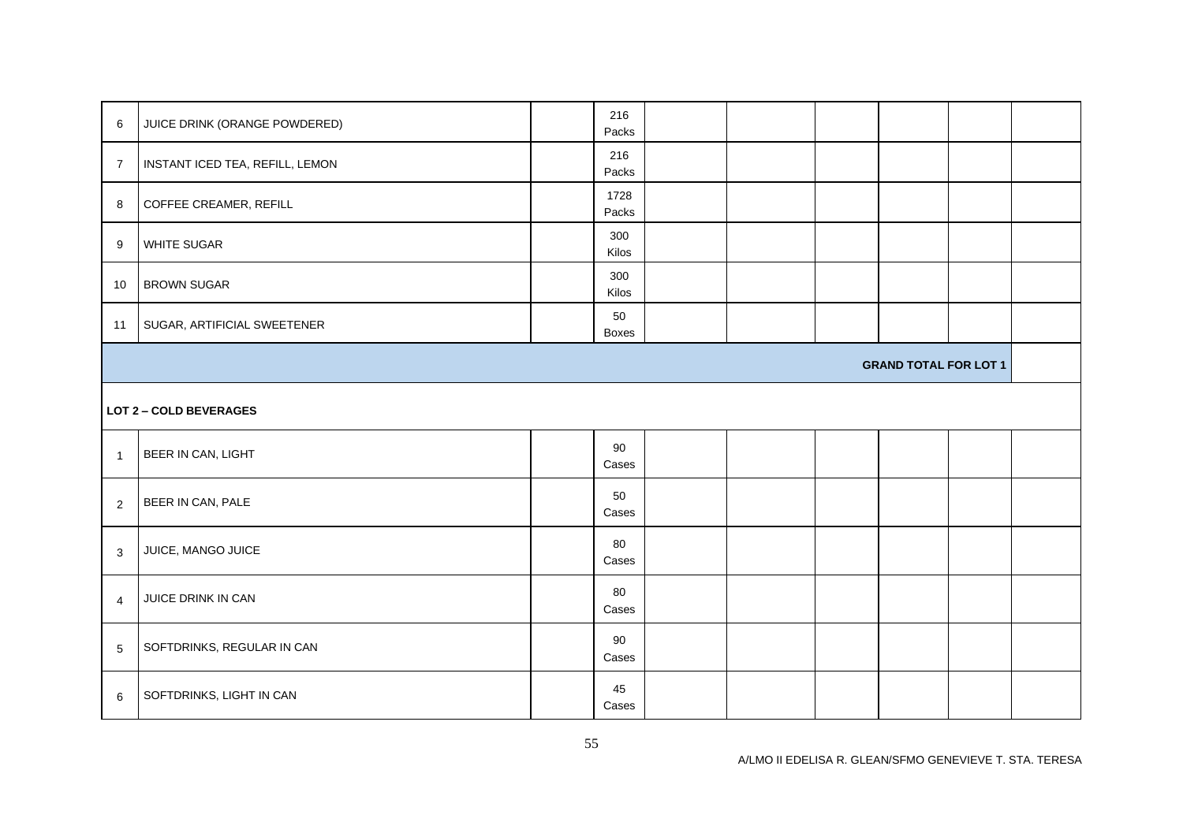| | | | | | | | | | |
|---|---|---|---|---|---|---|---|---|---|
| 6 | JUICE DRINK (ORANGE POWDERED) | | 216 Packs | | | | | | |
| 7 | INSTANT ICED TEA, REFILL, LEMON | | 216 Packs | | | | | | |
| 8 | COFFEE CREAMER, REFILL | | 1728 Packs | | | | | | |
| 9 | WHITE SUGAR | | 300 Kilos | | | | | | |
| 10 | BROWN SUGAR | | 300 Kilos | | | | | | |
| 11 | SUGAR, ARTIFICIAL SWEETENER | | 50 Boxes | | | | | | |
| | | | | | | | **GRAND TOTAL FOR LOT 1** | | |
| | **LOT 2 – COLD BEVERAGES** | | | | | | | | |
| 1 | BEER IN CAN, LIGHT | | 90 Cases | | | | | | |
| 2 | BEER IN CAN, PALE | | 50 Cases | | | | | | |
| 3 | JUICE, MANGO JUICE | | 80 Cases | | | | | | |
| 4 | JUICE DRINK IN CAN | | 80 Cases | | | | | | |
| 5 | SOFTDRINKS, REGULAR IN CAN | | 90 Cases | | | | | | |
| 6 | SOFTDRINKS, LIGHT IN CAN | | 45 Cases | | | | | | |

A/LMO II EDELISA R. GLEAN/SFMO GENEVIEVE T. STA. TERESA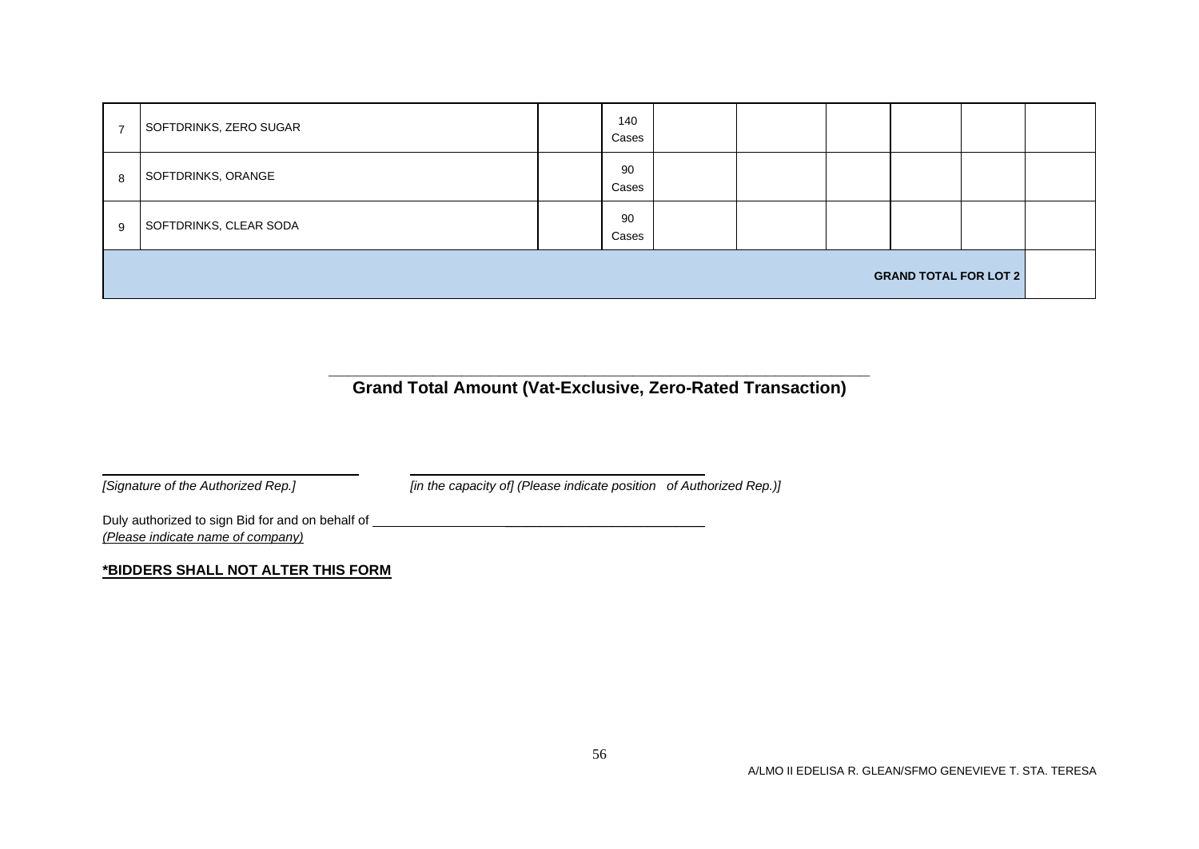| | | | | | | | | | |
|---|---|---|---|---|---|---|---|---|---|
| 7 | SOFTDRINKS, ZERO SUGAR | | 140 Cases | | | | | | |
| 8 | SOFTDRINKS, ORANGE | | 90 Cases | | | | | | |
| 9 | SOFTDRINKS, CLEAR SODA | | 90 Cases | | | | | | |
| **GRAND TOTAL FOR LOT 2** | | | | | | | | | |

______________________________________________

**Grand Total Amount (Vat-Exclusive, Zero-Rated Transaction)**

______________________________ ______________________________

*[Signature of the Authorized Rep.]* *[in the capacity of] (Please indicate position of Authorized Rep.)]*

Duly authorized to sign Bid for and on behalf of ______________________________

*(Please indicate name of company)*

**\*BIDDERS SHALL NOT ALTER THIS FORM**

A/LMO II EDELISA R. GLEAN/SFMO GENEVIEVE T. STA. TERESA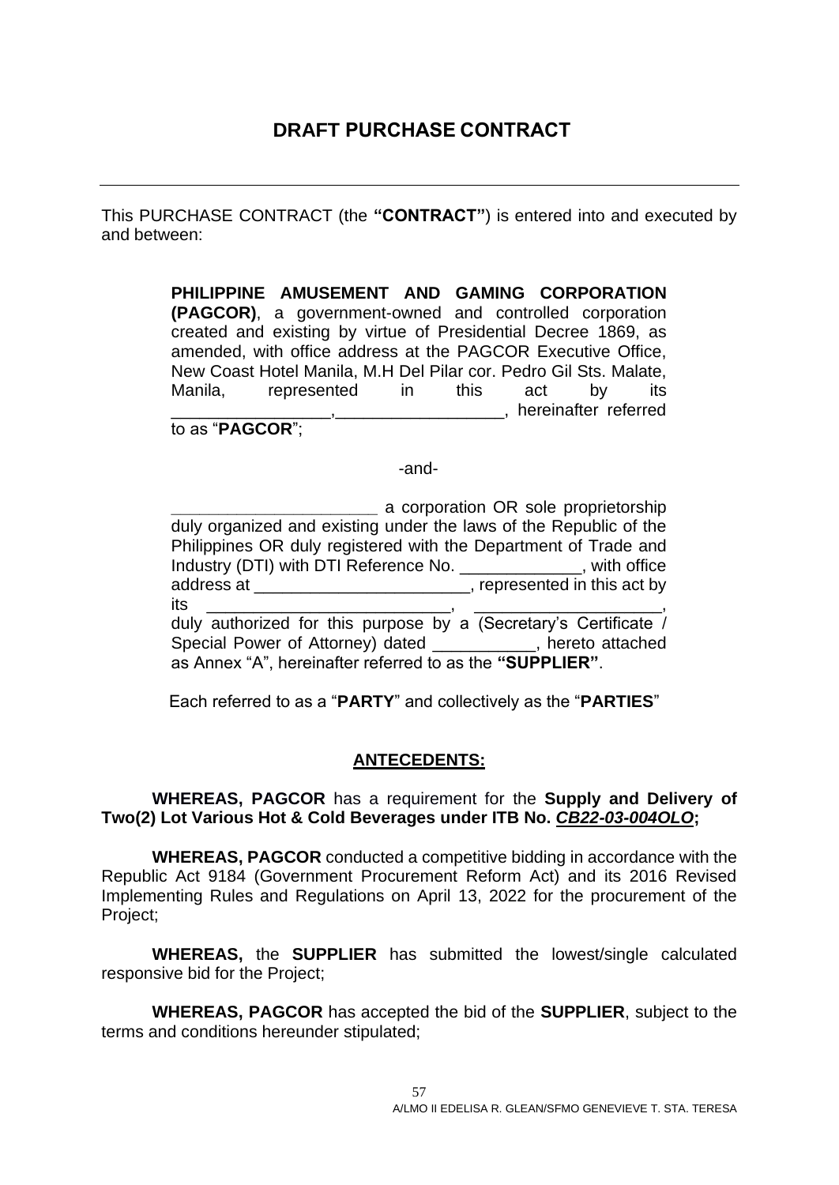# DRAFT PURCHASE CONTRACT

---

This PURCHASE CONTRACT (the **"CONTRACT"**) is entered into and executed by and between:

> **PHILIPPINE AMUSEMENT AND GAMING CORPORATION (PAGCOR)**, a government-owned and controlled corporation created and existing by virtue of Presidential Decree 1869, as amended, with office address at the PAGCOR Executive Office, New Coast Hotel Manila, M.H Del Pilar cor. Pedro Gil Sts. Malate, Manila, represented in this act by its _________________,_________________, hereinafter referred to as "**PAGCOR**";
>
> -and-
>
> _______________________ a corporation OR sole proprietorship duly organized and existing under the laws of the Republic of the Philippines OR duly registered with the Department of Trade and Industry (DTI) with DTI Reference No. _____________, with office address at _______________________, represented in this act by its ___________________________, ____________________, duly authorized for this purpose by a (Secretary's Certificate / Special Power of Attorney) dated ___________, hereto attached as Annex "A", hereinafter referred to as the **"SUPPLIER"**.

Each referred to as a "**PARTY**" and collectively as the "**PARTIES**"

## ANTECEDENTS:

**WHEREAS, PAGCOR** has a requirement for the **Supply and Delivery of Two(2) Lot Various Hot & Cold Beverages under ITB No. *CB22-03-004OLO*;**

**WHEREAS, PAGCOR** conducted a competitive bidding in accordance with the Republic Act 9184 (Government Procurement Reform Act) and its 2016 Revised Implementing Rules and Regulations on April 13, 2022 for the procurement of the Project;

**WHEREAS,** the **SUPPLIER** has submitted the lowest/single calculated responsive bid for the Project;

**WHEREAS, PAGCOR** has accepted the bid of the **SUPPLIER**, subject to the terms and conditions hereunder stipulated;

A/LMO II EDELISA R. GLEAN/SFMO GENEVIEVE T. STA. TERESA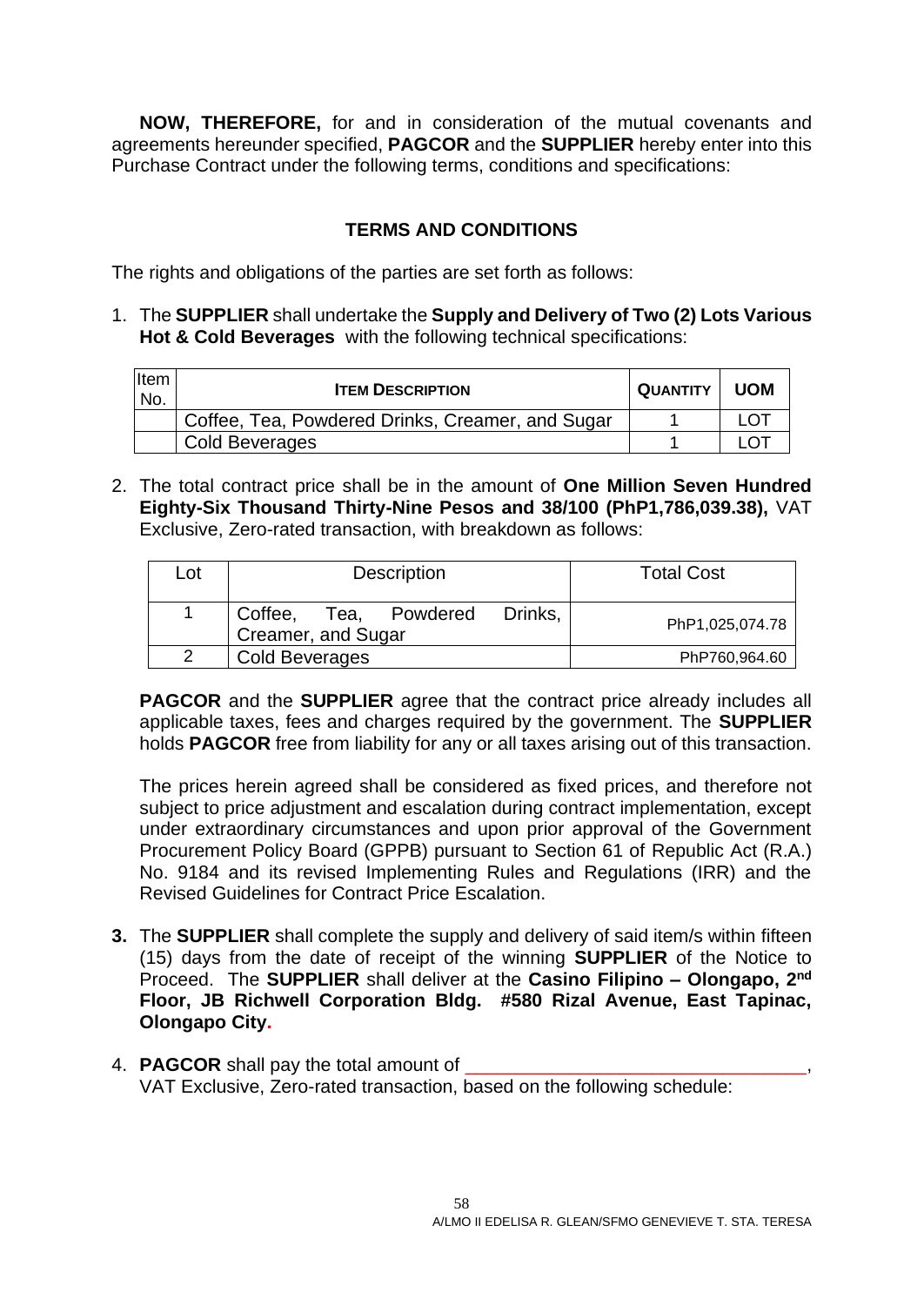**NOW, THEREFORE,** for and in consideration of the mutual covenants and agreements hereunder specified, **PAGCOR** and the **SUPPLIER** hereby enter into this Purchase Contract under the following terms, conditions and specifications:

## TERMS AND CONDITIONS

The rights and obligations of the parties are set forth as follows:

1. The **SUPPLIER** shall undertake the **Supply and Delivery of Two (2) Lots Various Hot & Cold Beverages** with the following technical specifications:

| Item No. | ITEM DESCRIPTION | QUANTITY | UOM |
|---|---|---|---|
| | Coffee, Tea, Powdered Drinks, Creamer, and Sugar | 1 | LOT |
| | Cold Beverages | 1 | LOT |

2. The total contract price shall be in the amount of **One Million Seven Hundred Eighty-Six Thousand Thirty-Nine Pesos and 38/100 (PhP1,786,039.38),** VAT Exclusive, Zero-rated transaction, with breakdown as follows:

| Lot | Description | Total Cost |
|---|---|---|
| 1 | Coffee, Tea, Powdered Drinks, Creamer, and Sugar | PhP1,025,074.78 |
| 2 | Cold Beverages | PhP760,964.60 |

   **PAGCOR** and the **SUPPLIER** agree that the contract price already includes all applicable taxes, fees and charges required by the government. The **SUPPLIER** holds **PAGCOR** free from liability for any or all taxes arising out of this transaction.

   The prices herein agreed shall be considered as fixed prices, and therefore not subject to price adjustment and escalation during contract implementation, except under extraordinary circumstances and upon prior approval of the Government Procurement Policy Board (GPPB) pursuant to Section 61 of Republic Act (R.A.) No. 9184 and its revised Implementing Rules and Regulations (IRR) and the Revised Guidelines for Contract Price Escalation.

3. The **SUPPLIER** shall complete the supply and delivery of said item/s within fifteen (15) days from the date of receipt of the winning **SUPPLIER** of the Notice to Proceed. The **SUPPLIER** shall deliver at the **Casino Filipino – Olongapo, 2nd Floor, JB Richwell Corporation Bldg. #580 Rizal Avenue, East Tapinac, Olongapo City.**

4. **PAGCOR** shall pay the total amount of \_\_\_\_\_\_\_\_\_\_\_\_\_\_\_\_\_\_\_\_\_\_\_\_\_\_\_\_\_\_\_\_\_, VAT Exclusive, Zero-rated transaction, based on the following schedule:

A/LMO II EDELISA R. GLEAN/SFMO GENEVIEVE T. STA. TERESA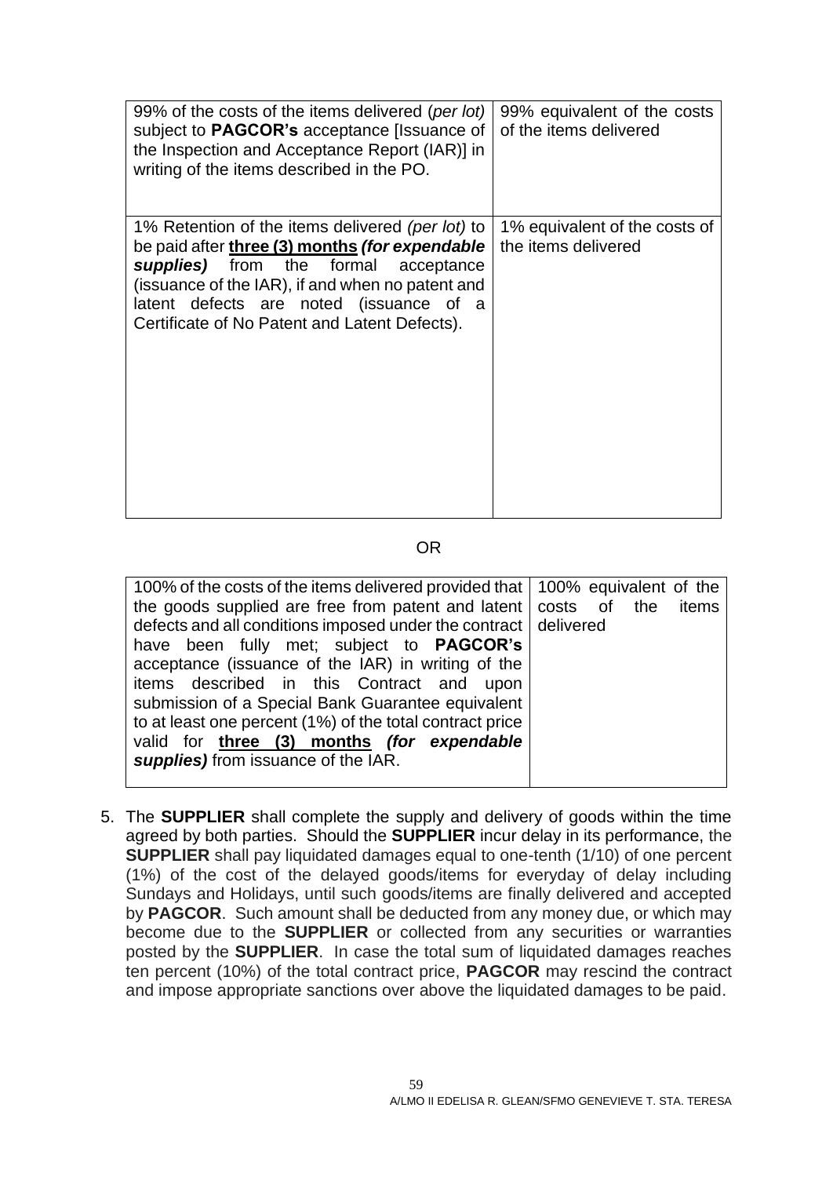| | |
|---|---|
| 99% of the costs of the items delivered (*per lot)* subject to **PAGCOR's** acceptance [Issuance of the Inspection and Acceptance Report (IAR)] in writing of the items described in the PO. | 99% equivalent of the costs of the items delivered |
| 1% Retention of the items delivered *(per lot)* to be paid after **three (3) months** ***(for expendable supplies)*** from the formal acceptance (issuance of the IAR), if and when no patent and latent defects are noted (issuance of a Certificate of No Patent and Latent Defects). | 1% equivalent of the costs of the items delivered |

OR

| | |
|---|---|
| 100% of the costs of the items delivered provided that the goods supplied are free from patent and latent defects and all conditions imposed under the contract have been fully met; subject to **PAGCOR's** acceptance (issuance of the IAR) in writing of the items described in this Contract and upon submission of a Special Bank Guarantee equivalent to at least one percent (1%) of the total contract price valid for **three (3) months** ***(for expendable supplies)*** from issuance of the IAR. | 100% equivalent of the costs of the items delivered |

5. The **SUPPLIER** shall complete the supply and delivery of goods within the time agreed by both parties. Should the **SUPPLIER** incur delay in its performance, the **SUPPLIER** shall pay liquidated damages equal to one-tenth (1/10) of one percent (1%) of the cost of the delayed goods/items for everyday of delay including Sundays and Holidays, until such goods/items are finally delivered and accepted by **PAGCOR**. Such amount shall be deducted from any money due, or which may become due to the **SUPPLIER** or collected from any securities or warranties posted by the **SUPPLIER**. In case the total sum of liquidated damages reaches ten percent (10%) of the total contract price, **PAGCOR** may rescind the contract and impose appropriate sanctions over above the liquidated damages to be paid.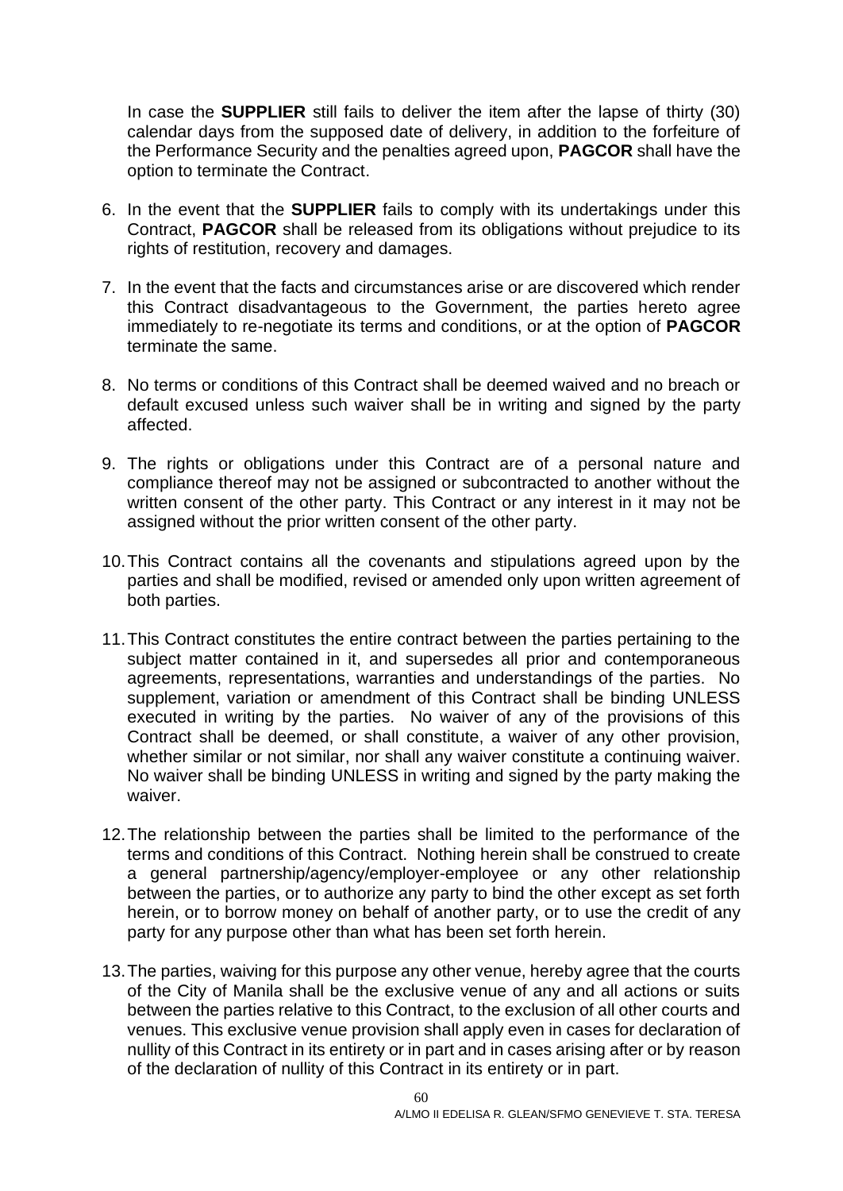In case the **SUPPLIER** still fails to deliver the item after the lapse of thirty (30) calendar days from the supposed date of delivery, in addition to the forfeiture of the Performance Security and the penalties agreed upon, **PAGCOR** shall have the option to terminate the Contract.

6. In the event that the **SUPPLIER** fails to comply with its undertakings under this Contract, **PAGCOR** shall be released from its obligations without prejudice to its rights of restitution, recovery and damages.

7. In the event that the facts and circumstances arise or are discovered which render this Contract disadvantageous to the Government, the parties hereto agree immediately to re-negotiate its terms and conditions, or at the option of **PAGCOR** terminate the same.

8. No terms or conditions of this Contract shall be deemed waived and no breach or default excused unless such waiver shall be in writing and signed by the party affected.

9. The rights or obligations under this Contract are of a personal nature and compliance thereof may not be assigned or subcontracted to another without the written consent of the other party. This Contract or any interest in it may not be assigned without the prior written consent of the other party.

10. This Contract contains all the covenants and stipulations agreed upon by the parties and shall be modified, revised or amended only upon written agreement of both parties.

11. This Contract constitutes the entire contract between the parties pertaining to the subject matter contained in it, and supersedes all prior and contemporaneous agreements, representations, warranties and understandings of the parties. No supplement, variation or amendment of this Contract shall be binding UNLESS executed in writing by the parties. No waiver of any of the provisions of this Contract shall be deemed, or shall constitute, a waiver of any other provision, whether similar or not similar, nor shall any waiver constitute a continuing waiver. No waiver shall be binding UNLESS in writing and signed by the party making the waiver.

12. The relationship between the parties shall be limited to the performance of the terms and conditions of this Contract. Nothing herein shall be construed to create a general partnership/agency/employer-employee or any other relationship between the parties, or to authorize any party to bind the other except as set forth herein, or to borrow money on behalf of another party, or to use the credit of any party for any purpose other than what has been set forth herein.

13. The parties, waiving for this purpose any other venue, hereby agree that the courts of the City of Manila shall be the exclusive venue of any and all actions or suits between the parties relative to this Contract, to the exclusion of all other courts and venues. This exclusive venue provision shall apply even in cases for declaration of nullity of this Contract in its entirety or in part and in cases arising after or by reason of the declaration of nullity of this Contract in its entirety or in part.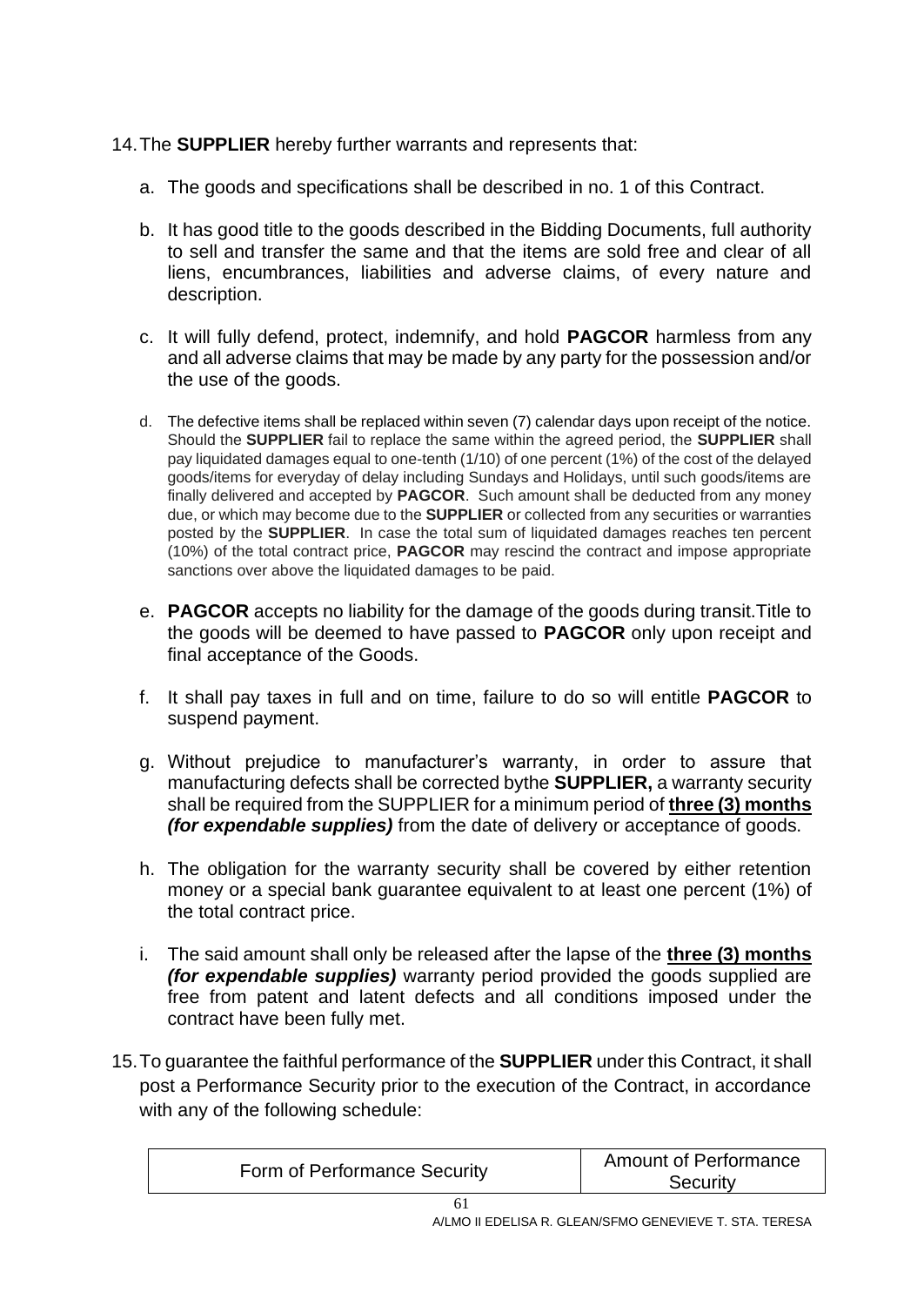14. The **SUPPLIER** hereby further warrants and represents that:

    a. The goods and specifications shall be described in no. 1 of this Contract.

    b. It has good title to the goods described in the Bidding Documents, full authority to sell and transfer the same and that the items are sold free and clear of all liens, encumbrances, liabilities and adverse claims, of every nature and description.

    c. It will fully defend, protect, indemnify, and hold **PAGCOR** harmless from any and all adverse claims that may be made by any party for the possession and/or the use of the goods.

    d. The defective items shall be replaced within seven (7) calendar days upon receipt of the notice. Should the **SUPPLIER** fail to replace the same within the agreed period, the **SUPPLIER** shall pay liquidated damages equal to one-tenth (1/10) of one percent (1%) of the cost of the delayed goods/items for everyday of delay including Sundays and Holidays, until such goods/items are finally delivered and accepted by **PAGCOR**. Such amount shall be deducted from any money due, or which may become due to the **SUPPLIER** or collected from any securities or warranties posted by the **SUPPLIER**. In case the total sum of liquidated damages reaches ten percent (10%) of the total contract price, **PAGCOR** may rescind the contract and impose appropriate sanctions over above the liquidated damages to be paid.

    e. **PAGCOR** accepts no liability for the damage of the goods during transit.Title to the goods will be deemed to have passed to **PAGCOR** only upon receipt and final acceptance of the Goods.

    f. It shall pay taxes in full and on time, failure to do so will entitle **PAGCOR** to suspend payment.

    g. Without prejudice to manufacturer's warranty, in order to assure that manufacturing defects shall be corrected bythe **SUPPLIER,** a warranty security shall be required from the SUPPLIER for a minimum period of **three (3) months** ***(for expendable supplies)*** from the date of delivery or acceptance of goods.

    h. The obligation for the warranty security shall be covered by either retention money or a special bank guarantee equivalent to at least one percent (1%) of the total contract price.

    i. The said amount shall only be released after the lapse of the **three (3) months** ***(for expendable supplies)*** warranty period provided the goods supplied are free from patent and latent defects and all conditions imposed under the contract have been fully met.

15. To guarantee the faithful performance of the **SUPPLIER** under this Contract, it shall post a Performance Security prior to the execution of the Contract, in accordance with any of the following schedule:

| Form of Performance Security | Amount of Performance Security |
|---|---|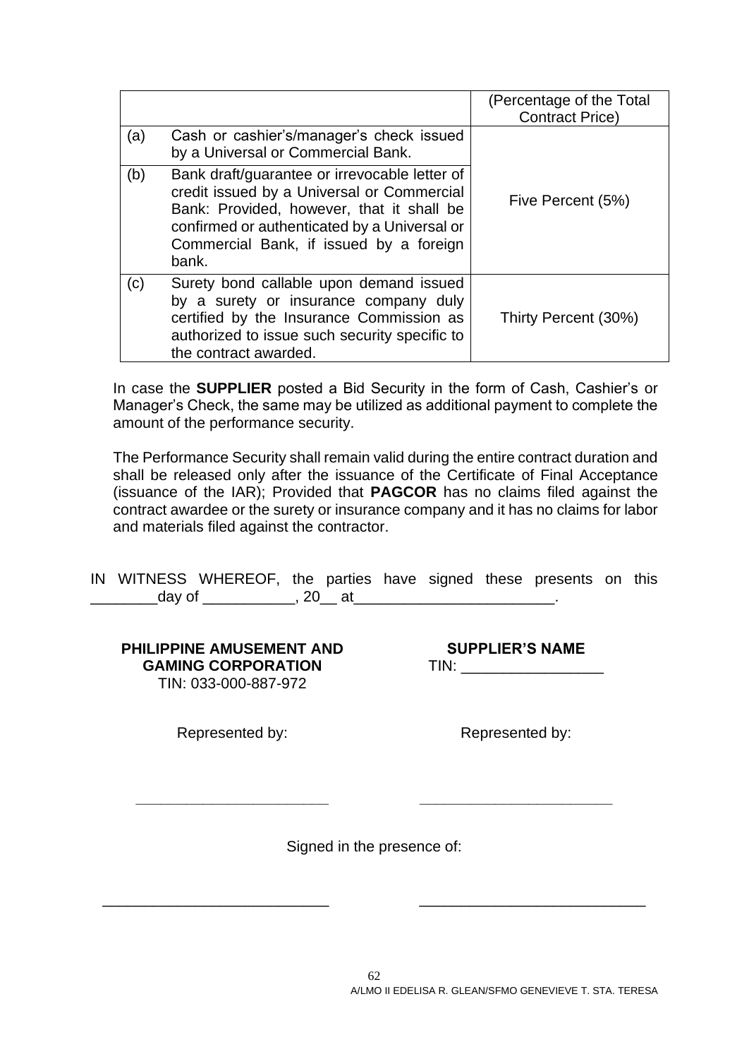| | | (Percentage of the Total Contract Price) |
|---|---|---|
| (a) | Cash or cashier's/manager's check issued by a Universal or Commercial Bank. | Five Percent (5%) |
| (b) | Bank draft/guarantee or irrevocable letter of credit issued by a Universal or Commercial Bank: Provided, however, that it shall be confirmed or authenticated by a Universal or Commercial Bank, if issued by a foreign bank. | |
| (c) | Surety bond callable upon demand issued by a surety or insurance company duly certified by the Insurance Commission as authorized to issue such security specific to the contract awarded. | Thirty Percent (30%) |

In case the **SUPPLIER** posted a Bid Security in the form of Cash, Cashier's or Manager's Check, the same may be utilized as additional payment to complete the amount of the performance security.

The Performance Security shall remain valid during the entire contract duration and shall be released only after the issuance of the Certificate of Final Acceptance (issuance of the IAR); Provided that **PAGCOR** has no claims filed against the contract awardee or the surety or insurance company and it has no claims for labor and materials filed against the contractor.

IN WITNESS WHEREOF, the parties have signed these presents on this ________day of ___________, 20__ at________________________.

**PHILIPPINE AMUSEMENT AND GAMING CORPORATION**
TIN: 033-000-887-972

Represented by:

_______________________

**SUPPLIER'S NAME**
TIN: _________________

Represented by:

_______________________

Signed in the presence of:

___________________________ ___________________________

A/LMO II EDELISA R. GLEAN/SFMO GENEVIEVE T. STA. TERESA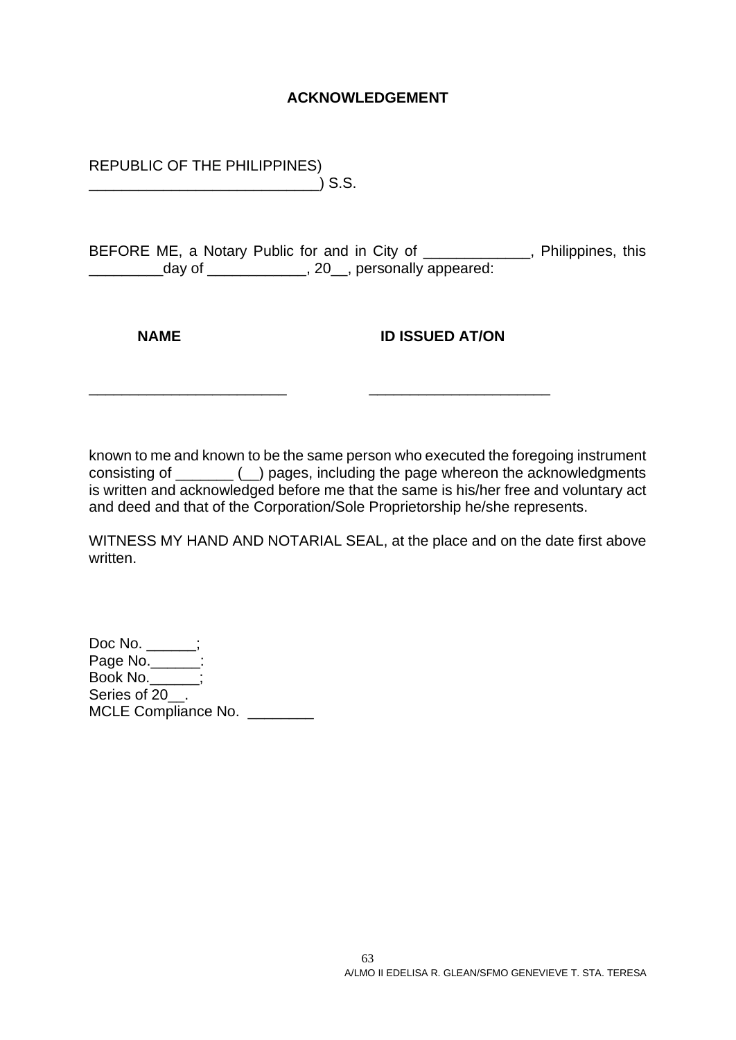**ACKNOWLEDGEMENT**

REPUBLIC OF THE PHILIPPINES)
____________________________) S.S.

BEFORE ME, a Notary Public for and in City of _____________, Philippines, this _________day of ____________, 20__, personally appeared:

| **NAME** | **ID ISSUED AT/ON** |
|---|---|
| ________________________ | ______________________ |

known to me and known to be the same person who executed the foregoing instrument consisting of _______ (__) pages, including the page whereon the acknowledgments is written and acknowledged before me that the same is his/her free and voluntary act and deed and that of the Corporation/Sole Proprietorship he/she represents.

WITNESS MY HAND AND NOTARIAL SEAL, at the place and on the date first above written.

Doc No. ______;
Page No.______:
Book No.______;
Series of 20__.
MCLE Compliance No. ________

A/LMO II EDELISA R. GLEAN/SFMO GENEVIEVE T. STA. TERESA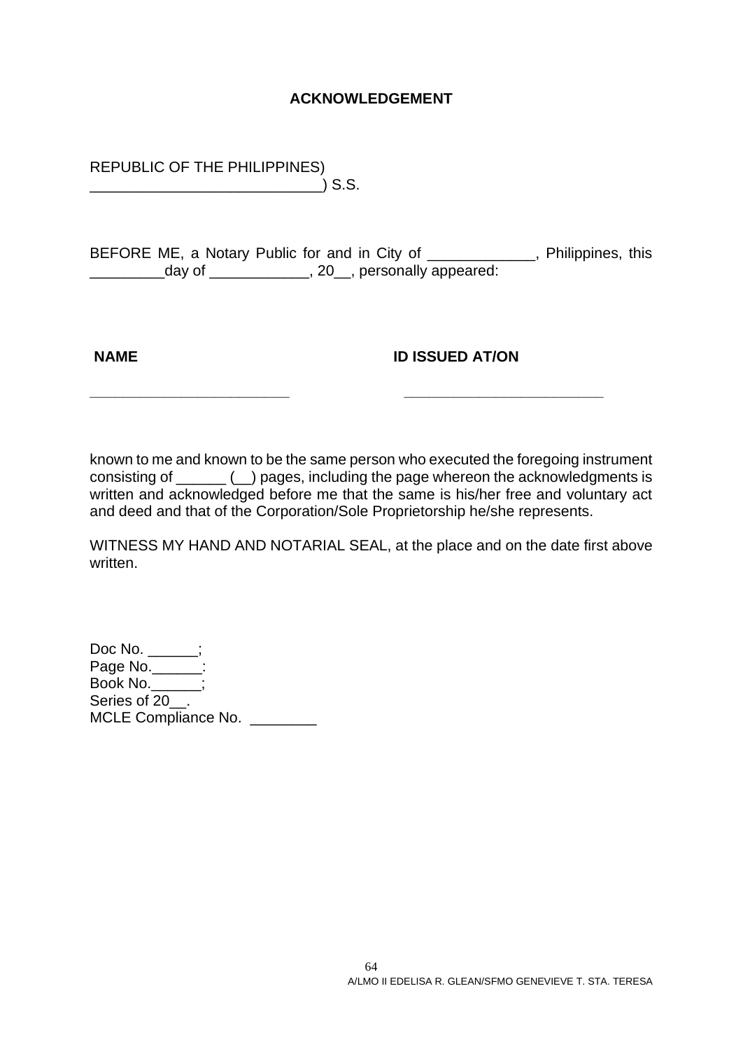## ACKNOWLEDGEMENT

REPUBLIC OF THE PHILIPPINES)
____________________________) S.S.

BEFORE ME, a Notary Public for and in City of _____________, Philippines, this _________day of ____________, 20__, personally appeared:

| NAME | ID ISSUED AT/ON |
| --- | --- |
| _________________________ | _________________________ |

known to me and known to be the same person who executed the foregoing instrument consisting of ______ (__) pages, including the page whereon the acknowledgments is written and acknowledged before me that the same is his/her free and voluntary act and deed and that of the Corporation/Sole Proprietorship he/she represents.

WITNESS MY HAND AND NOTARIAL SEAL, at the place and on the date first above written.

Doc No. ______;
Page No.______:
Book No.______;
Series of 20__.
MCLE Compliance No. ________

A/LMO II EDELISA R. GLEAN/SFMO GENEVIEVE T. STA. TERESA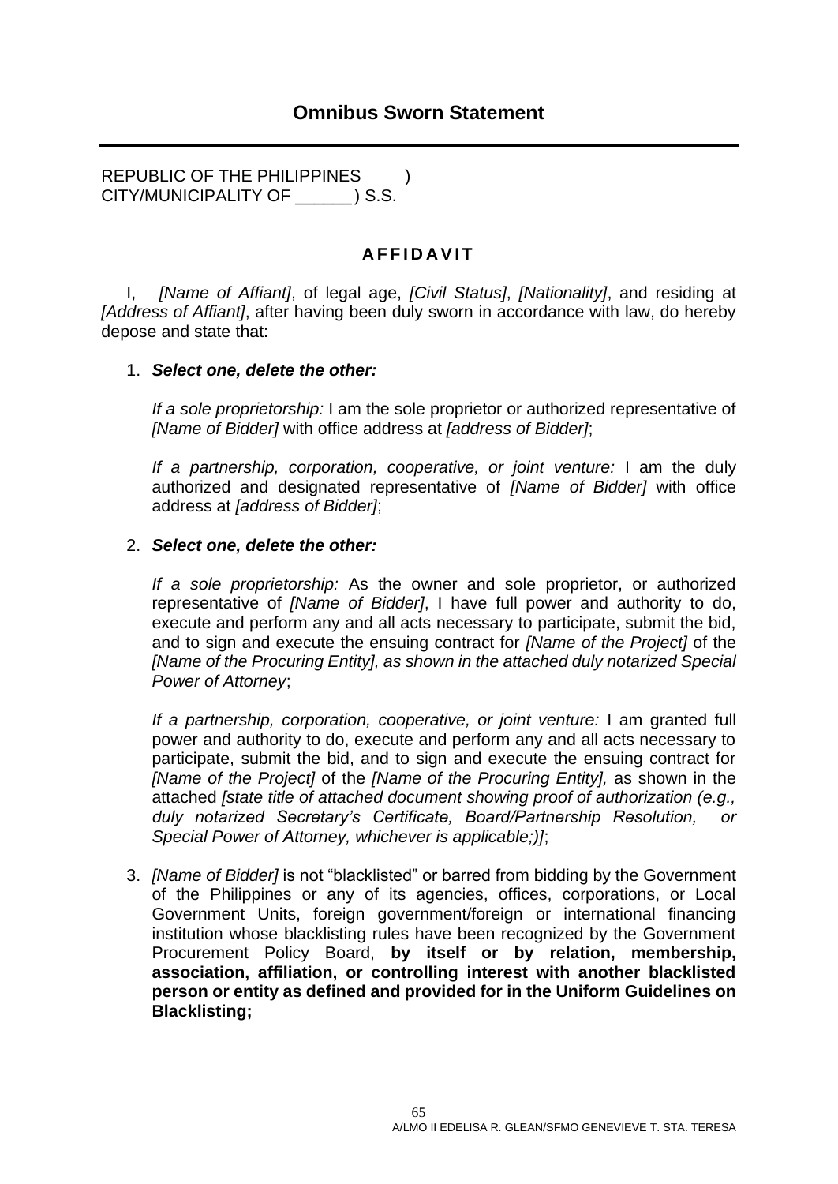## Omnibus Sworn Statement

---

REPUBLIC OF THE PHILIPPINES )
CITY/MUNICIPALITY OF ______ ) S.S.

**A F F I D A V I T**

I, *[Name of Affiant]*, of legal age, *[Civil Status]*, *[Nationality]*, and residing at *[Address of Affiant]*, after having been duly sworn in accordance with law, do hereby depose and state that:

1. ***Select one, delete the other:***

   *If a sole proprietorship:* I am the sole proprietor or authorized representative of *[Name of Bidder]* with office address at *[address of Bidder]*;

   *If a partnership, corporation, cooperative, or joint venture:* I am the duly authorized and designated representative of *[Name of Bidder]* with office address at *[address of Bidder]*;

2. ***Select one, delete the other:***

   *If a sole proprietorship:* As the owner and sole proprietor, or authorized representative of *[Name of Bidder]*, I have full power and authority to do, execute and perform any and all acts necessary to participate, submit the bid, and to sign and execute the ensuing contract for *[Name of the Project]* of the *[Name of the Procuring Entity], as shown in the attached duly notarized Special Power of Attorney*;

   *If a partnership, corporation, cooperative, or joint venture:* I am granted full power and authority to do, execute and perform any and all acts necessary to participate, submit the bid, and to sign and execute the ensuing contract for *[Name of the Project]* of the *[Name of the Procuring Entity],* as shown in the attached *[state title of attached document showing proof of authorization (e.g., duly notarized Secretary's Certificate, Board/Partnership Resolution, or Special Power of Attorney, whichever is applicable;)]*;

3. *[Name of Bidder]* is not "blacklisted" or barred from bidding by the Government of the Philippines or any of its agencies, offices, corporations, or Local Government Units, foreign government/foreign or international financing institution whose blacklisting rules have been recognized by the Government Procurement Policy Board, **by itself or by relation, membership, association, affiliation, or controlling interest with another blacklisted person or entity as defined and provided for in the Uniform Guidelines on Blacklisting;**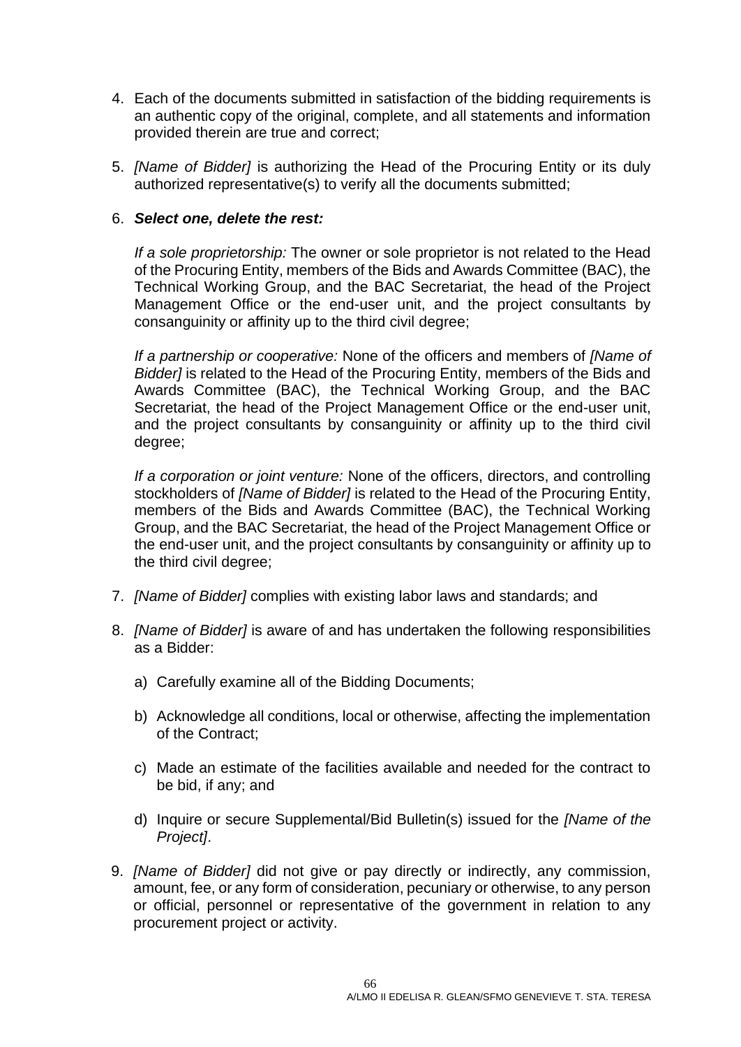4. Each of the documents submitted in satisfaction of the bidding requirements is an authentic copy of the original, complete, and all statements and information provided therein are true and correct;

5. *[Name of Bidder]* is authorizing the Head of the Procuring Entity or its duly authorized representative(s) to verify all the documents submitted;

6. ***Select one, delete the rest:***

   *If a sole proprietorship:* The owner or sole proprietor is not related to the Head of the Procuring Entity, members of the Bids and Awards Committee (BAC), the Technical Working Group, and the BAC Secretariat, the head of the Project Management Office or the end-user unit, and the project consultants by consanguinity or affinity up to the third civil degree;

   *If a partnership or cooperative:* None of the officers and members of *[Name of Bidder]* is related to the Head of the Procuring Entity, members of the Bids and Awards Committee (BAC), the Technical Working Group, and the BAC Secretariat, the head of the Project Management Office or the end-user unit, and the project consultants by consanguinity or affinity up to the third civil degree;

   *If a corporation or joint venture:* None of the officers, directors, and controlling stockholders of *[Name of Bidder]* is related to the Head of the Procuring Entity, members of the Bids and Awards Committee (BAC), the Technical Working Group, and the BAC Secretariat, the head of the Project Management Office or the end-user unit, and the project consultants by consanguinity or affinity up to the third civil degree;

7. *[Name of Bidder]* complies with existing labor laws and standards; and

8. *[Name of Bidder]* is aware of and has undertaken the following responsibilities as a Bidder:

   a) Carefully examine all of the Bidding Documents;

   b) Acknowledge all conditions, local or otherwise, affecting the implementation of the Contract;

   c) Made an estimate of the facilities available and needed for the contract to be bid, if any; and

   d) Inquire or secure Supplemental/Bid Bulletin(s) issued for the *[Name of the Project]*.

9. *[Name of Bidder]* did not give or pay directly or indirectly, any commission, amount, fee, or any form of consideration, pecuniary or otherwise, to any person or official, personnel or representative of the government in relation to any procurement project or activity.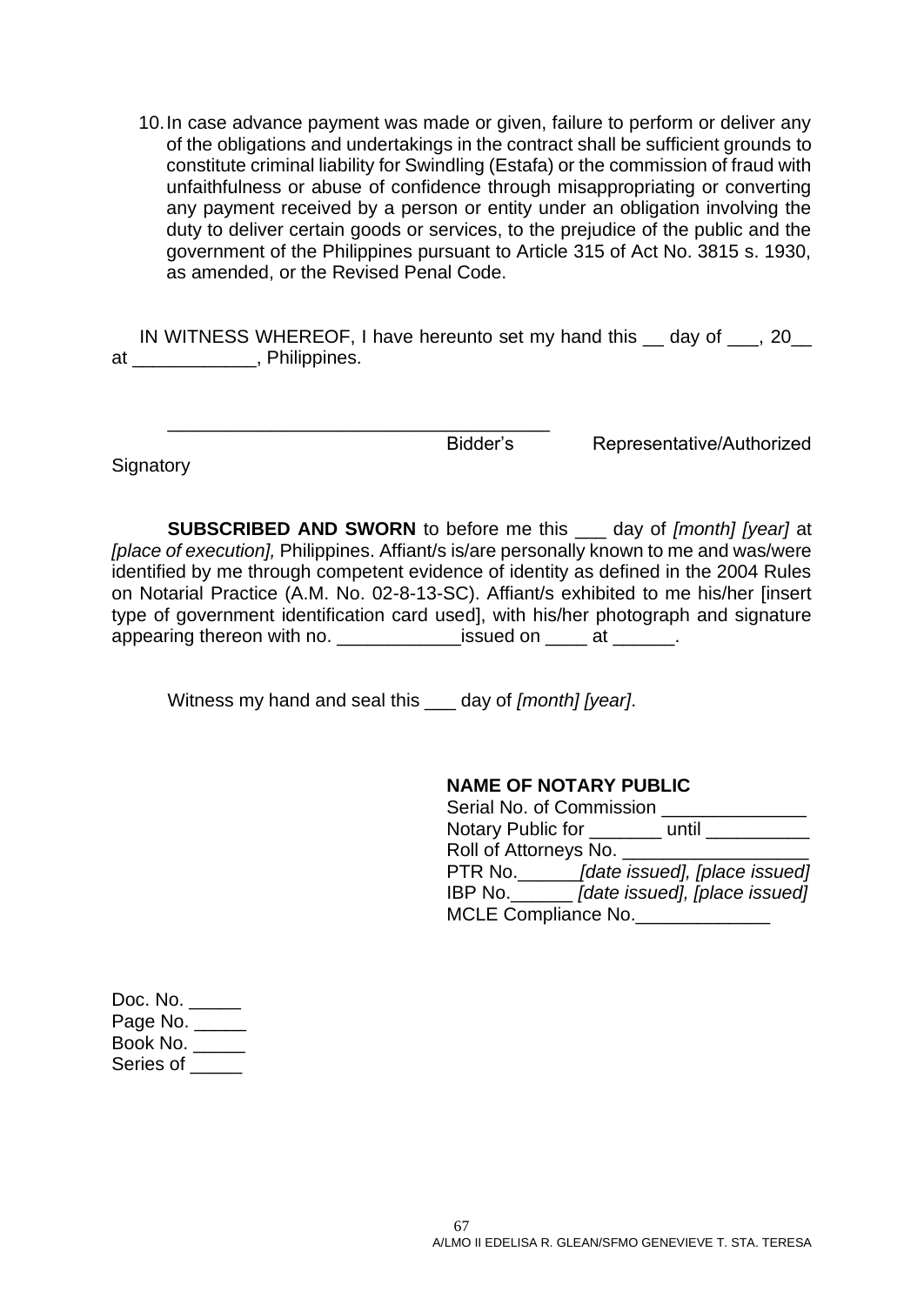10. In case advance payment was made or given, failure to perform or deliver any of the obligations and undertakings in the contract shall be sufficient grounds to constitute criminal liability for Swindling (Estafa) or the commission of fraud with unfaithfulness or abuse of confidence through misappropriating or converting any payment received by a person or entity under an obligation involving the duty to deliver certain goods or services, to the prejudice of the public and the government of the Philippines pursuant to Article 315 of Act No. 3815 s. 1930, as amended, or the Revised Penal Code.

IN WITNESS WHEREOF, I have hereunto set my hand this __ day of ___, 20__ at ____________, Philippines.

_____________________________________
Bidder's Representative/Authorized Signatory

**SUBSCRIBED AND SWORN** to before me this ___ day of *[month] [year]* at *[place of execution],* Philippines. Affiant/s is/are personally known to me and was/were identified by me through competent evidence of identity as defined in the 2004 Rules on Notarial Practice (A.M. No. 02-8-13-SC). Affiant/s exhibited to me his/her [insert type of government identification card used], with his/her photograph and signature appearing thereon with no. ____________issued on ____ at ______.

Witness my hand and seal this ___ day of *[month] [year]*.

**NAME OF NOTARY PUBLIC**
Serial No. of Commission ______________
Notary Public for _______ until __________
Roll of Attorneys No. __________________
PTR No.______*[date issued], [place issued]*
IBP No.______ *[date issued], [place issued]*
MCLE Compliance No._____________

Doc. No. _____
Page No. _____
Book No. _____
Series of _____

A/LMO II EDELISA R. GLEAN/SFMO GENEVIEVE T. STA. TERESA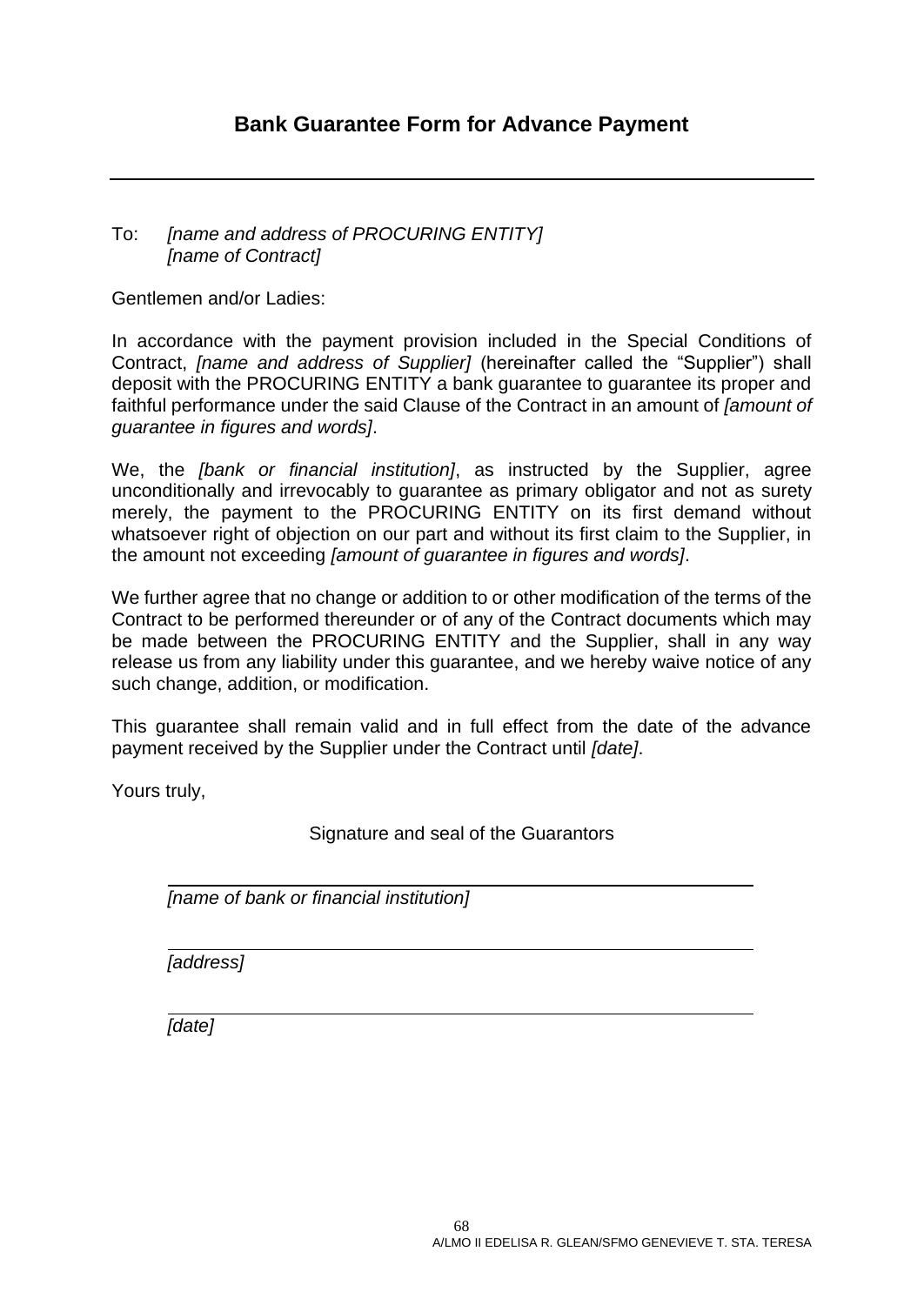# Bank Guarantee Form for Advance Payment

To: *[name and address of PROCURING ENTITY]*
*[name of Contract]*

Gentlemen and/or Ladies:

In accordance with the payment provision included in the Special Conditions of Contract, *[name and address of Supplier]* (hereinafter called the "Supplier") shall deposit with the PROCURING ENTITY a bank guarantee to guarantee its proper and faithful performance under the said Clause of the Contract in an amount of *[amount of guarantee in figures and words]*.

We, the *[bank or financial institution]*, as instructed by the Supplier, agree unconditionally and irrevocably to guarantee as primary obligator and not as surety merely, the payment to the PROCURING ENTITY on its first demand without whatsoever right of objection on our part and without its first claim to the Supplier, in the amount not exceeding *[amount of guarantee in figures and words]*.

We further agree that no change or addition to or other modification of the terms of the Contract to be performed thereunder or of any of the Contract documents which may be made between the PROCURING ENTITY and the Supplier, shall in any way release us from any liability under this guarantee, and we hereby waive notice of any such change, addition, or modification.

This guarantee shall remain valid and in full effect from the date of the advance payment received by the Supplier under the Contract until *[date]*.

Yours truly,

Signature and seal of the Guarantors

___________________________________
*[name of bank or financial institution]*

___________________________________
*[address]*

___________________________________
*[date]*

A/LMO II EDELISA R. GLEAN/SFMO GENEVIEVE T. STA. TERESA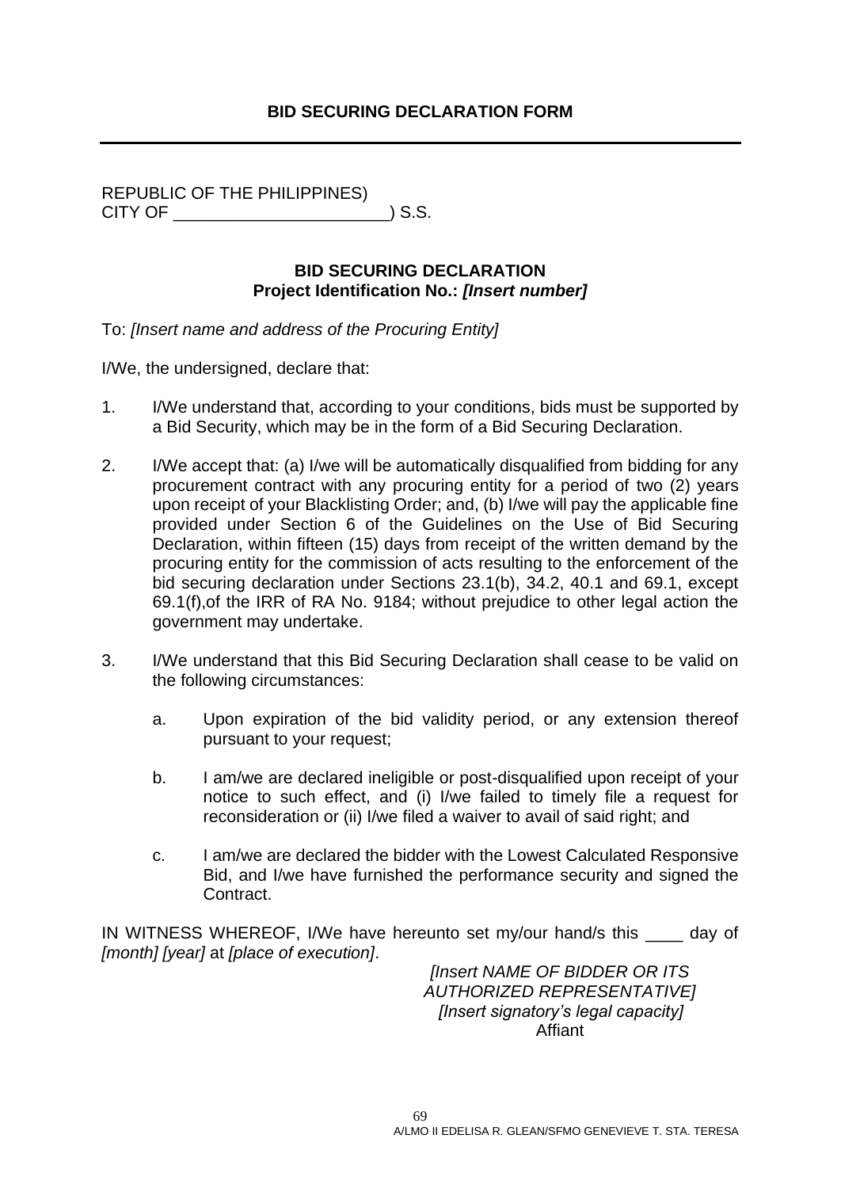## BID SECURING DECLARATION FORM

---

REPUBLIC OF THE PHILIPPINES)
CITY OF _______________________) S.S.

**BID SECURING DECLARATION**
**Project Identification No.:** ***[Insert number]***

To: *[Insert name and address of the Procuring Entity]*

I/We, the undersigned, declare that:

1. I/We understand that, according to your conditions, bids must be supported by a Bid Security, which may be in the form of a Bid Securing Declaration.

2. I/We accept that: (a) I/we will be automatically disqualified from bidding for any procurement contract with any procuring entity for a period of two (2) years upon receipt of your Blacklisting Order; and, (b) I/we will pay the applicable fine provided under Section 6 of the Guidelines on the Use of Bid Securing Declaration, within fifteen (15) days from receipt of the written demand by the procuring entity for the commission of acts resulting to the enforcement of the bid securing declaration under Sections 23.1(b), 34.2, 40.1 and 69.1, except 69.1(f),of the IRR of RA No. 9184; without prejudice to other legal action the government may undertake.

3. I/We understand that this Bid Securing Declaration shall cease to be valid on the following circumstances:

   a. Upon expiration of the bid validity period, or any extension thereof pursuant to your request;

   b. I am/we are declared ineligible or post-disqualified upon receipt of your notice to such effect, and (i) I/we failed to timely file a request for reconsideration or (ii) I/we filed a waiver to avail of said right; and

   c. I am/we are declared the bidder with the Lowest Calculated Responsive Bid, and I/we have furnished the performance security and signed the Contract.

IN WITNESS WHEREOF, I/We have hereunto set my/our hand/s this ____ day of *[month] [year]* at *[place of execution]*.

*[Insert NAME OF BIDDER OR ITS AUTHORIZED REPRESENTATIVE]*
*[Insert signatory's legal capacity]*
Affiant

A/LMO II EDELISA R. GLEAN/SFMO GENEVIEVE T. STA. TERESA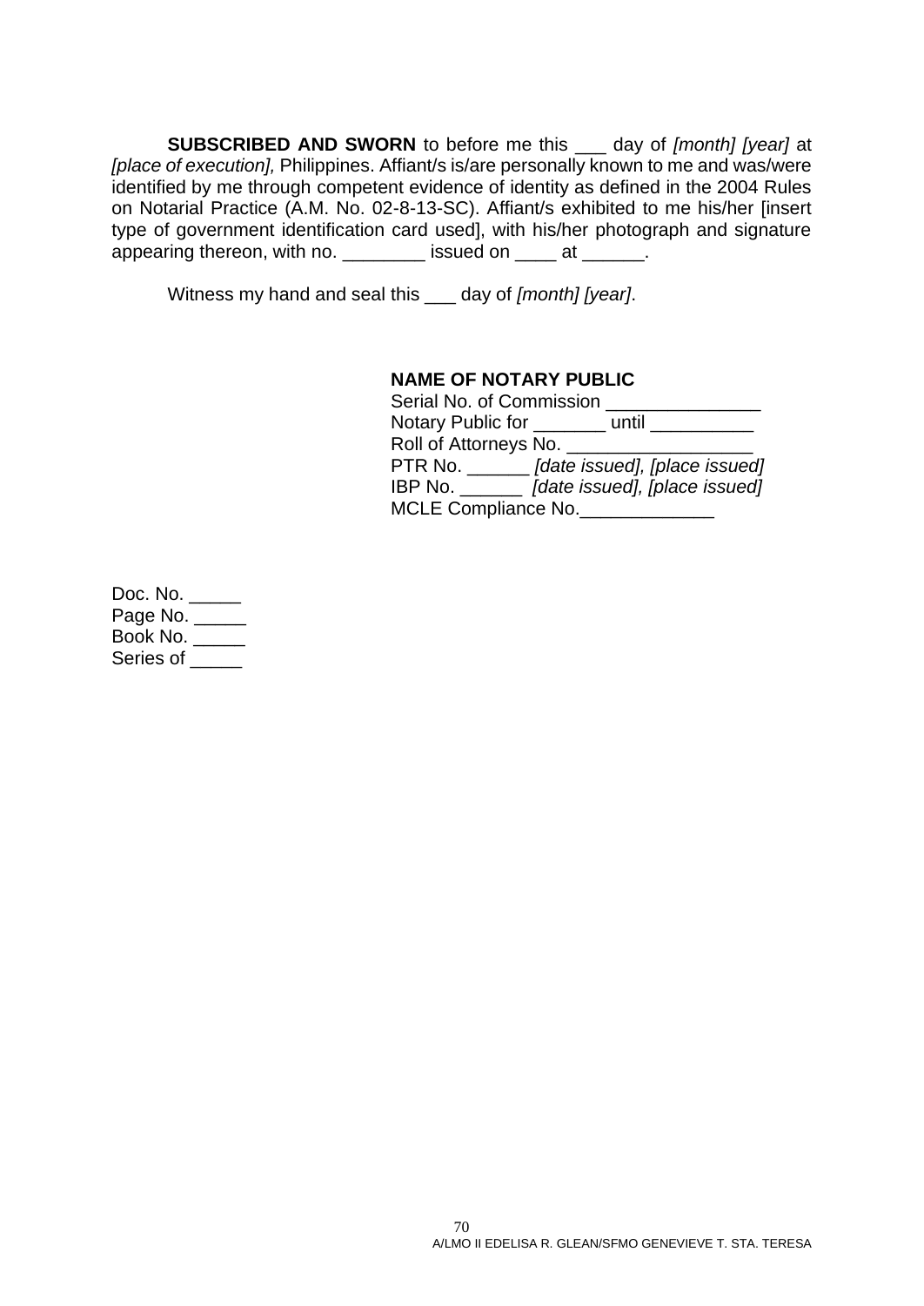**SUBSCRIBED AND SWORN** to before me this ___ day of *[month] [year]* at *[place of execution],* Philippines. Affiant/s is/are personally known to me and was/were identified by me through competent evidence of identity as defined in the 2004 Rules on Notarial Practice (A.M. No. 02-8-13-SC). Affiant/s exhibited to me his/her [insert type of government identification card used], with his/her photograph and signature appearing thereon, with no. ________ issued on ____ at ______.

Witness my hand and seal this ___ day of *[month] [year]*.

**NAME OF NOTARY PUBLIC**
Serial No. of Commission _______________
Notary Public for _______ until __________
Roll of Attorneys No. __________________
PTR No. ______ *[date issued], [place issued]*
IBP No. ______ *[date issued], [place issued]*
MCLE Compliance No._____________

Doc. No. _____
Page No. _____
Book No. _____
Series of _____

A/LMO II EDELISA R. GLEAN/SFMO GENEVIEVE T. STA. TERESA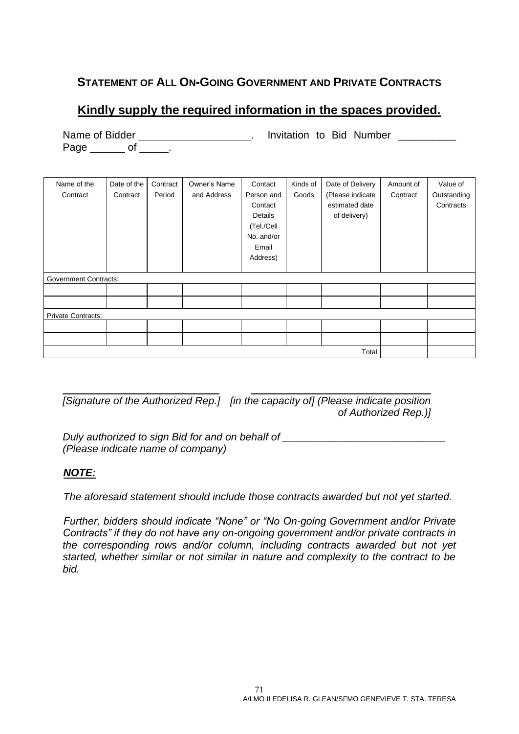## STATEMENT OF ALL ON-GOING GOVERNMENT AND PRIVATE CONTRACTS

**Kindly supply the required information in the spaces provided.**

Name of Bidder ____________________. Invitation to Bid Number __________
Page ______ of _____.

| Name of the Contract | Date of the Contract | Contract Period | Owner's Name and Address | Contact Person and Contact Details (Tel./Cell No. and/or Email Address) | Kinds of Goods | Date of Delivery (Please indicate estimated date of delivery) | Amount of Contract | Value of Outstanding Contracts |
|---|---|---|---|---|---|---|---|---|
| Government Contracts: | | | | | | | | |
| | | | | | | | | |
| | | | | | | | | |
| Private Contracts: | | | | | | | | |
| | | | | | | | | |
| | | | | | | | | |
| | | | | | | Total | | |

_____________________________ _____________________________
*[Signature of the Authorized Rep.] [in the capacity of] (Please indicate position of Authorized Rep.)]*

*Duly authorized to sign Bid for and on behalf of _____________________________*
*(Please indicate name of company)*

***NOTE:***

*The aforesaid statement should include those contracts awarded but not yet started.*

*Further, bidders should indicate "None" or "No On-going Government and/or Private Contracts" if they do not have any on-ongoing government and/or private contracts in the corresponding rows and/or column, including contracts awarded but not yet started, whether similar or not similar in nature and complexity to the contract to be bid.*

A/LMO II EDELISA R. GLEAN/SFMO GENEVIEVE T. STA. TERESA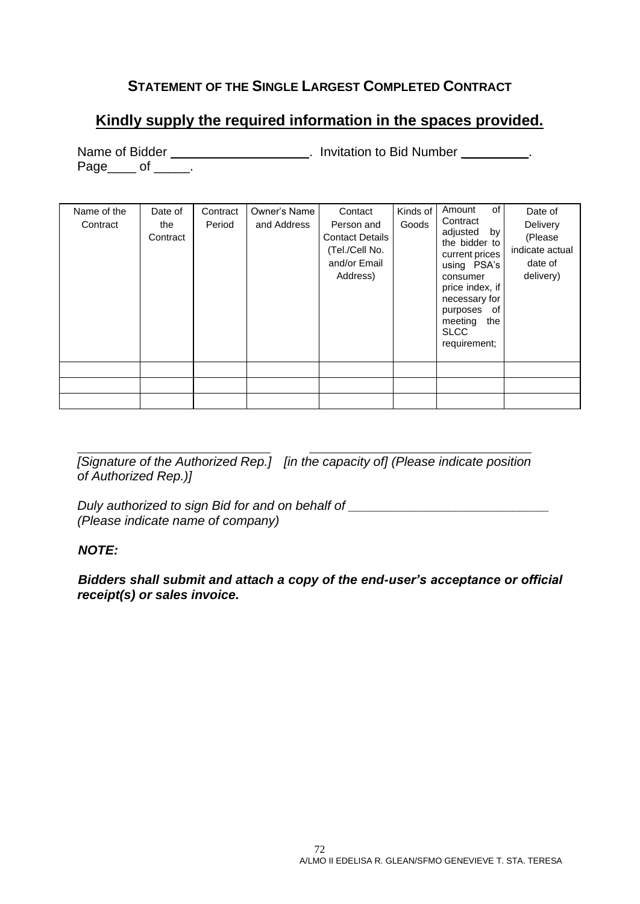## STATEMENT OF THE SINGLE LARGEST COMPLETED CONTRACT

**Kindly supply the required information in the spaces provided.**

Name of Bidder ___________________. Invitation to Bid Number _________.
Page____ of _____.

| Name of the Contract | Date of the Contract | Contract Period | Owner's Name and Address | Contact Person and Contact Details (Tel./Cell No. and/or Email Address) | Kinds of Goods | Amount of Contract adjusted by the bidder to current prices using PSA's consumer price index, if necessary for purposes of meeting the SLCC requirement; | Date of Delivery (Please indicate actual date of delivery) |
|---|---|---|---|---|---|---|---|
| | | | | | | | |
| | | | | | | | |
| | | | | | | | |

_____________________________ _________________________________
*[Signature of the Authorized Rep.] [in the capacity of] (Please indicate position of Authorized Rep.)]*

*Duly authorized to sign Bid for and on behalf of ____________________________*
*(Please indicate name of company)*

***NOTE:***

***Bidders shall submit and attach a copy of the end-user's acceptance or official receipt(s) or sales invoice.***

A/LMO II EDELISA R. GLEAN/SFMO GENEVIEVE T. STA. TERESA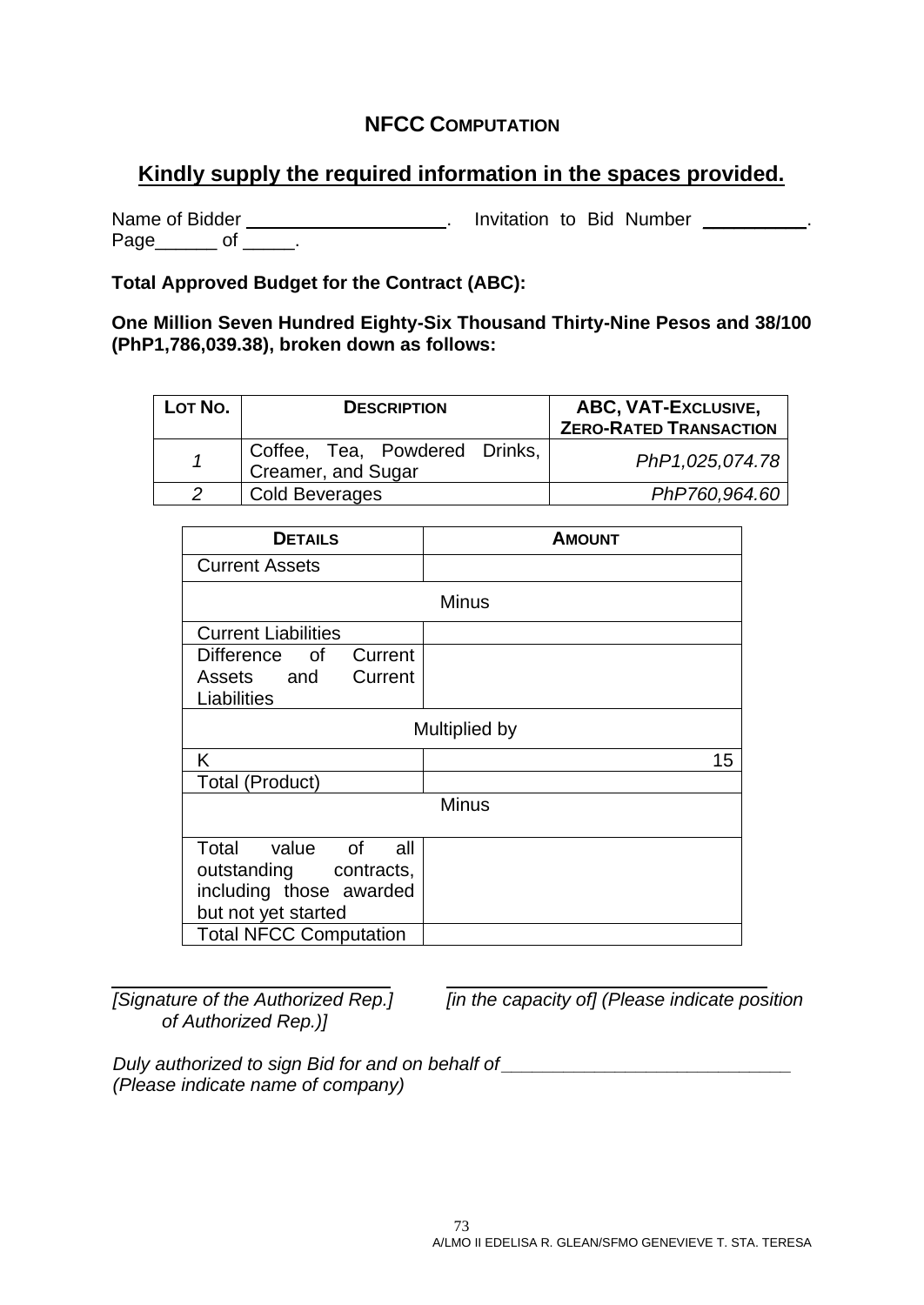## NFCC COMPUTATION

**Kindly supply the required information in the spaces provided.**

Name of Bidder \_\_\_\_\_\_\_\_\_\_\_\_\_\_\_\_\_\_\_\_. Invitation to Bid Number \_\_\_\_\_\_\_\_\_\_. Page\_\_\_\_\_\_ of \_\_\_\_\_.

**Total Approved Budget for the Contract (ABC):**

**One Million Seven Hundred Eighty-Six Thousand Thirty-Nine Pesos and 38/100 (PhP1,786,039.38), broken down as follows:**

| LOT NO. | DESCRIPTION | ABC, VAT-EXCLUSIVE, ZERO-RATED TRANSACTION |
|---|---|---|
| *1* | Coffee, Tea, Powdered Drinks, Creamer, and Sugar | *PhP1,025,074.78* |
| *2* | Cold Beverages | *PhP760,964.60* |

| DETAILS | AMOUNT |
|---|---|
| Current Assets | |
| Minus | |
| Current Liabilities | |
| Difference of Current Assets and Current Liabilities | |
| Multiplied by | |
| K | 15 |
| Total (Product) | |
| Minus | |
| Total value of all outstanding contracts, including those awarded but not yet started | |
| Total NFCC Computation | |

\_\_\_\_\_\_\_\_\_\_\_\_\_\_\_\_\_\_\_\_\_\_\_\_\_\_\_\_ &nbsp;&nbsp;&nbsp;&nbsp; \_\_\_\_\_\_\_\_\_\_\_\_\_\_\_\_\_\_\_\_\_\_\_\_\_\_\_\_\_\_\_\_

*[Signature of the Authorized Rep.]* &nbsp;&nbsp;&nbsp;&nbsp; *[in the capacity of] (Please indicate position of Authorized Rep.)]*

*Duly authorized to sign Bid for and on behalf of* \_\_\_\_\_\_\_\_\_\_\_\_\_\_\_\_\_\_\_\_\_\_\_\_\_\_\_\_\_\_
*(Please indicate name of company)*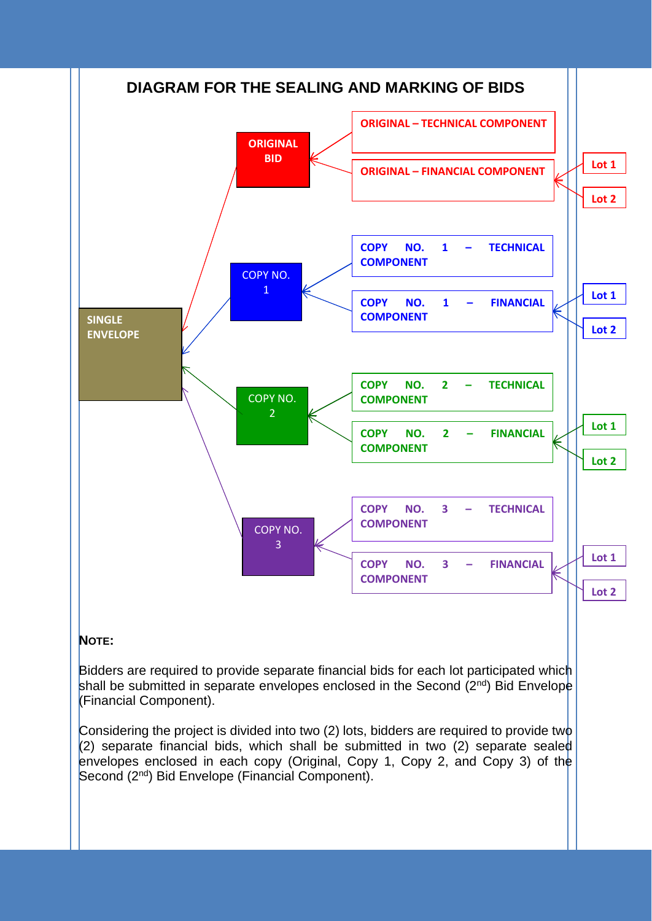## DIAGRAM FOR THE SEALING AND MARKING OF BIDS

SINGLE ENVELOPE

ORIGINAL BID

ORIGINAL – TECHNICAL COMPONENT

ORIGINAL – FINANCIAL COMPONENT

Lot 1

Lot 2

COPY NO. 1

COPY NO. 1 – TECHNICAL COMPONENT

COPY NO. 1 – FINANCIAL COMPONENT

Lot 1

Lot 2

COPY NO. 2

COPY NO. 2 – TECHNICAL COMPONENT

COPY NO. 2 – FINANCIAL COMPONENT

Lot 1

Lot 2

COPY NO. 3

COPY NO. 3 – TECHNICAL COMPONENT

COPY NO. 3 – FINANCIAL COMPONENT

Lot 1

Lot 2

**NOTE:**

Bidders are required to provide separate financial bids for each lot participated which shall be submitted in separate envelopes enclosed in the Second (2nd) Bid Envelope (Financial Component).

Considering the project is divided into two (2) lots, bidders are required to provide two (2) separate financial bids, which shall be submitted in two (2) separate sealed envelopes enclosed in each copy (Original, Copy 1, Copy 2, and Copy 3) of the Second (2nd) Bid Envelope (Financial Component).